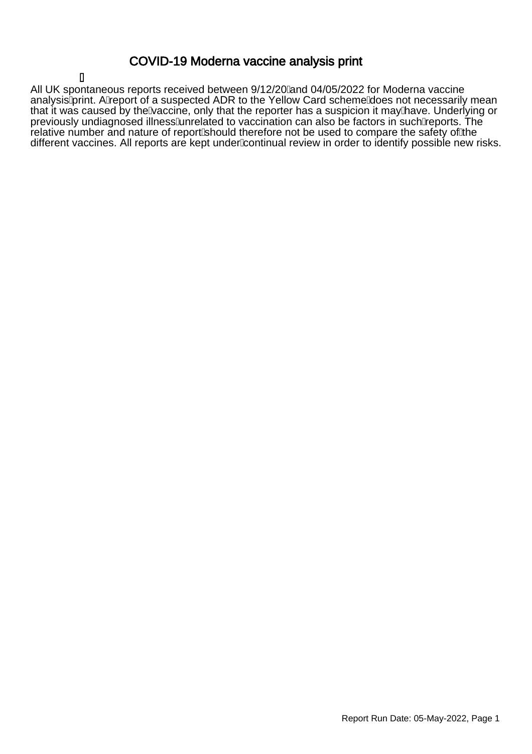# COVID-19 Moderna vaccine analysis print

All UK spontaneous reports received between 9/12/20 and 04/05/2022 for Moderna vaccine analysis print. A report of a suspected ADR to the Yellow Card scheme does not necessarily mean that it was caused by the vaccine, only that the reporter has a suspicion it may have. Underlying or previously undiagnosed illness unrelated to vaccination can also be factors in such reports. The relative number and nature of report should therefore not be used to compare the safety of the different vaccines. All reports are kept under continual review in order to identify possible new risks.

Report Run Date: 05-May-2022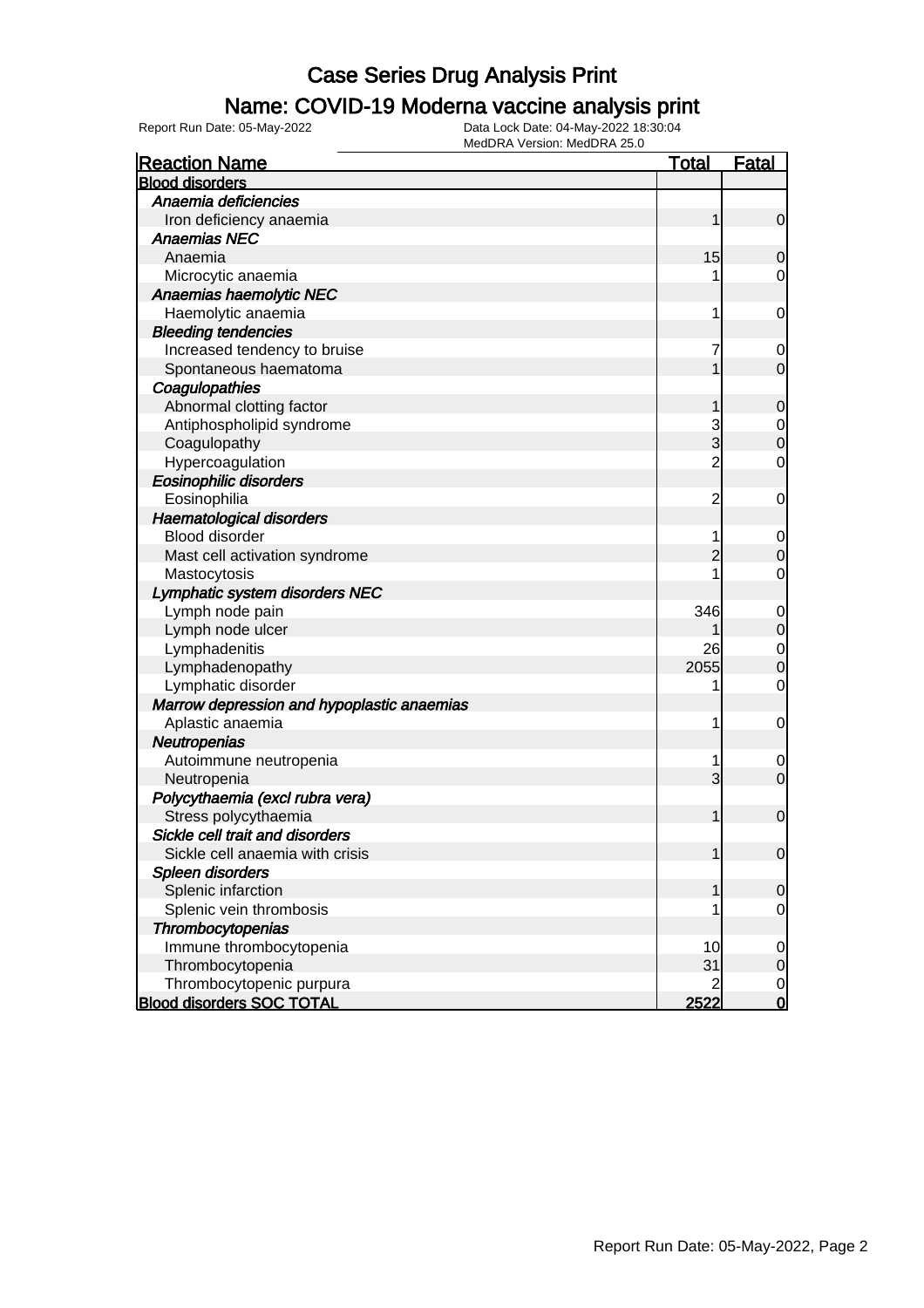# Case Series Drug Analysis Print

## Name: COVID-19 Moderna vaccine analysis print

Report Run Date: 05-May-2022    Data Lock Date: 04-May-2022 18:30:04
MedDRA Version: MedDRA 25.0

| Reaction Name | Total | Fatal |
|---|---|---|
| **Blood disorders** | | |
| *Anaemia deficiencies* | | |
| Iron deficiency anaemia | 1 | 0 |
| *Anaemias NEC* | | |
| Anaemia | 15 | 0 |
| Microcytic anaemia | 1 | 0 |
| *Anaemias haemolytic NEC* | | |
| Haemolytic anaemia | 1 | 0 |
| *Bleeding tendencies* | | |
| Increased tendency to bruise | 7 | 0 |
| Spontaneous haematoma | 1 | 0 |
| *Coagulopathies* | | |
| Abnormal clotting factor | 1 | 0 |
| Antiphospholipid syndrome | 3 | 0 |
| Coagulopathy | 3 | 0 |
| Hypercoagulation | 2 | 0 |
| *Eosinophilic disorders* | | |
| Eosinophilia | 2 | 0 |
| *Haematological disorders* | | |
| Blood disorder | 1 | 0 |
| Mast cell activation syndrome | 2 | 0 |
| Mastocytosis | 1 | 0 |
| *Lymphatic system disorders NEC* | | |
| Lymph node pain | 346 | 0 |
| Lymph node ulcer | 1 | 0 |
| Lymphadenitis | 26 | 0 |
| Lymphadenopathy | 2055 | 0 |
| Lymphatic disorder | 1 | 0 |
| *Marrow depression and hypoplastic anaemias* | | |
| Aplastic anaemia | 1 | 0 |
| *Neutropenias* | | |
| Autoimmune neutropenia | 1 | 0 |
| Neutropenia | 3 | 0 |
| *Polycythaemia (excl rubra vera)* | | |
| Stress polycythaemia | 1 | 0 |
| *Sickle cell trait and disorders* | | |
| Sickle cell anaemia with crisis | 1 | 0 |
| *Spleen disorders* | | |
| Splenic infarction | 1 | 0 |
| Splenic vein thrombosis | 1 | 0 |
| *Thrombocytopenias* | | |
| Immune thrombocytopenia | 10 | 0 |
| Thrombocytopenia | 31 | 0 |
| Thrombocytopenic purpura | 2 | 0 |
| **Blood disorders SOC TOTAL** | **2522** | **0** |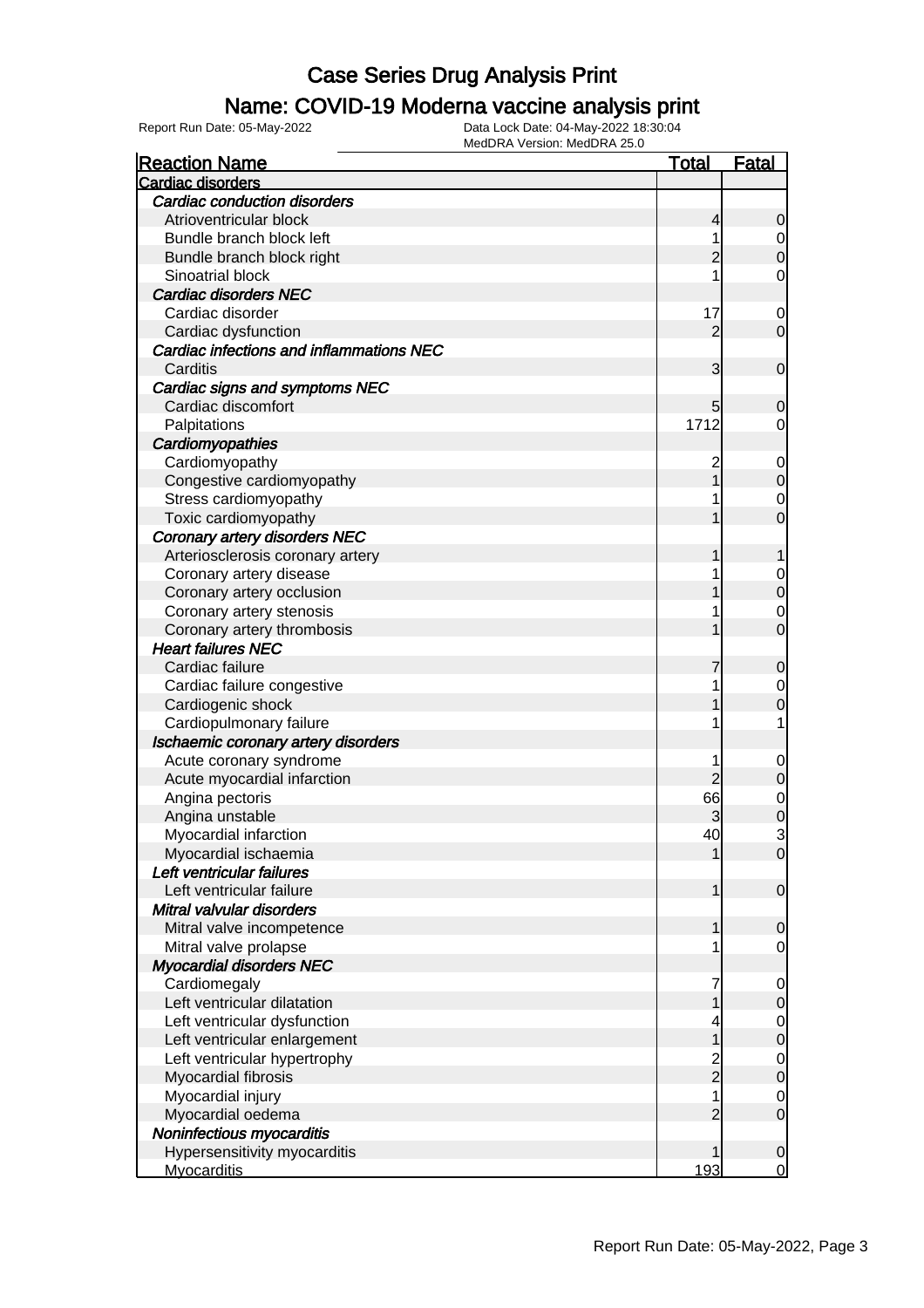# Case Series Drug Analysis Print

## Name: COVID-19 Moderna vaccine analysis print

Report Run Date: 05-May-2022

Data Lock Date: 04-May-2022 18:30:04

MedDRA Version: MedDRA 25.0

| Reaction Name | Total | Fatal |
|---|---|---|
| **Cardiac disorders** | | |
| ***Cardiac conduction disorders*** | | |
| Atrioventricular block | 4 | 0 |
| Bundle branch block left | 1 | 0 |
| Bundle branch block right | 2 | 0 |
| Sinoatrial block | 1 | 0 |
| ***Cardiac disorders NEC*** | | |
| Cardiac disorder | 17 | 0 |
| Cardiac dysfunction | 2 | 0 |
| ***Cardiac infections and inflammations NEC*** | | |
| Carditis | 3 | 0 |
| ***Cardiac signs and symptoms NEC*** | | |
| Cardiac discomfort | 5 | 0 |
| Palpitations | 1712 | 0 |
| ***Cardiomyopathies*** | | |
| Cardiomyopathy | 2 | 0 |
| Congestive cardiomyopathy | 1 | 0 |
| Stress cardiomyopathy | 1 | 0 |
| Toxic cardiomyopathy | 1 | 0 |
| ***Coronary artery disorders NEC*** | | |
| Arteriosclerosis coronary artery | 1 | 1 |
| Coronary artery disease | 1 | 0 |
| Coronary artery occlusion | 1 | 0 |
| Coronary artery stenosis | 1 | 0 |
| Coronary artery thrombosis | 1 | 0 |
| ***Heart failures NEC*** | | |
| Cardiac failure | 7 | 0 |
| Cardiac failure congestive | 1 | 0 |
| Cardiogenic shock | 1 | 0 |
| Cardiopulmonary failure | 1 | 1 |
| ***Ischaemic coronary artery disorders*** | | |
| Acute coronary syndrome | 1 | 0 |
| Acute myocardial infarction | 2 | 0 |
| Angina pectoris | 66 | 0 |
| Angina unstable | 3 | 0 |
| Myocardial infarction | 40 | 3 |
| Myocardial ischaemia | 1 | 0 |
| ***Left ventricular failures*** | | |
| Left ventricular failure | 1 | 0 |
| ***Mitral valvular disorders*** | | |
| Mitral valve incompetence | 1 | 0 |
| Mitral valve prolapse | 1 | 0 |
| ***Myocardial disorders NEC*** | | |
| Cardiomegaly | 7 | 0 |
| Left ventricular dilatation | 1 | 0 |
| Left ventricular dysfunction | 4 | 0 |
| Left ventricular enlargement | 1 | 0 |
| Left ventricular hypertrophy | 2 | 0 |
| Myocardial fibrosis | 2 | 0 |
| Myocardial injury | 1 | 0 |
| Myocardial oedema | 2 | 0 |
| ***Noninfectious myocarditis*** | | |
| Hypersensitivity myocarditis | 1 | 0 |
| Myocarditis | 193 | 0 |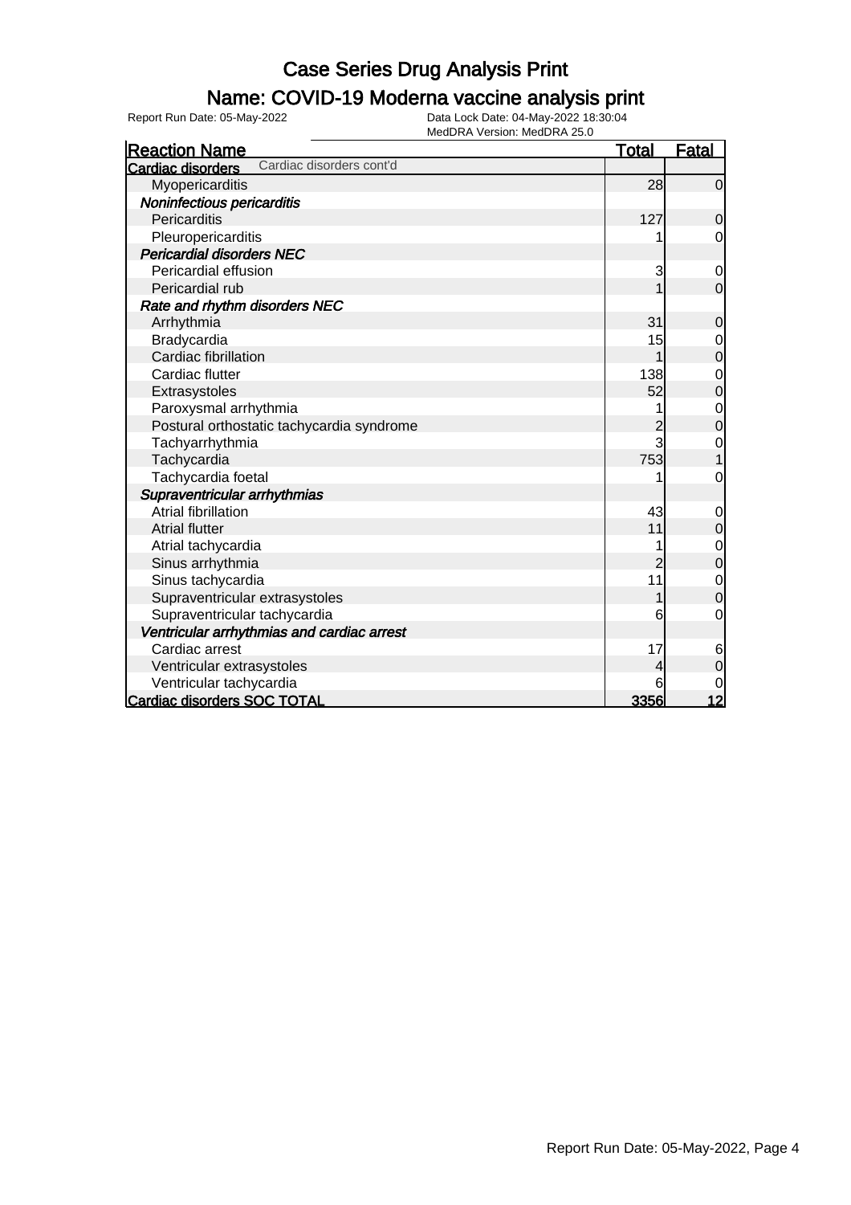# Case Series Drug Analysis Print

## Name: COVID-19 Moderna vaccine analysis print

Report Run Date: 05-May-2022

Data Lock Date: 04-May-2022 18:30:04

MedDRA Version: MedDRA 25.0

| Reaction Name | Total | Fatal |
|---|---|---|
| **Cardiac disorders** Cardiac disorders cont'd | | |
| Myopericarditis | 28 | 0 |
| ***Noninfectious pericarditis*** | | |
| Pericarditis | 127 | 0 |
| Pleuropericarditis | 1 | 0 |
| ***Pericardial disorders NEC*** | | |
| Pericardial effusion | 3 | 0 |
| Pericardial rub | 1 | 0 |
| ***Rate and rhythm disorders NEC*** | | |
| Arrhythmia | 31 | 0 |
| Bradycardia | 15 | 0 |
| Cardiac fibrillation | 1 | 0 |
| Cardiac flutter | 138 | 0 |
| Extrasystoles | 52 | 0 |
| Paroxysmal arrhythmia | 1 | 0 |
| Postural orthostatic tachycardia syndrome | 2 | 0 |
| Tachyarrhythmia | 3 | 0 |
| Tachycardia | 753 | 1 |
| Tachycardia foetal | 1 | 0 |
| ***Supraventricular arrhythmias*** | | |
| Atrial fibrillation | 43 | 0 |
| Atrial flutter | 11 | 0 |
| Atrial tachycardia | 1 | 0 |
| Sinus arrhythmia | 2 | 0 |
| Sinus tachycardia | 11 | 0 |
| Supraventricular extrasystoles | 1 | 0 |
| Supraventricular tachycardia | 6 | 0 |
| ***Ventricular arrhythmias and cardiac arrest*** | | |
| Cardiac arrest | 17 | 6 |
| Ventricular extrasystoles | 4 | 0 |
| Ventricular tachycardia | 6 | 0 |
| **Cardiac disorders SOC TOTAL** | **3356** | **12** |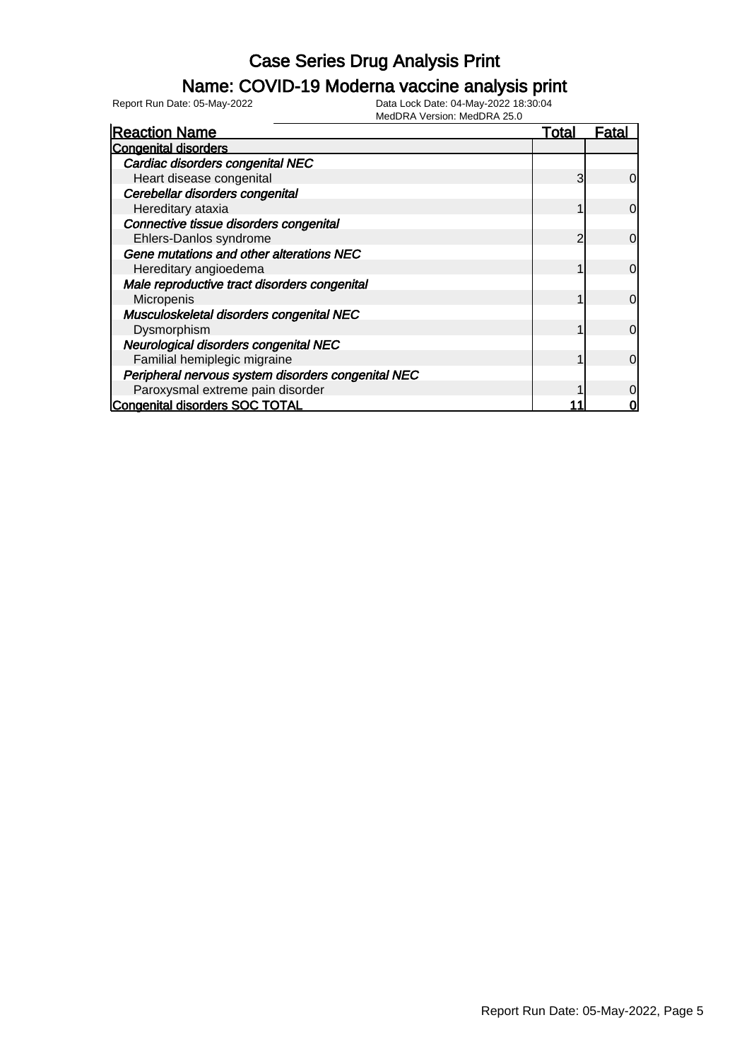# Case Series Drug Analysis Print

## Name: COVID-19 Moderna vaccine analysis print

Report Run Date: 05-May-2022

Data Lock Date: 04-May-2022 18:30:04

MedDRA Version: MedDRA 25.0

| Reaction Name | Total | Fatal |
|---|---|---|
| **Congenital disorders** | | |
| *Cardiac disorders congenital NEC* | | |
| Heart disease congenital | 3 | 0 |
| *Cerebellar disorders congenital* | | |
| Hereditary ataxia | 1 | 0 |
| *Connective tissue disorders congenital* | | |
| Ehlers-Danlos syndrome | 2 | 0 |
| *Gene mutations and other alterations NEC* | | |
| Hereditary angioedema | 1 | 0 |
| *Male reproductive tract disorders congenital* | | |
| Micropenis | 1 | 0 |
| *Musculoskeletal disorders congenital NEC* | | |
| Dysmorphism | 1 | 0 |
| *Neurological disorders congenital NEC* | | |
| Familial hemiplegic migraine | 1 | 0 |
| *Peripheral nervous system disorders congenital NEC* | | |
| Paroxysmal extreme pain disorder | 1 | 0 |
| **Congenital disorders SOC TOTAL** | **11** | **0** |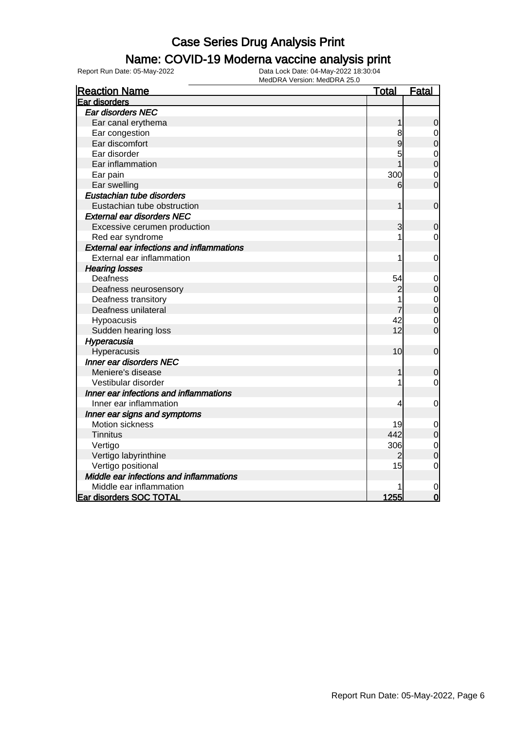# Case Series Drug Analysis Print

## Name: COVID-19 Moderna vaccine analysis print

Report Run Date: 05-May-2022

Data Lock Date: 04-May-2022 18:30:04

MedDRA Version: MedDRA 25.0

| Reaction Name | Total | Fatal |
|---|---|---|
| **Ear disorders** | | |
| *Ear disorders NEC* | | |
| Ear canal erythema | 1 | 0 |
| Ear congestion | 8 | 0 |
| Ear discomfort | 9 | 0 |
| Ear disorder | 5 | 0 |
| Ear inflammation | 1 | 0 |
| Ear pain | 300 | 0 |
| Ear swelling | 6 | 0 |
| *Eustachian tube disorders* | | |
| Eustachian tube obstruction | 1 | 0 |
| *External ear disorders NEC* | | |
| Excessive cerumen production | 3 | 0 |
| Red ear syndrome | 1 | 0 |
| *External ear infections and inflammations* | | |
| External ear inflammation | 1 | 0 |
| *Hearing losses* | | |
| Deafness | 54 | 0 |
| Deafness neurosensory | 2 | 0 |
| Deafness transitory | 1 | 0 |
| Deafness unilateral | 7 | 0 |
| Hypoacusis | 42 | 0 |
| Sudden hearing loss | 12 | 0 |
| *Hyperacusia* | | |
| Hyperacusis | 10 | 0 |
| *Inner ear disorders NEC* | | |
| Meniere's disease | 1 | 0 |
| Vestibular disorder | 1 | 0 |
| *Inner ear infections and inflammations* | | |
| Inner ear inflammation | 4 | 0 |
| *Inner ear signs and symptoms* | | |
| Motion sickness | 19 | 0 |
| Tinnitus | 442 | 0 |
| Vertigo | 306 | 0 |
| Vertigo labyrinthine | 2 | 0 |
| Vertigo positional | 15 | 0 |
| *Middle ear infections and inflammations* | | |
| Middle ear inflammation | 1 | 0 |
| **Ear disorders SOC TOTAL** | **1255** | **0** |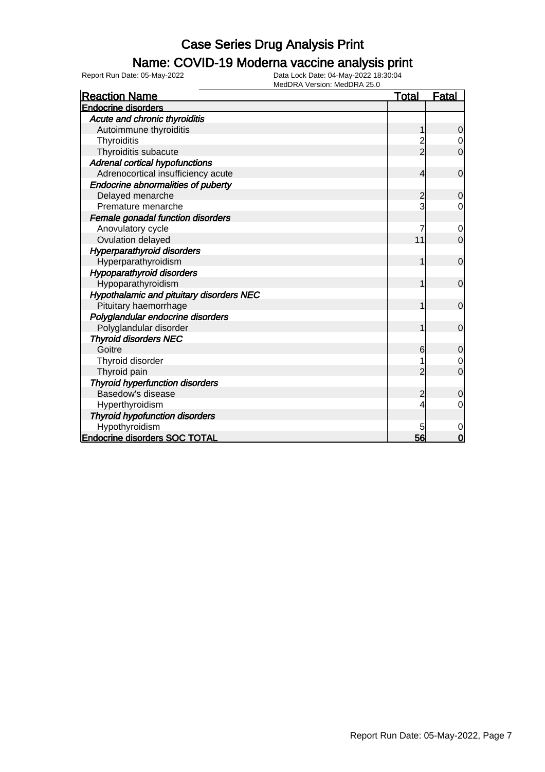# Case Series Drug Analysis Print

## Name: COVID-19 Moderna vaccine analysis print

Report Run Date: 05-May-2022

Data Lock Date: 04-May-2022 18:30:04
MedDRA Version: MedDRA 25.0

| Reaction Name | Total | Fatal |
|---|---|---|
| **Endocrine disorders** | | |
| *Acute and chronic thyroiditis* | | |
| Autoimmune thyroiditis | 1 | 0 |
| Thyroiditis | 2 | 0 |
| Thyroiditis subacute | 2 | 0 |
| *Adrenal cortical hypofunctions* | | |
| Adrenocortical insufficiency acute | 4 | 0 |
| *Endocrine abnormalities of puberty* | | |
| Delayed menarche | 2 | 0 |
| Premature menarche | 3 | 0 |
| *Female gonadal function disorders* | | |
| Anovulatory cycle | 7 | 0 |
| Ovulation delayed | 11 | 0 |
| *Hyperparathyroid disorders* | | |
| Hyperparathyroidism | 1 | 0 |
| *Hypoparathyroid disorders* | | |
| Hypoparathyroidism | 1 | 0 |
| *Hypothalamic and pituitary disorders NEC* | | |
| Pituitary haemorrhage | 1 | 0 |
| *Polyglandular endocrine disorders* | | |
| Polyglandular disorder | 1 | 0 |
| *Thyroid disorders NEC* | | |
| Goitre | 6 | 0 |
| Thyroid disorder | 1 | 0 |
| Thyroid pain | 2 | 0 |
| *Thyroid hyperfunction disorders* | | |
| Basedow's disease | 2 | 0 |
| Hyperthyroidism | 4 | 0 |
| *Thyroid hypofunction disorders* | | |
| Hypothyroidism | 5 | 0 |
| **Endocrine disorders SOC TOTAL** | **56** | **0** |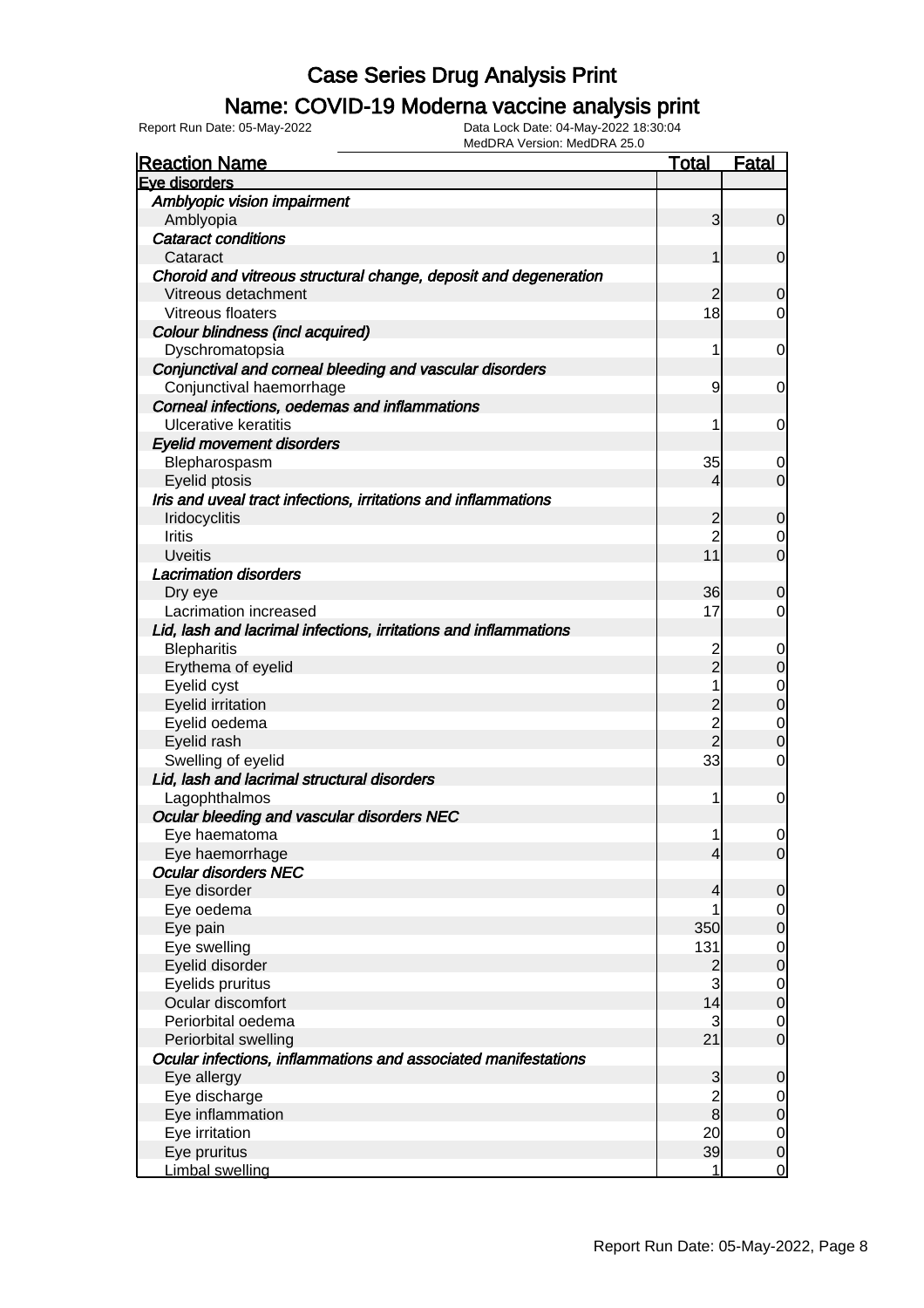# Case Series Drug Analysis Print

## Name: COVID-19 Moderna vaccine analysis print

Report Run Date: 05-May-2022

Data Lock Date: 04-May-2022 18:30:04
MedDRA Version: MedDRA 25.0

| Reaction Name | Total | Fatal |
|---|---|---|
| **Eye disorders** | | |
| *Amblyopic vision impairment* | | |
| Amblyopia | 3 | 0 |
| *Cataract conditions* | | |
| Cataract | 1 | 0 |
| *Choroid and vitreous structural change, deposit and degeneration* | | |
| Vitreous detachment | 2 | 0 |
| Vitreous floaters | 18 | 0 |
| *Colour blindness (incl acquired)* | | |
| Dyschromatopsia | 1 | 0 |
| *Conjunctival and corneal bleeding and vascular disorders* | | |
| Conjunctival haemorrhage | 9 | 0 |
| *Corneal infections, oedemas and inflammations* | | |
| Ulcerative keratitis | 1 | 0 |
| *Eyelid movement disorders* | | |
| Blepharospasm | 35 | 0 |
| Eyelid ptosis | 4 | 0 |
| *Iris and uveal tract infections, irritations and inflammations* | | |
| Iridocyclitis | 2 | 0 |
| Iritis | 2 | 0 |
| Uveitis | 11 | 0 |
| *Lacrimation disorders* | | |
| Dry eye | 36 | 0 |
| Lacrimation increased | 17 | 0 |
| *Lid, lash and lacrimal infections, irritations and inflammations* | | |
| Blepharitis | 2 | 0 |
| Erythema of eyelid | 2 | 0 |
| Eyelid cyst | 1 | 0 |
| Eyelid irritation | 2 | 0 |
| Eyelid oedema | 2 | 0 |
| Eyelid rash | 2 | 0 |
| Swelling of eyelid | 33 | 0 |
| *Lid, lash and lacrimal structural disorders* | | |
| Lagophthalmos | 1 | 0 |
| *Ocular bleeding and vascular disorders NEC* | | |
| Eye haematoma | 1 | 0 |
| Eye haemorrhage | 4 | 0 |
| *Ocular disorders NEC* | | |
| Eye disorder | 4 | 0 |
| Eye oedema | 1 | 0 |
| Eye pain | 350 | 0 |
| Eye swelling | 131 | 0 |
| Eyelid disorder | 2 | 0 |
| Eyelids pruritus | 3 | 0 |
| Ocular discomfort | 14 | 0 |
| Periorbital oedema | 3 | 0 |
| Periorbital swelling | 21 | 0 |
| *Ocular infections, inflammations and associated manifestations* | | |
| Eye allergy | 3 | 0 |
| Eye discharge | 2 | 0 |
| Eye inflammation | 8 | 0 |
| Eye irritation | 20 | 0 |
| Eye pruritus | 39 | 0 |
| Limbal swelling | 1 | 0 |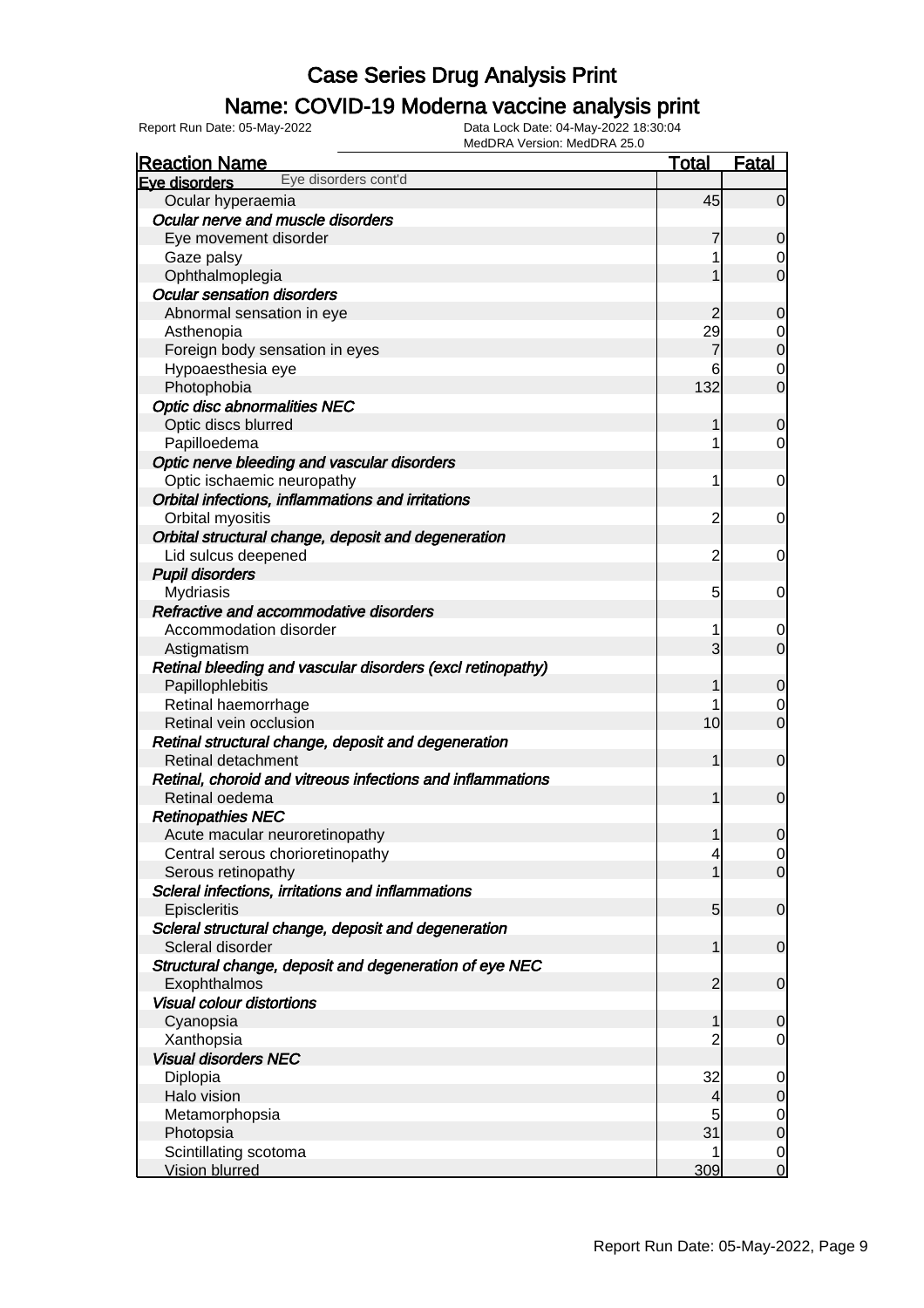# Case Series Drug Analysis Print

## Name: COVID-19 Moderna vaccine analysis print

Report Run Date: 05-May-2022    Data Lock Date: 04-May-2022 18:30:04
MedDRA Version: MedDRA 25.0

| Reaction Name | Total | Fatal |
|---|---|---|
| **Eye disorders** Eye disorders cont'd | | |
| Ocular hyperaemia | 45 | 0 |
| *Ocular nerve and muscle disorders* | | |
| Eye movement disorder | 7 | 0 |
| Gaze palsy | 1 | 0 |
| Ophthalmoplegia | 1 | 0 |
| *Ocular sensation disorders* | | |
| Abnormal sensation in eye | 2 | 0 |
| Asthenopia | 29 | 0 |
| Foreign body sensation in eyes | 7 | 0 |
| Hypoaesthesia eye | 6 | 0 |
| Photophobia | 132 | 0 |
| *Optic disc abnormalities NEC* | | |
| Optic discs blurred | 1 | 0 |
| Papilloedema | 1 | 0 |
| *Optic nerve bleeding and vascular disorders* | | |
| Optic ischaemic neuropathy | 1 | 0 |
| *Orbital infections, inflammations and irritations* | | |
| Orbital myositis | 2 | 0 |
| *Orbital structural change, deposit and degeneration* | | |
| Lid sulcus deepened | 2 | 0 |
| *Pupil disorders* | | |
| Mydriasis | 5 | 0 |
| *Refractive and accommodative disorders* | | |
| Accommodation disorder | 1 | 0 |
| Astigmatism | 3 | 0 |
| *Retinal bleeding and vascular disorders (excl retinopathy)* | | |
| Papillophlebitis | 1 | 0 |
| Retinal haemorrhage | 1 | 0 |
| Retinal vein occlusion | 10 | 0 |
| *Retinal structural change, deposit and degeneration* | | |
| Retinal detachment | 1 | 0 |
| *Retinal, choroid and vitreous infections and inflammations* | | |
| Retinal oedema | 1 | 0 |
| *Retinopathies NEC* | | |
| Acute macular neuroretinopathy | 1 | 0 |
| Central serous chorioretinopathy | 4 | 0 |
| Serous retinopathy | 1 | 0 |
| *Scleral infections, irritations and inflammations* | | |
| Episcleritis | 5 | 0 |
| *Scleral structural change, deposit and degeneration* | | |
| Scleral disorder | 1 | 0 |
| *Structural change, deposit and degeneration of eye NEC* | | |
| Exophthalmos | 2 | 0 |
| *Visual colour distortions* | | |
| Cyanopsia | 1 | 0 |
| Xanthopsia | 2 | 0 |
| *Visual disorders NEC* | | |
| Diplopia | 32 | 0 |
| Halo vision | 4 | 0 |
| Metamorphopsia | 5 | 0 |
| Photopsia | 31 | 0 |
| Scintillating scotoma | 1 | 0 |
| Vision blurred | 309 | 0 |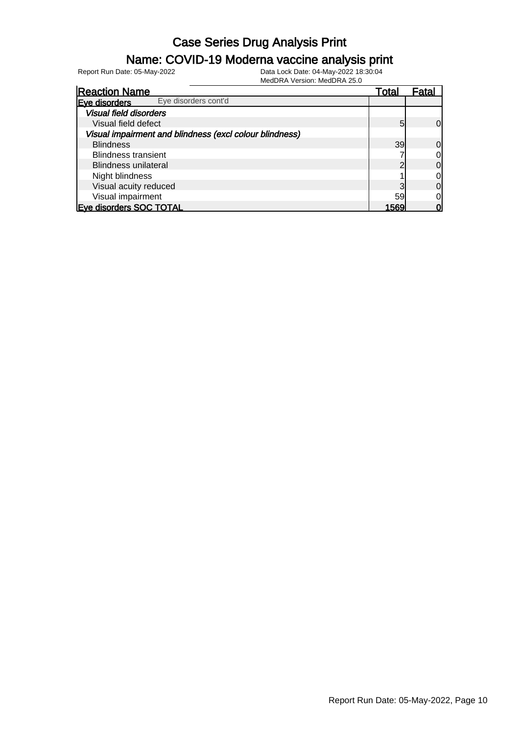# Case Series Drug Analysis Print

## Name: COVID-19 Moderna vaccine analysis print

Report Run Date: 05-May-2022 | Data Lock Date: 04-May-2022 18:30:04
MedDRA Version: MedDRA 25.0

| Reaction Name | Total | Fatal |
|---|---|---|
| **Eye disorders** Eye disorders cont'd | | |
| ***Visual field disorders*** | | |
| Visual field defect | 5 | 0 |
| ***Visual impairment and blindness (excl colour blindness)*** | | |
| Blindness | 39 | 0 |
| Blindness transient | 7 | 0 |
| Blindness unilateral | 2 | 0 |
| Night blindness | 1 | 0 |
| Visual acuity reduced | 3 | 0 |
| Visual impairment | 59 | 0 |
| **Eye disorders SOC TOTAL** | **1569** | **0** |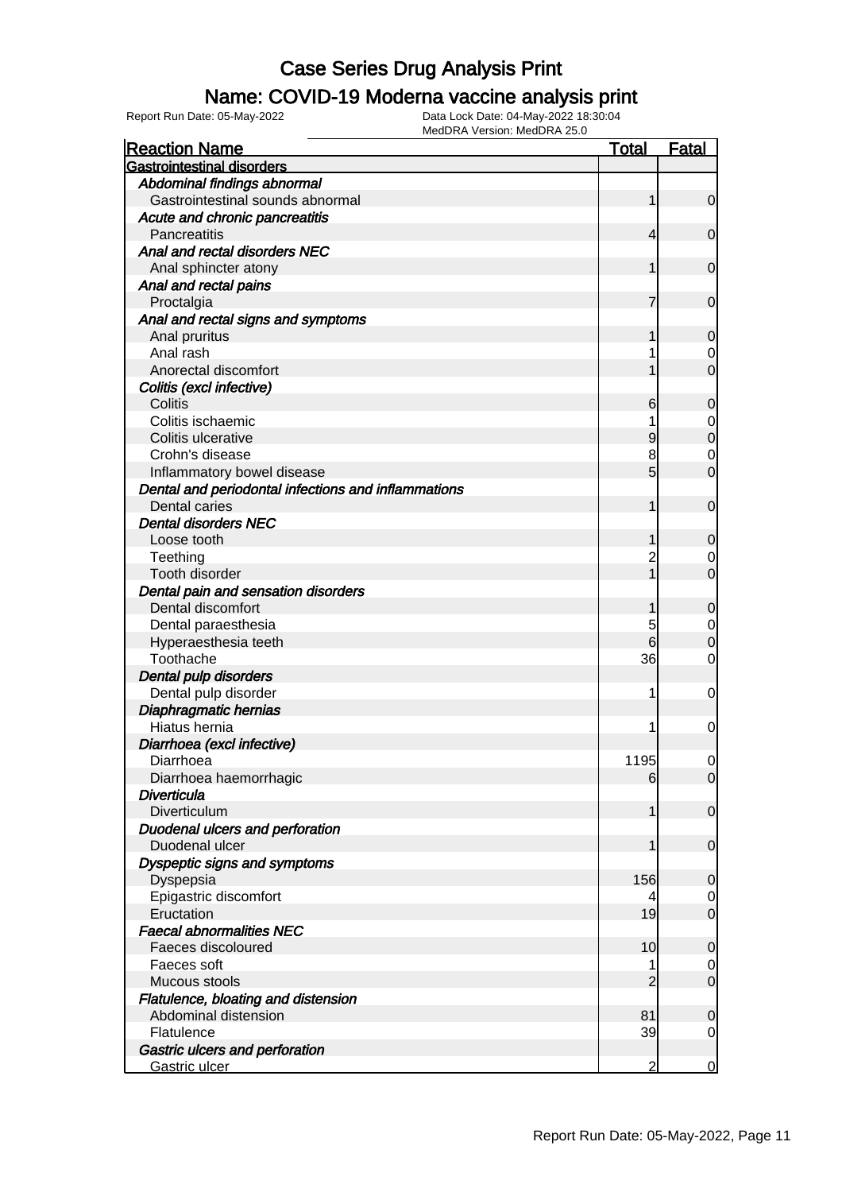# Case Series Drug Analysis Print

## Name: COVID-19 Moderna vaccine analysis print

Report Run Date: 05-May-2022    Data Lock Date: 04-May-2022 18:30:04
MedDRA Version: MedDRA 25.0

| Reaction Name | Total | Fatal |
|---|---|---|
| **Gastrointestinal disorders** | | |
| *Abdominal findings abnormal* | | |
| Gastrointestinal sounds abnormal | 1 | 0 |
| *Acute and chronic pancreatitis* | | |
| Pancreatitis | 4 | 0 |
| *Anal and rectal disorders NEC* | | |
| Anal sphincter atony | 1 | 0 |
| *Anal and rectal pains* | | |
| Proctalgia | 7 | 0 |
| *Anal and rectal signs and symptoms* | | |
| Anal pruritus | 1 | 0 |
| Anal rash | 1 | 0 |
| Anorectal discomfort | 1 | 0 |
| *Colitis (excl infective)* | | |
| Colitis | 6 | 0 |
| Colitis ischaemic | 1 | 0 |
| Colitis ulcerative | 9 | 0 |
| Crohn's disease | 8 | 0 |
| Inflammatory bowel disease | 5 | 0 |
| *Dental and periodontal infections and inflammations* | | |
| Dental caries | 1 | 0 |
| *Dental disorders NEC* | | |
| Loose tooth | 1 | 0 |
| Teething | 2 | 0 |
| Tooth disorder | 1 | 0 |
| *Dental pain and sensation disorders* | | |
| Dental discomfort | 1 | 0 |
| Dental paraesthesia | 5 | 0 |
| Hyperaesthesia teeth | 6 | 0 |
| Toothache | 36 | 0 |
| *Dental pulp disorders* | | |
| Dental pulp disorder | 1 | 0 |
| *Diaphragmatic hernias* | | |
| Hiatus hernia | 1 | 0 |
| *Diarrhoea (excl infective)* | | |
| Diarrhoea | 1195 | 0 |
| Diarrhoea haemorrhagic | 6 | 0 |
| *Diverticula* | | |
| Diverticulum | 1 | 0 |
| *Duodenal ulcers and perforation* | | |
| Duodenal ulcer | 1 | 0 |
| *Dyspeptic signs and symptoms* | | |
| Dyspepsia | 156 | 0 |
| Epigastric discomfort | 4 | 0 |
| Eructation | 19 | 0 |
| *Faecal abnormalities NEC* | | |
| Faeces discoloured | 10 | 0 |
| Faeces soft | 1 | 0 |
| Mucous stools | 2 | 0 |
| *Flatulence, bloating and distension* | | |
| Abdominal distension | 81 | 0 |
| Flatulence | 39 | 0 |
| *Gastric ulcers and perforation* | | |
| Gastric ulcer | 2 | 0 |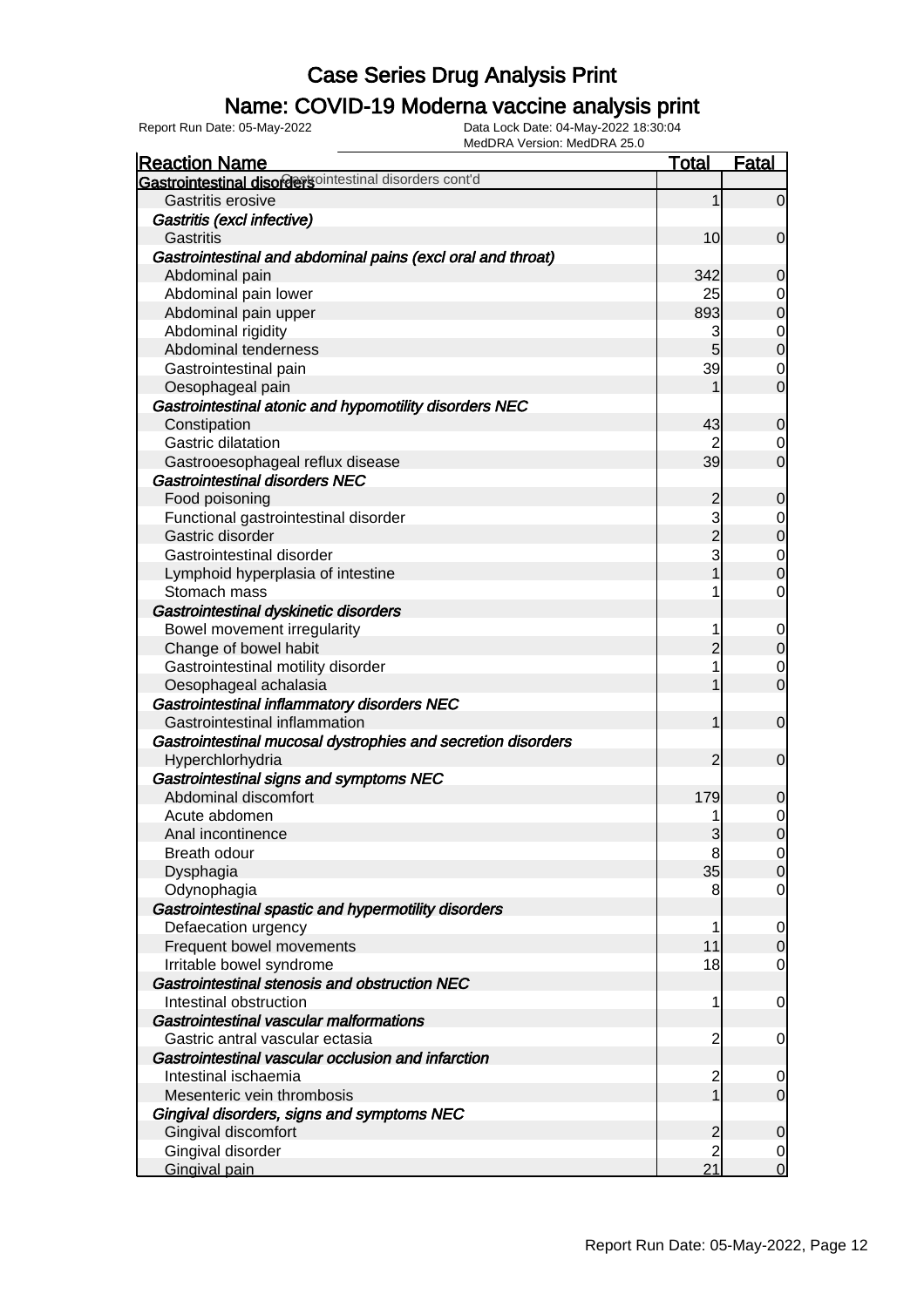# Case Series Drug Analysis Print

## Name: COVID-19 Moderna vaccine analysis print

Report Run Date: 05-May-2022

Data Lock Date: 04-May-2022 18:30:04

MedDRA Version: MedDRA 25.0

| Reaction Name | Total | Fatal |
|---|---|---|
| **Gastrointestinal disorders** Gastrointestinal disorders cont'd | | |
| Gastritis erosive | 1 | 0 |
| ***Gastritis (excl infective)*** | | |
| Gastritis | 10 | 0 |
| ***Gastrointestinal and abdominal pains (excl oral and throat)*** | | |
| Abdominal pain | 342 | 0 |
| Abdominal pain lower | 25 | 0 |
| Abdominal pain upper | 893 | 0 |
| Abdominal rigidity | 3 | 0 |
| Abdominal tenderness | 5 | 0 |
| Gastrointestinal pain | 39 | 0 |
| Oesophageal pain | 1 | 0 |
| ***Gastrointestinal atonic and hypomotility disorders NEC*** | | |
| Constipation | 43 | 0 |
| Gastric dilatation | 2 | 0 |
| Gastrooesophageal reflux disease | 39 | 0 |
| ***Gastrointestinal disorders NEC*** | | |
| Food poisoning | 2 | 0 |
| Functional gastrointestinal disorder | 3 | 0 |
| Gastric disorder | 2 | 0 |
| Gastrointestinal disorder | 3 | 0 |
| Lymphoid hyperplasia of intestine | 1 | 0 |
| Stomach mass | 1 | 0 |
| ***Gastrointestinal dyskinetic disorders*** | | |
| Bowel movement irregularity | 1 | 0 |
| Change of bowel habit | 2 | 0 |
| Gastrointestinal motility disorder | 1 | 0 |
| Oesophageal achalasia | 1 | 0 |
| ***Gastrointestinal inflammatory disorders NEC*** | | |
| Gastrointestinal inflammation | 1 | 0 |
| ***Gastrointestinal mucosal dystrophies and secretion disorders*** | | |
| Hyperchlorhydria | 2 | 0 |
| ***Gastrointestinal signs and symptoms NEC*** | | |
| Abdominal discomfort | 179 | 0 |
| Acute abdomen | 1 | 0 |
| Anal incontinence | 3 | 0 |
| Breath odour | 8 | 0 |
| Dysphagia | 35 | 0 |
| Odynophagia | 8 | 0 |
| ***Gastrointestinal spastic and hypermotility disorders*** | | |
| Defaecation urgency | 1 | 0 |
| Frequent bowel movements | 11 | 0 |
| Irritable bowel syndrome | 18 | 0 |
| ***Gastrointestinal stenosis and obstruction NEC*** | | |
| Intestinal obstruction | 1 | 0 |
| ***Gastrointestinal vascular malformations*** | | |
| Gastric antral vascular ectasia | 2 | 0 |
| ***Gastrointestinal vascular occlusion and infarction*** | | |
| Intestinal ischaemia | 2 | 0 |
| Mesenteric vein thrombosis | 1 | 0 |
| ***Gingival disorders, signs and symptoms NEC*** | | |
| Gingival discomfort | 2 | 0 |
| Gingival disorder | 2 | 0 |
| Gingival pain | 21 | 0 |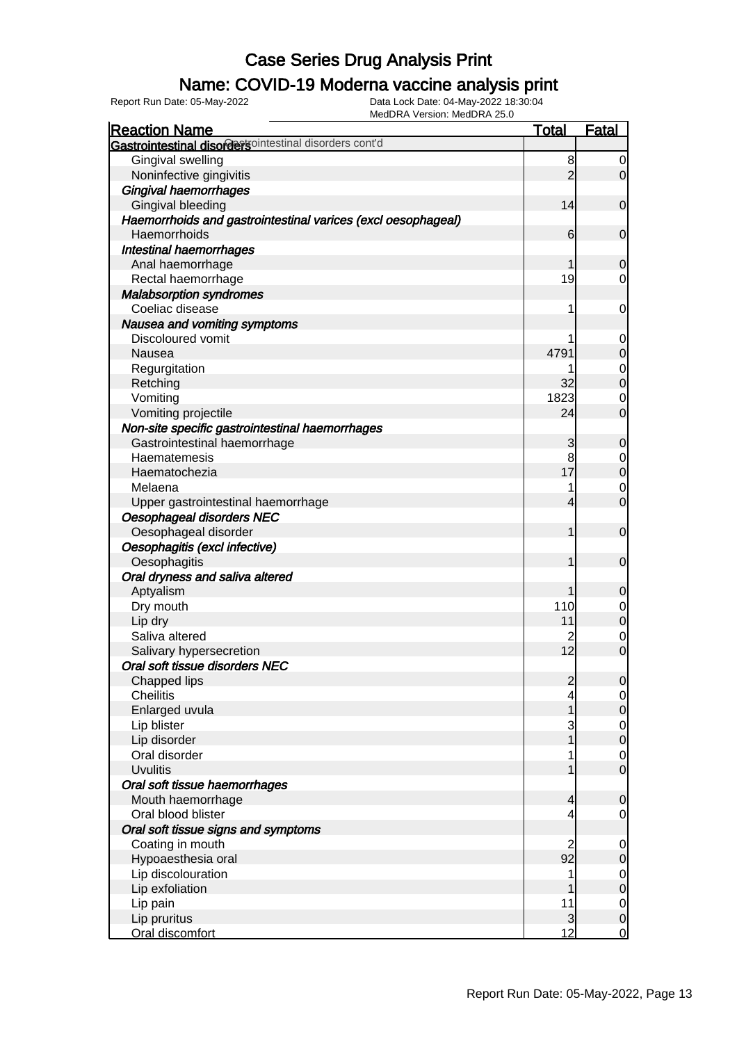# Case Series Drug Analysis Print

## Name: COVID-19 Moderna vaccine analysis print

Report Run Date: 05-May-2022

Data Lock Date: 04-May-2022 18:30:04
MedDRA Version: MedDRA 25.0

| Reaction Name | Total | Fatal |
|---|---|---|
| **Gastrointestinal disorders** Gastrointestinal disorders cont'd | | |
| Gingival swelling | 8 | 0 |
| Noninfective gingivitis | 2 | 0 |
| ***Gingival haemorrhages*** | | |
| Gingival bleeding | 14 | 0 |
| ***Haemorrhoids and gastrointestinal varices (excl oesophageal)*** | | |
| Haemorrhoids | 6 | 0 |
| ***Intestinal haemorrhages*** | | |
| Anal haemorrhage | 1 | 0 |
| Rectal haemorrhage | 19 | 0 |
| ***Malabsorption syndromes*** | | |
| Coeliac disease | 1 | 0 |
| ***Nausea and vomiting symptoms*** | | |
| Discoloured vomit | 1 | 0 |
| Nausea | 4791 | 0 |
| Regurgitation | 1 | 0 |
| Retching | 32 | 0 |
| Vomiting | 1823 | 0 |
| Vomiting projectile | 24 | 0 |
| ***Non-site specific gastrointestinal haemorrhages*** | | |
| Gastrointestinal haemorrhage | 3 | 0 |
| Haematemesis | 8 | 0 |
| Haematochezia | 17 | 0 |
| Melaena | 1 | 0 |
| Upper gastrointestinal haemorrhage | 4 | 0 |
| ***Oesophageal disorders NEC*** | | |
| Oesophageal disorder | 1 | 0 |
| ***Oesophagitis (excl infective)*** | | |
| Oesophagitis | 1 | 0 |
| ***Oral dryness and saliva altered*** | | |
| Aptyalism | 1 | 0 |
| Dry mouth | 110 | 0 |
| Lip dry | 11 | 0 |
| Saliva altered | 2 | 0 |
| Salivary hypersecretion | 12 | 0 |
| ***Oral soft tissue disorders NEC*** | | |
| Chapped lips | 2 | 0 |
| Cheilitis | 4 | 0 |
| Enlarged uvula | 1 | 0 |
| Lip blister | 3 | 0 |
| Lip disorder | 1 | 0 |
| Oral disorder | 1 | 0 |
| Uvulitis | 1 | 0 |
| ***Oral soft tissue haemorrhages*** | | |
| Mouth haemorrhage | 4 | 0 |
| Oral blood blister | 4 | 0 |
| ***Oral soft tissue signs and symptoms*** | | |
| Coating in mouth | 2 | 0 |
| Hypoaesthesia oral | 92 | 0 |
| Lip discolouration | 1 | 0 |
| Lip exfoliation | 1 | 0 |
| Lip pain | 11 | 0 |
| Lip pruritus | 3 | 0 |
| Oral discomfort | 12 | 0 |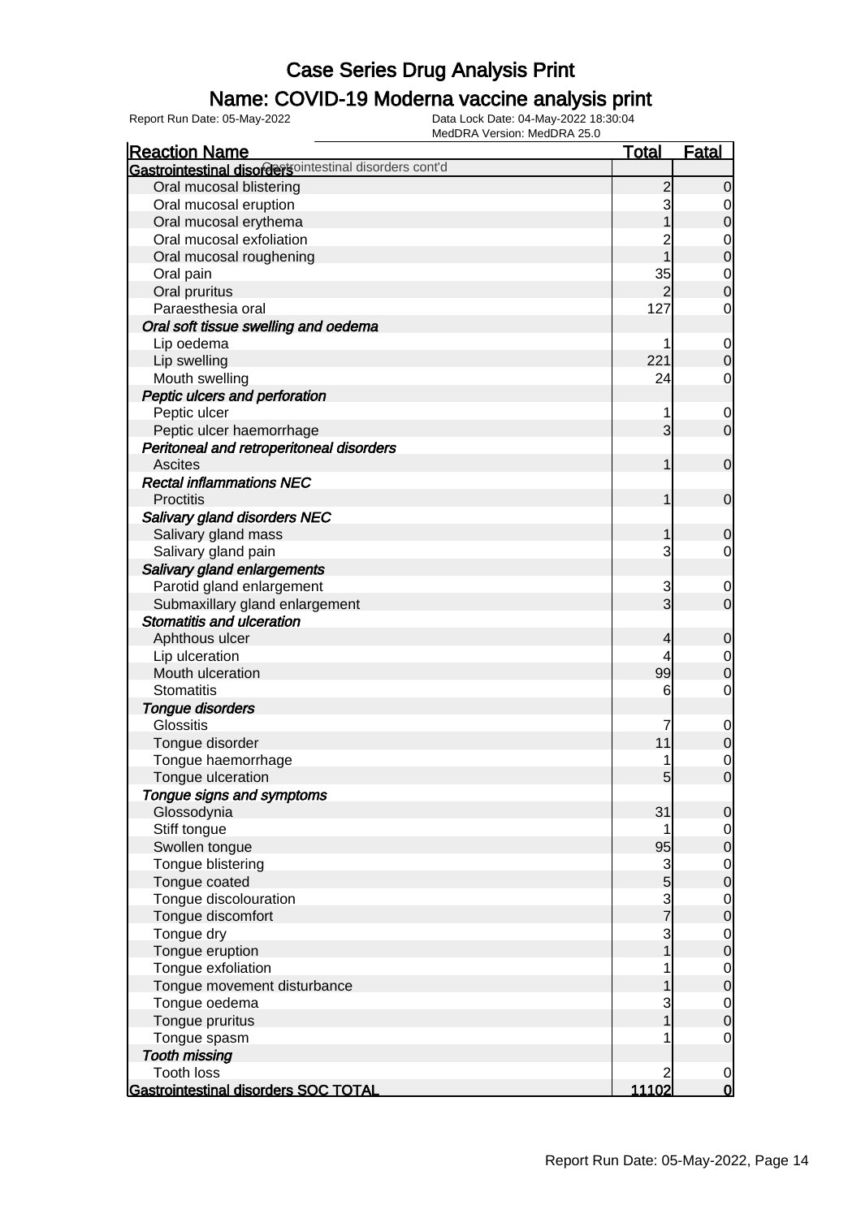# Case Series Drug Analysis Print

## Name: COVID-19 Moderna vaccine analysis print

Report Run Date: 05-May-2022    Data Lock Date: 04-May-2022 18:30:04
MedDRA Version: MedDRA 25.0

| Reaction Name | Total | Fatal |
|---|---|---|
| **Gastrointestinal disorders** Gastrointestinal disorders cont'd | | |
| Oral mucosal blistering | 2 | 0 |
| Oral mucosal eruption | 3 | 0 |
| Oral mucosal erythema | 1 | 0 |
| Oral mucosal exfoliation | 2 | 0 |
| Oral mucosal roughening | 1 | 0 |
| Oral pain | 35 | 0 |
| Oral pruritus | 2 | 0 |
| Paraesthesia oral | 127 | 0 |
| ***Oral soft tissue swelling and oedema*** | | |
| Lip oedema | 1 | 0 |
| Lip swelling | 221 | 0 |
| Mouth swelling | 24 | 0 |
| ***Peptic ulcers and perforation*** | | |
| Peptic ulcer | 1 | 0 |
| Peptic ulcer haemorrhage | 3 | 0 |
| ***Peritoneal and retroperitoneal disorders*** | | |
| Ascites | 1 | 0 |
| ***Rectal inflammations NEC*** | | |
| Proctitis | 1 | 0 |
| ***Salivary gland disorders NEC*** | | |
| Salivary gland mass | 1 | 0 |
| Salivary gland pain | 3 | 0 |
| ***Salivary gland enlargements*** | | |
| Parotid gland enlargement | 3 | 0 |
| Submaxillary gland enlargement | 3 | 0 |
| ***Stomatitis and ulceration*** | | |
| Aphthous ulcer | 4 | 0 |
| Lip ulceration | 4 | 0 |
| Mouth ulceration | 99 | 0 |
| Stomatitis | 6 | 0 |
| ***Tongue disorders*** | | |
| Glossitis | 7 | 0 |
| Tongue disorder | 11 | 0 |
| Tongue haemorrhage | 1 | 0 |
| Tongue ulceration | 5 | 0 |
| ***Tongue signs and symptoms*** | | |
| Glossodynia | 31 | 0 |
| Stiff tongue | 1 | 0 |
| Swollen tongue | 95 | 0 |
| Tongue blistering | 3 | 0 |
| Tongue coated | 5 | 0 |
| Tongue discolouration | 3 | 0 |
| Tongue discomfort | 7 | 0 |
| Tongue dry | 3 | 0 |
| Tongue eruption | 1 | 0 |
| Tongue exfoliation | 1 | 0 |
| Tongue movement disturbance | 1 | 0 |
| Tongue oedema | 3 | 0 |
| Tongue pruritus | 1 | 0 |
| Tongue spasm | 1 | 0 |
| ***Tooth missing*** | | |
| Tooth loss | 2 | 0 |
| **Gastrointestinal disorders SOC TOTAL** | **11102** | **0** |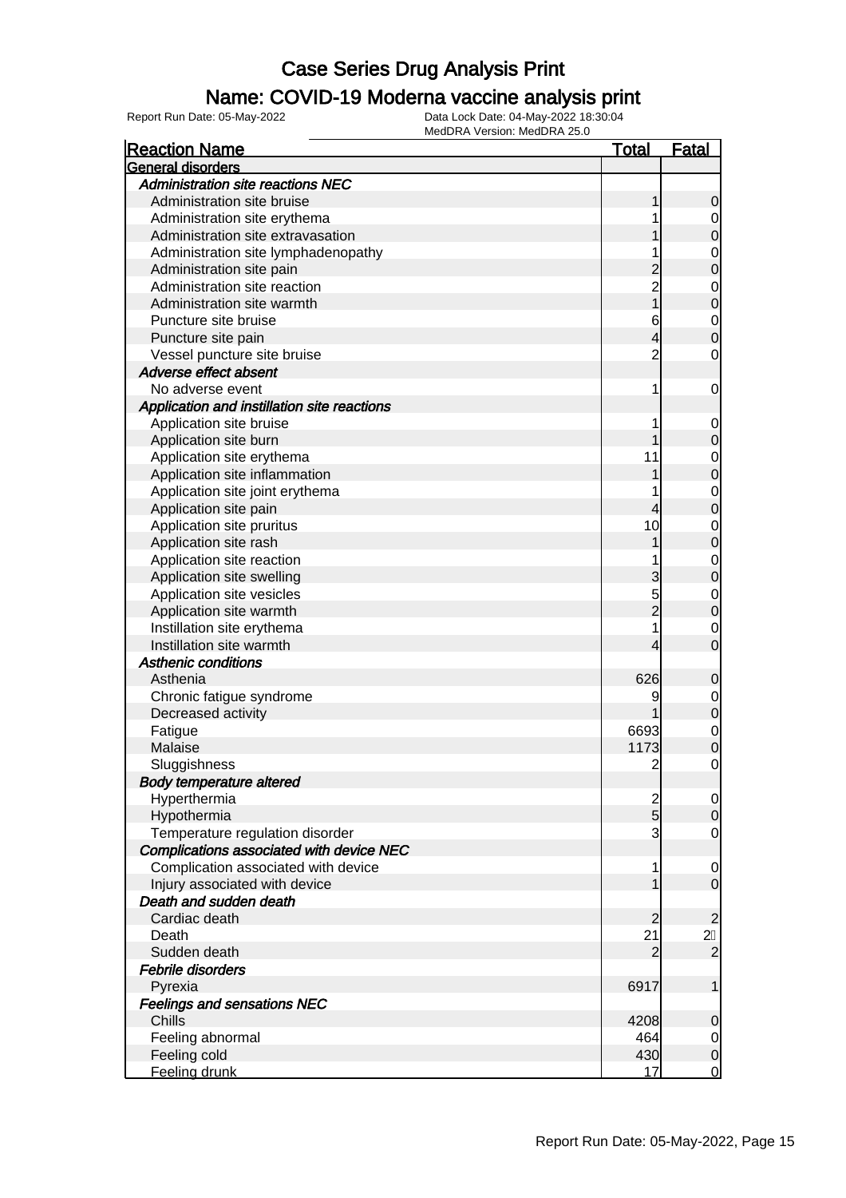# Case Series Drug Analysis Print

## Name: COVID-19 Moderna vaccine analysis print

Report Run Date: 05-May-2022 | Data Lock Date: 04-May-2022 18:30:04 | MedDRA Version: MedDRA 25.0

| Reaction Name | Total | Fatal |
|---|---|---|
| **General disorders** | | |
| *Administration site reactions NEC* | | |
| Administration site bruise | 1 | 0 |
| Administration site erythema | 1 | 0 |
| Administration site extravasation | 1 | 0 |
| Administration site lymphadenopathy | 1 | 0 |
| Administration site pain | 2 | 0 |
| Administration site reaction | 2 | 0 |
| Administration site warmth | 1 | 0 |
| Puncture site bruise | 6 | 0 |
| Puncture site pain | 4 | 0 |
| Vessel puncture site bruise | 2 | 0 |
| *Adverse effect absent* | | |
| No adverse event | 1 | 0 |
| *Application and instillation site reactions* | | |
| Application site bruise | 1 | 0 |
| Application site burn | 1 | 0 |
| Application site erythema | 11 | 0 |
| Application site inflammation | 1 | 0 |
| Application site joint erythema | 1 | 0 |
| Application site pain | 4 | 0 |
| Application site pruritus | 10 | 0 |
| Application site rash | 1 | 0 |
| Application site reaction | 1 | 0 |
| Application site swelling | 3 | 0 |
| Application site vesicles | 5 | 0 |
| Application site warmth | 2 | 0 |
| Instillation site erythema | 1 | 0 |
| Instillation site warmth | 4 | 0 |
| *Asthenic conditions* | | |
| Asthenia | 626 | 0 |
| Chronic fatigue syndrome | 9 | 0 |
| Decreased activity | 1 | 0 |
| Fatigue | 6693 | 0 |
| Malaise | 1173 | 0 |
| Sluggishness | 2 | 0 |
| *Body temperature altered* | | |
| Hyperthermia | 2 | 0 |
| Hypothermia | 5 | 0 |
| Temperature regulation disorder | 3 | 0 |
| *Complications associated with device NEC* | | |
| Complication associated with device | 1 | 0 |
| Injury associated with device | 1 | 0 |
| *Death and sudden death* | | |
| Cardiac death | 2 | 2 |
| Death | 21 | 21 |
| Sudden death | 2 | 2 |
| *Febrile disorders* | | |
| Pyrexia | 6917 | 1 |
| *Feelings and sensations NEC* | | |
| Chills | 4208 | 0 |
| Feeling abnormal | 464 | 0 |
| Feeling cold | 430 | 0 |
| Feeling drunk | 17 | 0 |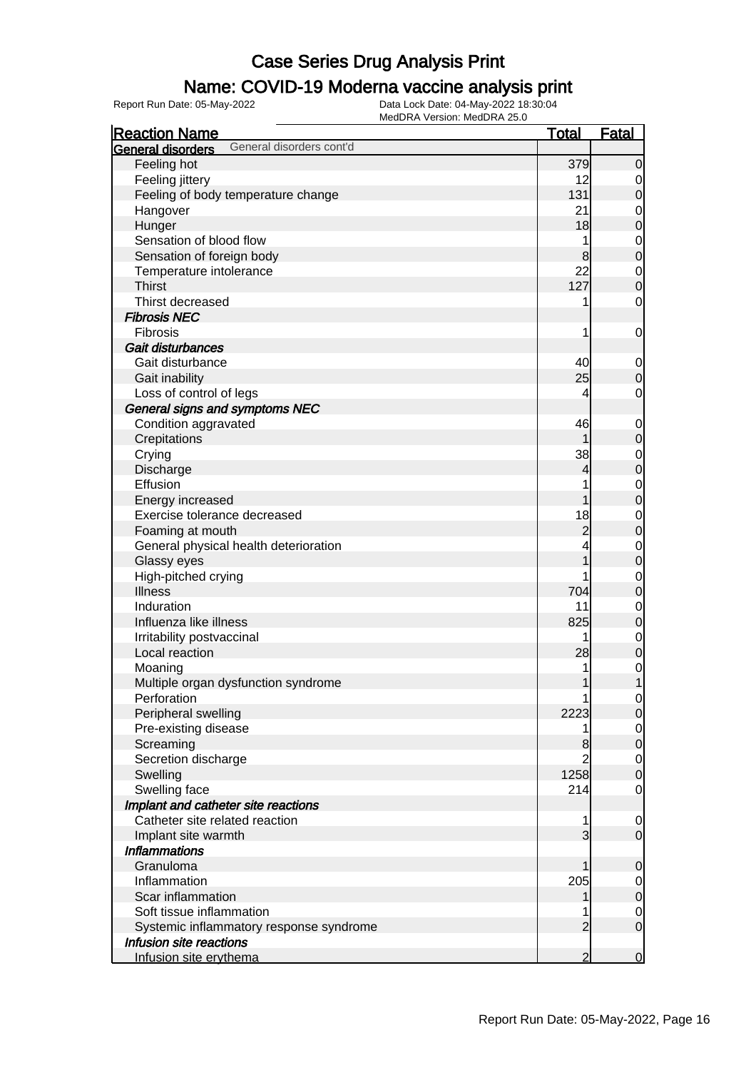# Case Series Drug Analysis Print

## Name: COVID-19 Moderna vaccine analysis print

Report Run Date: 05-May-2022  Data Lock Date: 04-May-2022 18:30:04
MedDRA Version: MedDRA 25.0

| Reaction Name | Total | Fatal |
|---|---|---|
| **General disorders** General disorders cont'd | | |
| Feeling hot | 379 | 0 |
| Feeling jittery | 12 | 0 |
| Feeling of body temperature change | 131 | 0 |
| Hangover | 21 | 0 |
| Hunger | 18 | 0 |
| Sensation of blood flow | 1 | 0 |
| Sensation of foreign body | 8 | 0 |
| Temperature intolerance | 22 | 0 |
| Thirst | 127 | 0 |
| Thirst decreased | 1 | 0 |
| ***Fibrosis NEC*** | | |
| Fibrosis | 1 | 0 |
| ***Gait disturbances*** | | |
| Gait disturbance | 40 | 0 |
| Gait inability | 25 | 0 |
| Loss of control of legs | 4 | 0 |
| ***General signs and symptoms NEC*** | | |
| Condition aggravated | 46 | 0 |
| Crepitations | 1 | 0 |
| Crying | 38 | 0 |
| Discharge | 4 | 0 |
| Effusion | 1 | 0 |
| Energy increased | 1 | 0 |
| Exercise tolerance decreased | 18 | 0 |
| Foaming at mouth | 2 | 0 |
| General physical health deterioration | 4 | 0 |
| Glassy eyes | 1 | 0 |
| High-pitched crying | 1 | 0 |
| Illness | 704 | 0 |
| Induration | 11 | 0 |
| Influenza like illness | 825 | 0 |
| Irritability postvaccinal | 1 | 0 |
| Local reaction | 28 | 0 |
| Moaning | 1 | 0 |
| Multiple organ dysfunction syndrome | 1 | 1 |
| Perforation | 1 | 0 |
| Peripheral swelling | 2223 | 0 |
| Pre-existing disease | 1 | 0 |
| Screaming | 8 | 0 |
| Secretion discharge | 2 | 0 |
| Swelling | 1258 | 0 |
| Swelling face | 214 | 0 |
| ***Implant and catheter site reactions*** | | |
| Catheter site related reaction | 1 | 0 |
| Implant site warmth | 3 | 0 |
| ***Inflammations*** | | |
| Granuloma | 1 | 0 |
| Inflammation | 205 | 0 |
| Scar inflammation | 1 | 0 |
| Soft tissue inflammation | 1 | 0 |
| Systemic inflammatory response syndrome | 2 | 0 |
| ***Infusion site reactions*** | | |
| Infusion site erythema | 2 | 0 |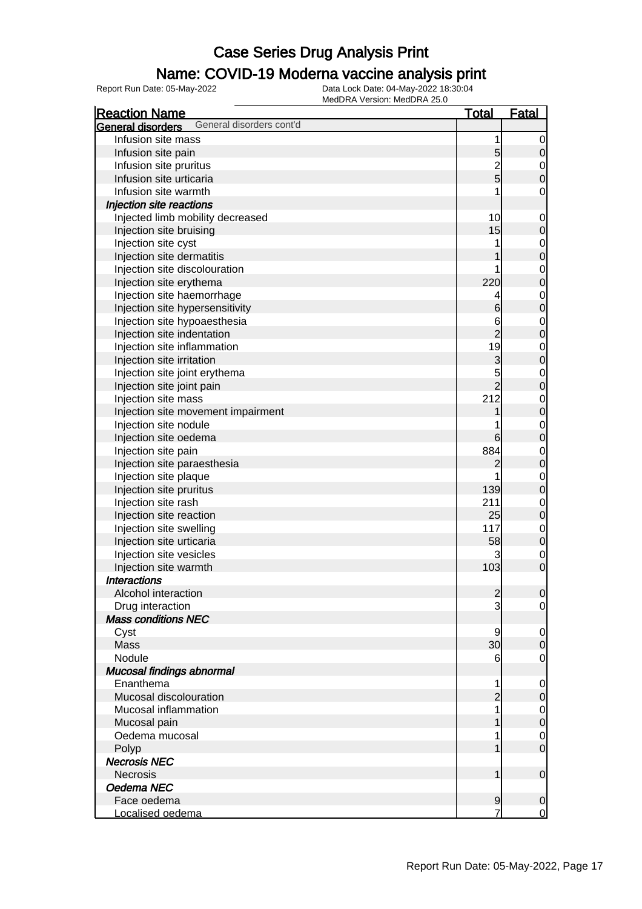# Case Series Drug Analysis Print

## Name: COVID-19 Moderna vaccine analysis print

Report Run Date: 05-May-2022

Data Lock Date: 04-May-2022 18:30:04

MedDRA Version: MedDRA 25.0

| Reaction Name | Total | Fatal |
|---|---|---|
| **General disorders** General disorders cont'd | | |
| Infusion site mass | 1 | 0 |
| Infusion site pain | 5 | 0 |
| Infusion site pruritus | 2 | 0 |
| Infusion site urticaria | 5 | 0 |
| Infusion site warmth | 1 | 0 |
| ***Injection site reactions*** | | |
| Injected limb mobility decreased | 10 | 0 |
| Injection site bruising | 15 | 0 |
| Injection site cyst | 1 | 0 |
| Injection site dermatitis | 1 | 0 |
| Injection site discolouration | 1 | 0 |
| Injection site erythema | 220 | 0 |
| Injection site haemorrhage | 4 | 0 |
| Injection site hypersensitivity | 6 | 0 |
| Injection site hypoaesthesia | 6 | 0 |
| Injection site indentation | 2 | 0 |
| Injection site inflammation | 19 | 0 |
| Injection site irritation | 3 | 0 |
| Injection site joint erythema | 5 | 0 |
| Injection site joint pain | 2 | 0 |
| Injection site mass | 212 | 0 |
| Injection site movement impairment | 1 | 0 |
| Injection site nodule | 1 | 0 |
| Injection site oedema | 6 | 0 |
| Injection site pain | 884 | 0 |
| Injection site paraesthesia | 2 | 0 |
| Injection site plaque | 1 | 0 |
| Injection site pruritus | 139 | 0 |
| Injection site rash | 211 | 0 |
| Injection site reaction | 25 | 0 |
| Injection site swelling | 117 | 0 |
| Injection site urticaria | 58 | 0 |
| Injection site vesicles | 3 | 0 |
| Injection site warmth | 103 | 0 |
| ***Interactions*** | | |
| Alcohol interaction | 2 | 0 |
| Drug interaction | 3 | 0 |
| ***Mass conditions NEC*** | | |
| Cyst | 9 | 0 |
| Mass | 30 | 0 |
| Nodule | 6 | 0 |
| ***Mucosal findings abnormal*** | | |
| Enanthema | 1 | 0 |
| Mucosal discolouration | 2 | 0 |
| Mucosal inflammation | 1 | 0 |
| Mucosal pain | 1 | 0 |
| Oedema mucosal | 1 | 0 |
| Polyp | 1 | 0 |
| ***Necrosis NEC*** | | |
| Necrosis | 1 | 0 |
| ***Oedema NEC*** | | |
| Face oedema | 9 | 0 |
| Localised oedema | 7 | 0 |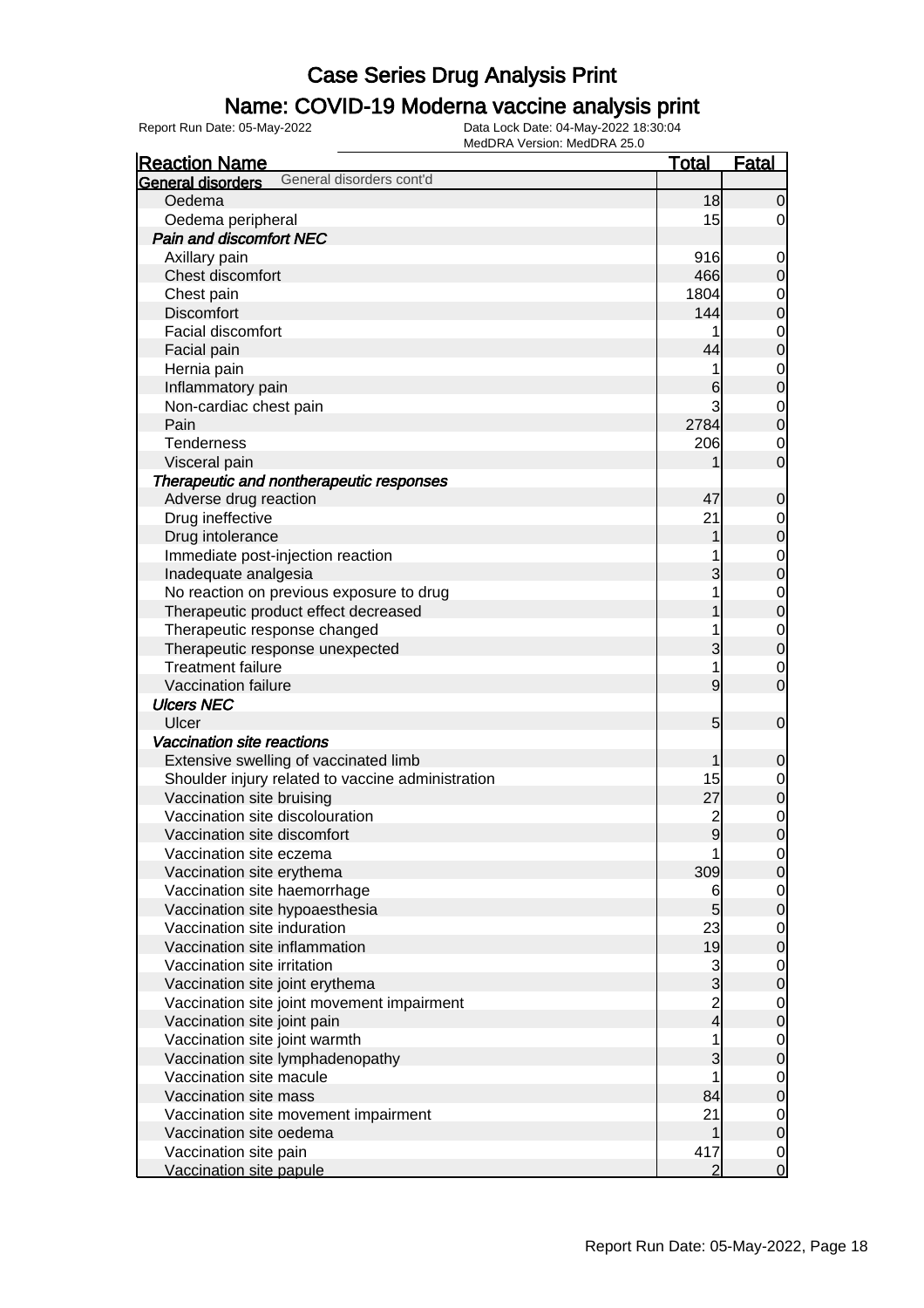# Case Series Drug Analysis Print

## Name: COVID-19 Moderna vaccine analysis print

Report Run Date: 05-May-2022  Data Lock Date: 04-May-2022 18:30:04  
MedDRA Version: MedDRA 25.0

| Reaction Name | Total | Fatal |
|---|---|---|
| **General disorders** General disorders cont'd | | |
| Oedema | 18 | 0 |
| Oedema peripheral | 15 | 0 |
| ***Pain and discomfort NEC*** | | |
| Axillary pain | 916 | 0 |
| Chest discomfort | 466 | 0 |
| Chest pain | 1804 | 0 |
| Discomfort | 144 | 0 |
| Facial discomfort | 1 | 0 |
| Facial pain | 44 | 0 |
| Hernia pain | 1 | 0 |
| Inflammatory pain | 6 | 0 |
| Non-cardiac chest pain | 3 | 0 |
| Pain | 2784 | 0 |
| Tenderness | 206 | 0 |
| Visceral pain | 1 | 0 |
| ***Therapeutic and nontherapeutic responses*** | | |
| Adverse drug reaction | 47 | 0 |
| Drug ineffective | 21 | 0 |
| Drug intolerance | 1 | 0 |
| Immediate post-injection reaction | 1 | 0 |
| Inadequate analgesia | 3 | 0 |
| No reaction on previous exposure to drug | 1 | 0 |
| Therapeutic product effect decreased | 1 | 0 |
| Therapeutic response changed | 1 | 0 |
| Therapeutic response unexpected | 3 | 0 |
| Treatment failure | 1 | 0 |
| Vaccination failure | 9 | 0 |
| ***Ulcers NEC*** | | |
| Ulcer | 5 | 0 |
| ***Vaccination site reactions*** | | |
| Extensive swelling of vaccinated limb | 1 | 0 |
| Shoulder injury related to vaccine administration | 15 | 0 |
| Vaccination site bruising | 27 | 0 |
| Vaccination site discolouration | 2 | 0 |
| Vaccination site discomfort | 9 | 0 |
| Vaccination site eczema | 1 | 0 |
| Vaccination site erythema | 309 | 0 |
| Vaccination site haemorrhage | 6 | 0 |
| Vaccination site hypoaesthesia | 5 | 0 |
| Vaccination site induration | 23 | 0 |
| Vaccination site inflammation | 19 | 0 |
| Vaccination site irritation | 3 | 0 |
| Vaccination site joint erythema | 3 | 0 |
| Vaccination site joint movement impairment | 2 | 0 |
| Vaccination site joint pain | 4 | 0 |
| Vaccination site joint warmth | 1 | 0 |
| Vaccination site lymphadenopathy | 3 | 0 |
| Vaccination site macule | 1 | 0 |
| Vaccination site mass | 84 | 0 |
| Vaccination site movement impairment | 21 | 0 |
| Vaccination site oedema | 1 | 0 |
| Vaccination site pain | 417 | 0 |
| Vaccination site papule | 2 | 0 |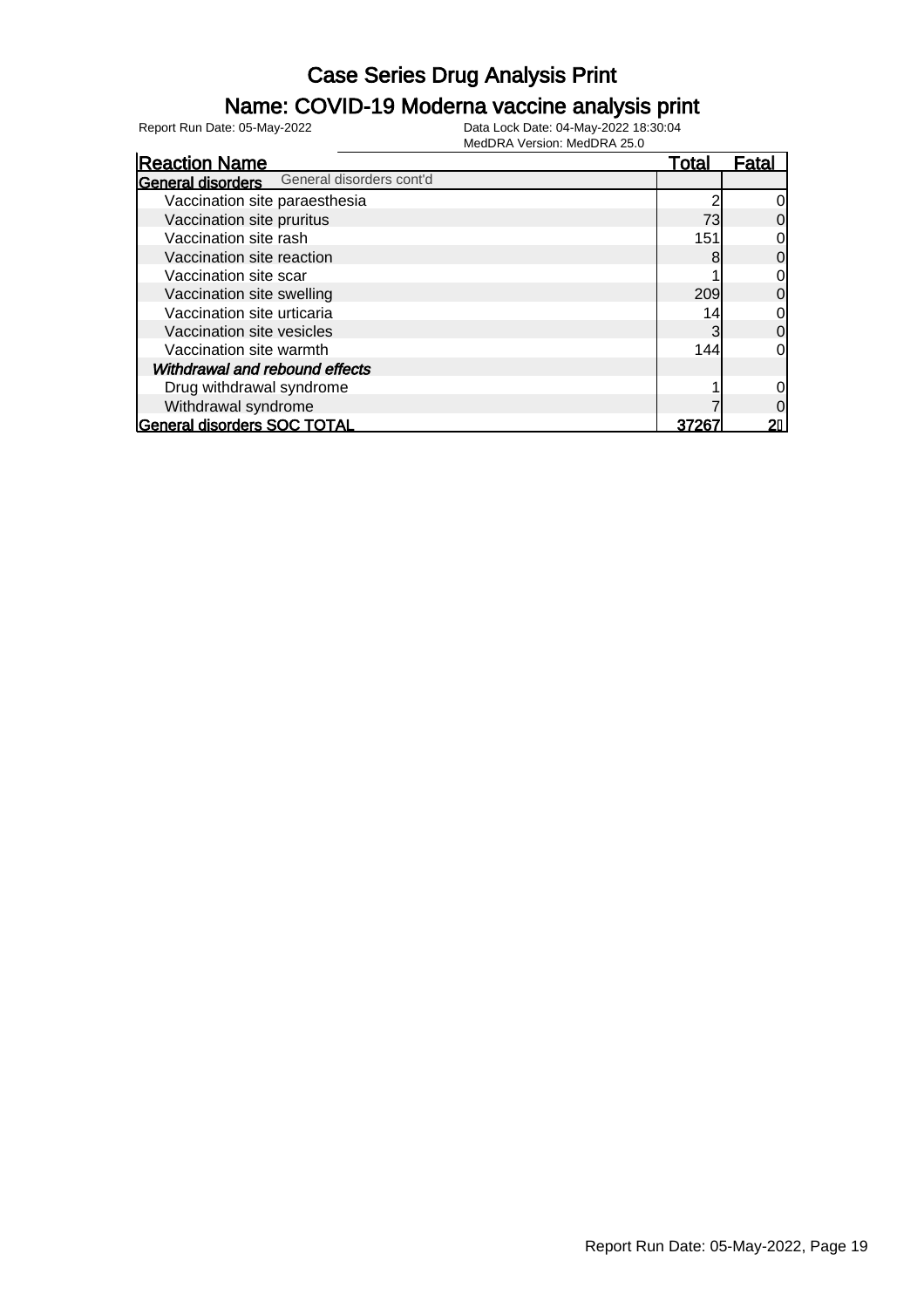# Case Series Drug Analysis Print

## Name: COVID-19 Moderna vaccine analysis print

Report Run Date: 05-May-2022

Data Lock Date: 04-May-2022 18:30:04

MedDRA Version: MedDRA 25.0

| Reaction Name | Total | Fatal |
|---|---|---|
| **General disorders** General disorders cont'd | | |
| Vaccination site paraesthesia | 2 | 0 |
| Vaccination site pruritus | 73 | 0 |
| Vaccination site rash | 151 | 0 |
| Vaccination site reaction | 8 | 0 |
| Vaccination site scar | 1 | 0 |
| Vaccination site swelling | 209 | 0 |
| Vaccination site urticaria | 14 | 0 |
| Vaccination site vesicles | 3 | 0 |
| Vaccination site warmth | 144 | 0 |
| *Withdrawal and rebound effects* | | |
| Drug withdrawal syndrome | 1 | 0 |
| Withdrawal syndrome | 7 | 0 |
| **General disorders SOC TOTAL** | **37267** | **2** |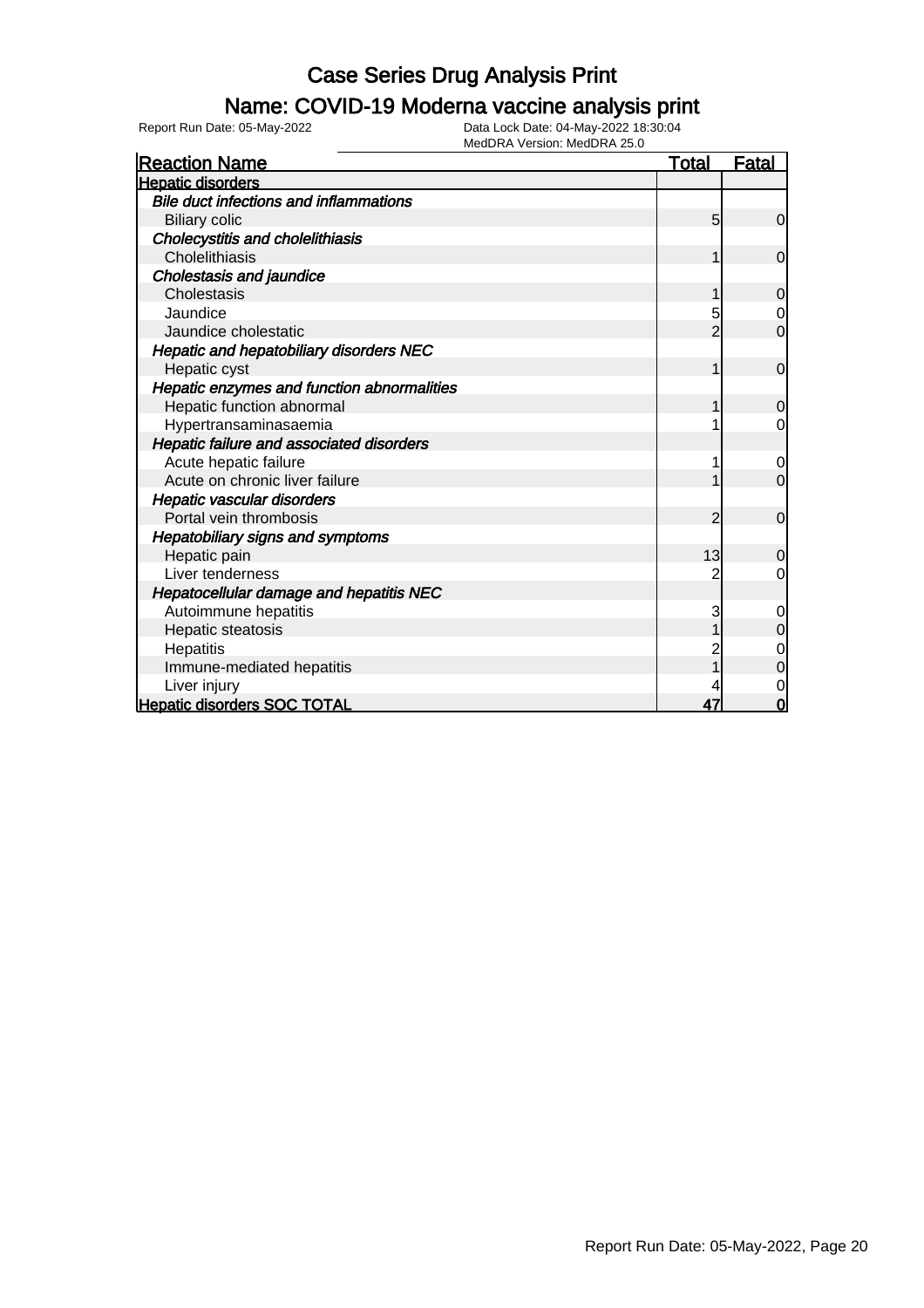# Case Series Drug Analysis Print

## Name: COVID-19 Moderna vaccine analysis print

Report Run Date: 05-May-2022

Data Lock Date: 04-May-2022 18:30:04

MedDRA Version: MedDRA 25.0

| Reaction Name | Total | Fatal |
|---|---|---|
| **Hepatic disorders** | | |
| *Bile duct infections and inflammations* | | |
| Biliary colic | 5 | 0 |
| *Cholecystitis and cholelithiasis* | | |
| Cholelithiasis | 1 | 0 |
| *Cholestasis and jaundice* | | |
| Cholestasis | 1 | 0 |
| Jaundice | 5 | 0 |
| Jaundice cholestatic | 2 | 0 |
| *Hepatic and hepatobiliary disorders NEC* | | |
| Hepatic cyst | 1 | 0 |
| *Hepatic enzymes and function abnormalities* | | |
| Hepatic function abnormal | 1 | 0 |
| Hypertransaminasaemia | 1 | 0 |
| *Hepatic failure and associated disorders* | | |
| Acute hepatic failure | 1 | 0 |
| Acute on chronic liver failure | 1 | 0 |
| *Hepatic vascular disorders* | | |
| Portal vein thrombosis | 2 | 0 |
| *Hepatobiliary signs and symptoms* | | |
| Hepatic pain | 13 | 0 |
| Liver tenderness | 2 | 0 |
| *Hepatocellular damage and hepatitis NEC* | | |
| Autoimmune hepatitis | 3 | 0 |
| Hepatic steatosis | 1 | 0 |
| Hepatitis | 2 | 0 |
| Immune-mediated hepatitis | 1 | 0 |
| Liver injury | 4 | 0 |
| **Hepatic disorders SOC TOTAL** | **47** | **0** |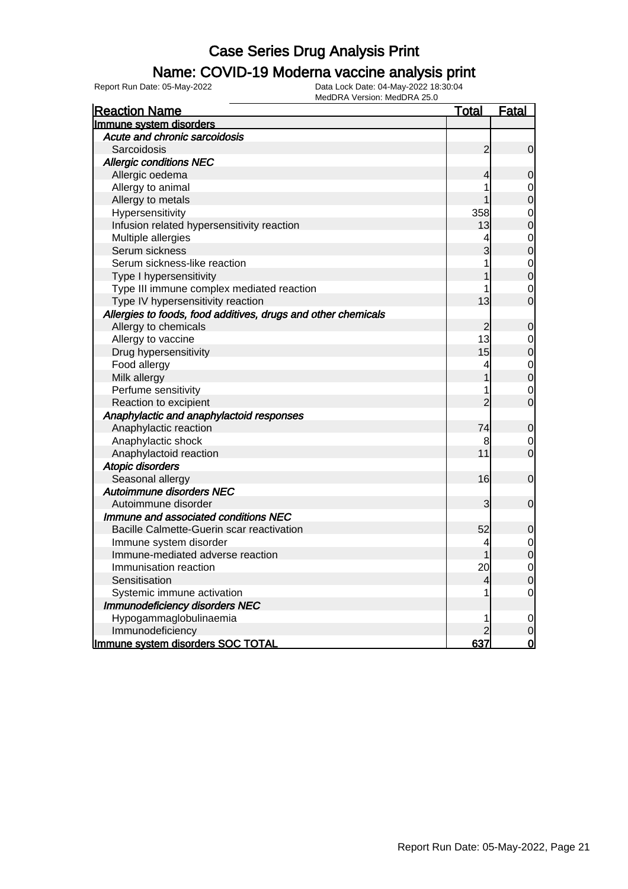# Case Series Drug Analysis Print

## Name: COVID-19 Moderna vaccine analysis print

Report Run Date: 05-May-2022

Data Lock Date: 04-May-2022 18:30:04

MedDRA Version: MedDRA 25.0

| Reaction Name | Total | Fatal |
|---|---|---|
| **Immune system disorders** | | |
| *Acute and chronic sarcoidosis* | | |
| Sarcoidosis | 2 | 0 |
| *Allergic conditions NEC* | | |
| Allergic oedema | 4 | 0 |
| Allergy to animal | 1 | 0 |
| Allergy to metals | 1 | 0 |
| Hypersensitivity | 358 | 0 |
| Infusion related hypersensitivity reaction | 13 | 0 |
| Multiple allergies | 4 | 0 |
| Serum sickness | 3 | 0 |
| Serum sickness-like reaction | 1 | 0 |
| Type I hypersensitivity | 1 | 0 |
| Type III immune complex mediated reaction | 1 | 0 |
| Type IV hypersensitivity reaction | 13 | 0 |
| *Allergies to foods, food additives, drugs and other chemicals* | | |
| Allergy to chemicals | 2 | 0 |
| Allergy to vaccine | 13 | 0 |
| Drug hypersensitivity | 15 | 0 |
| Food allergy | 4 | 0 |
| Milk allergy | 1 | 0 |
| Perfume sensitivity | 1 | 0 |
| Reaction to excipient | 2 | 0 |
| *Anaphylactic and anaphylactoid responses* | | |
| Anaphylactic reaction | 74 | 0 |
| Anaphylactic shock | 8 | 0 |
| Anaphylactoid reaction | 11 | 0 |
| *Atopic disorders* | | |
| Seasonal allergy | 16 | 0 |
| *Autoimmune disorders NEC* | | |
| Autoimmune disorder | 3 | 0 |
| *Immune and associated conditions NEC* | | |
| Bacille Calmette-Guerin scar reactivation | 52 | 0 |
| Immune system disorder | 4 | 0 |
| Immune-mediated adverse reaction | 1 | 0 |
| Immunisation reaction | 20 | 0 |
| Sensitisation | 4 | 0 |
| Systemic immune activation | 1 | 0 |
| *Immunodeficiency disorders NEC* | | |
| Hypogammaglobulinaemia | 1 | 0 |
| Immunodeficiency | 2 | 0 |
| **Immune system disorders SOC TOTAL** | **637** | **0** |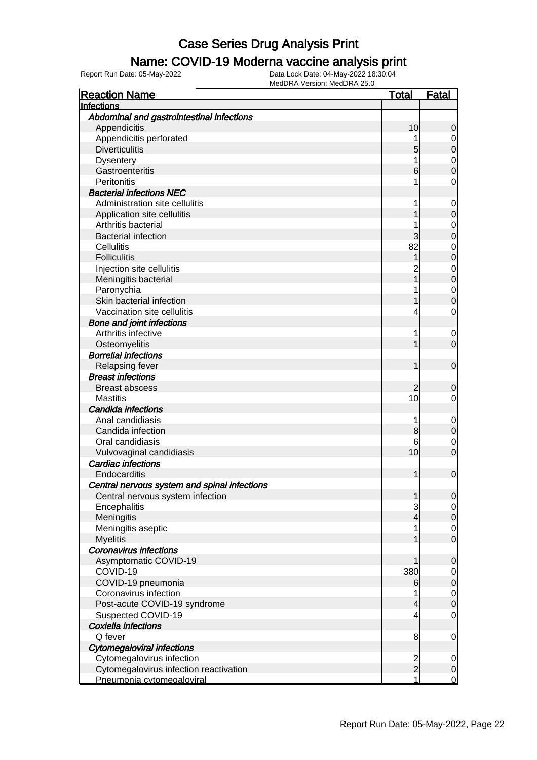# Case Series Drug Analysis Print

## Name: COVID-19 Moderna vaccine analysis print

Report Run Date: 05-May-2022

Data Lock Date: 04-May-2022 18:30:04
MedDRA Version: MedDRA 25.0

| Reaction Name | Total | Fatal |
|---|---|---|
| **Infections** | | |
| *Abdominal and gastrointestinal infections* | | |
| Appendicitis | 10 | 0 |
| Appendicitis perforated | 1 | 0 |
| Diverticulitis | 5 | 0 |
| Dysentery | 1 | 0 |
| Gastroenteritis | 6 | 0 |
| Peritonitis | 1 | 0 |
| *Bacterial infections NEC* | | |
| Administration site cellulitis | 1 | 0 |
| Application site cellulitis | 1 | 0 |
| Arthritis bacterial | 1 | 0 |
| Bacterial infection | 3 | 0 |
| Cellulitis | 82 | 0 |
| Folliculitis | 1 | 0 |
| Injection site cellulitis | 2 | 0 |
| Meningitis bacterial | 1 | 0 |
| Paronychia | 1 | 0 |
| Skin bacterial infection | 1 | 0 |
| Vaccination site cellulitis | 4 | 0 |
| *Bone and joint infections* | | |
| Arthritis infective | 1 | 0 |
| Osteomyelitis | 1 | 0 |
| *Borrelial infections* | | |
| Relapsing fever | 1 | 0 |
| *Breast infections* | | |
| Breast abscess | 2 | 0 |
| Mastitis | 10 | 0 |
| *Candida infections* | | |
| Anal candidiasis | 1 | 0 |
| Candida infection | 8 | 0 |
| Oral candidiasis | 6 | 0 |
| Vulvovaginal candidiasis | 10 | 0 |
| *Cardiac infections* | | |
| Endocarditis | 1 | 0 |
| *Central nervous system and spinal infections* | | |
| Central nervous system infection | 1 | 0 |
| Encephalitis | 3 | 0 |
| Meningitis | 4 | 0 |
| Meningitis aseptic | 1 | 0 |
| Myelitis | 1 | 0 |
| *Coronavirus infections* | | |
| Asymptomatic COVID-19 | 1 | 0 |
| COVID-19 | 380 | 0 |
| COVID-19 pneumonia | 6 | 0 |
| Coronavirus infection | 1 | 0 |
| Post-acute COVID-19 syndrome | 4 | 0 |
| Suspected COVID-19 | 4 | 0 |
| *Coxiella infections* | | |
| Q fever | 8 | 0 |
| *Cytomegaloviral infections* | | |
| Cytomegalovirus infection | 2 | 0 |
| Cytomegalovirus infection reactivation | 2 | 0 |
| Pneumonia cytomegaloviral | 1 | 0 |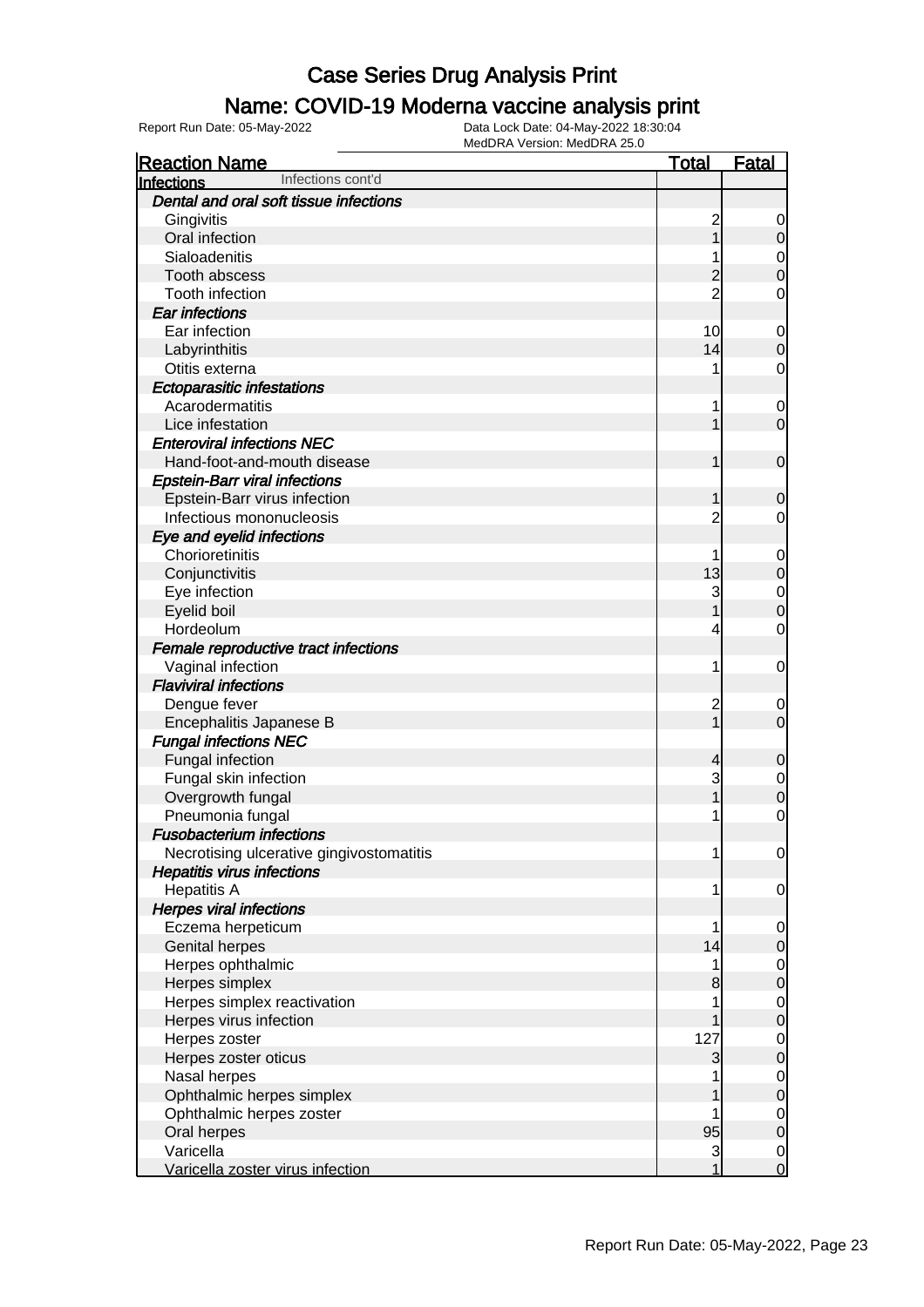# Case Series Drug Analysis Print

## Name: COVID-19 Moderna vaccine analysis print

Report Run Date: 05-May-2022

Data Lock Date: 04-May-2022 18:30:04

MedDRA Version: MedDRA 25.0

| Reaction Name | Total | Fatal |
|---|---|---|
| **Infections** Infections cont'd | | |
| ***Dental and oral soft tissue infections*** | | |
| Gingivitis | 2 | 0 |
| Oral infection | 1 | 0 |
| Sialoadenitis | 1 | 0 |
| Tooth abscess | 2 | 0 |
| Tooth infection | 2 | 0 |
| ***Ear infections*** | | |
| Ear infection | 10 | 0 |
| Labyrinthitis | 14 | 0 |
| Otitis externa | 1 | 0 |
| ***Ectoparasitic infestations*** | | |
| Acarodermatitis | 1 | 0 |
| Lice infestation | 1 | 0 |
| ***Enteroviral infections NEC*** | | |
| Hand-foot-and-mouth disease | 1 | 0 |
| ***Epstein-Barr viral infections*** | | |
| Epstein-Barr virus infection | 1 | 0 |
| Infectious mononucleosis | 2 | 0 |
| ***Eye and eyelid infections*** | | |
| Chorioretinitis | 1 | 0 |
| Conjunctivitis | 13 | 0 |
| Eye infection | 3 | 0 |
| Eyelid boil | 1 | 0 |
| Hordeolum | 4 | 0 |
| ***Female reproductive tract infections*** | | |
| Vaginal infection | 1 | 0 |
| ***Flaviviral infections*** | | |
| Dengue fever | 2 | 0 |
| Encephalitis Japanese B | 1 | 0 |
| ***Fungal infections NEC*** | | |
| Fungal infection | 4 | 0 |
| Fungal skin infection | 3 | 0 |
| Overgrowth fungal | 1 | 0 |
| Pneumonia fungal | 1 | 0 |
| ***Fusobacterium infections*** | | |
| Necrotising ulcerative gingivostomatitis | 1 | 0 |
| ***Hepatitis virus infections*** | | |
| Hepatitis A | 1 | 0 |
| ***Herpes viral infections*** | | |
| Eczema herpeticum | 1 | 0 |
| Genital herpes | 14 | 0 |
| Herpes ophthalmic | 1 | 0 |
| Herpes simplex | 8 | 0 |
| Herpes simplex reactivation | 1 | 0 |
| Herpes virus infection | 1 | 0 |
| Herpes zoster | 127 | 0 |
| Herpes zoster oticus | 3 | 0 |
| Nasal herpes | 1 | 0 |
| Ophthalmic herpes simplex | 1 | 0 |
| Ophthalmic herpes zoster | 1 | 0 |
| Oral herpes | 95 | 0 |
| Varicella | 3 | 0 |
| Varicella zoster virus infection | 1 | 0 |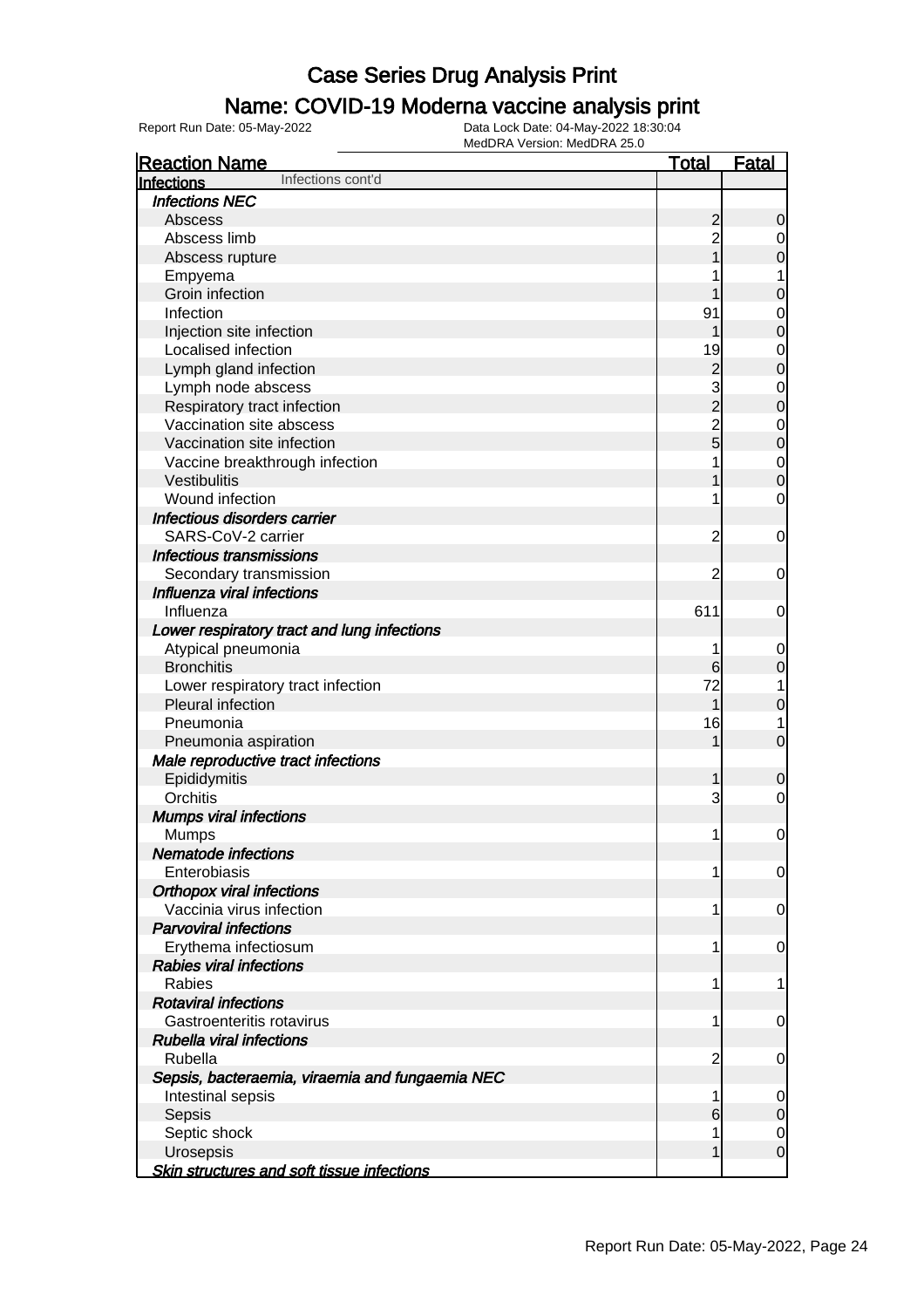# Case Series Drug Analysis Print

## Name: COVID-19 Moderna vaccine analysis print

Report Run Date: 05-May-2022    Data Lock Date: 04-May-2022 18:30:04
MedDRA Version: MedDRA 25.0

| Reaction Name | Total | Fatal |
|---|---|---|
| **Infections** Infections cont'd | | |
| ***Infections NEC*** | | |
| Abscess | 2 | 0 |
| Abscess limb | 2 | 0 |
| Abscess rupture | 1 | 0 |
| Empyema | 1 | 1 |
| Groin infection | 1 | 0 |
| Infection | 91 | 0 |
| Injection site infection | 1 | 0 |
| Localised infection | 19 | 0 |
| Lymph gland infection | 2 | 0 |
| Lymph node abscess | 3 | 0 |
| Respiratory tract infection | 2 | 0 |
| Vaccination site abscess | 2 | 0 |
| Vaccination site infection | 5 | 0 |
| Vaccine breakthrough infection | 1 | 0 |
| Vestibulitis | 1 | 0 |
| Wound infection | 1 | 0 |
| ***Infectious disorders carrier*** | | |
| SARS-CoV-2 carrier | 2 | 0 |
| ***Infectious transmissions*** | | |
| Secondary transmission | 2 | 0 |
| ***Influenza viral infections*** | | |
| Influenza | 611 | 0 |
| ***Lower respiratory tract and lung infections*** | | |
| Atypical pneumonia | 1 | 0 |
| Bronchitis | 6 | 0 |
| Lower respiratory tract infection | 72 | 1 |
| Pleural infection | 1 | 0 |
| Pneumonia | 16 | 1 |
| Pneumonia aspiration | 1 | 0 |
| ***Male reproductive tract infections*** | | |
| Epididymitis | 1 | 0 |
| Orchitis | 3 | 0 |
| ***Mumps viral infections*** | | |
| Mumps | 1 | 0 |
| ***Nematode infections*** | | |
| Enterobiasis | 1 | 0 |
| ***Orthopox viral infections*** | | |
| Vaccinia virus infection | 1 | 0 |
| ***Parvoviral infections*** | | |
| Erythema infectiosum | 1 | 0 |
| ***Rabies viral infections*** | | |
| Rabies | 1 | 1 |
| ***Rotaviral infections*** | | |
| Gastroenteritis rotavirus | 1 | 0 |
| ***Rubella viral infections*** | | |
| Rubella | 2 | 0 |
| ***Sepsis, bacteraemia, viraemia and fungaemia NEC*** | | |
| Intestinal sepsis | 1 | 0 |
| Sepsis | 6 | 0 |
| Septic shock | 1 | 0 |
| Urosepsis | 1 | 0 |
| ***Skin structures and soft tissue infections*** | | |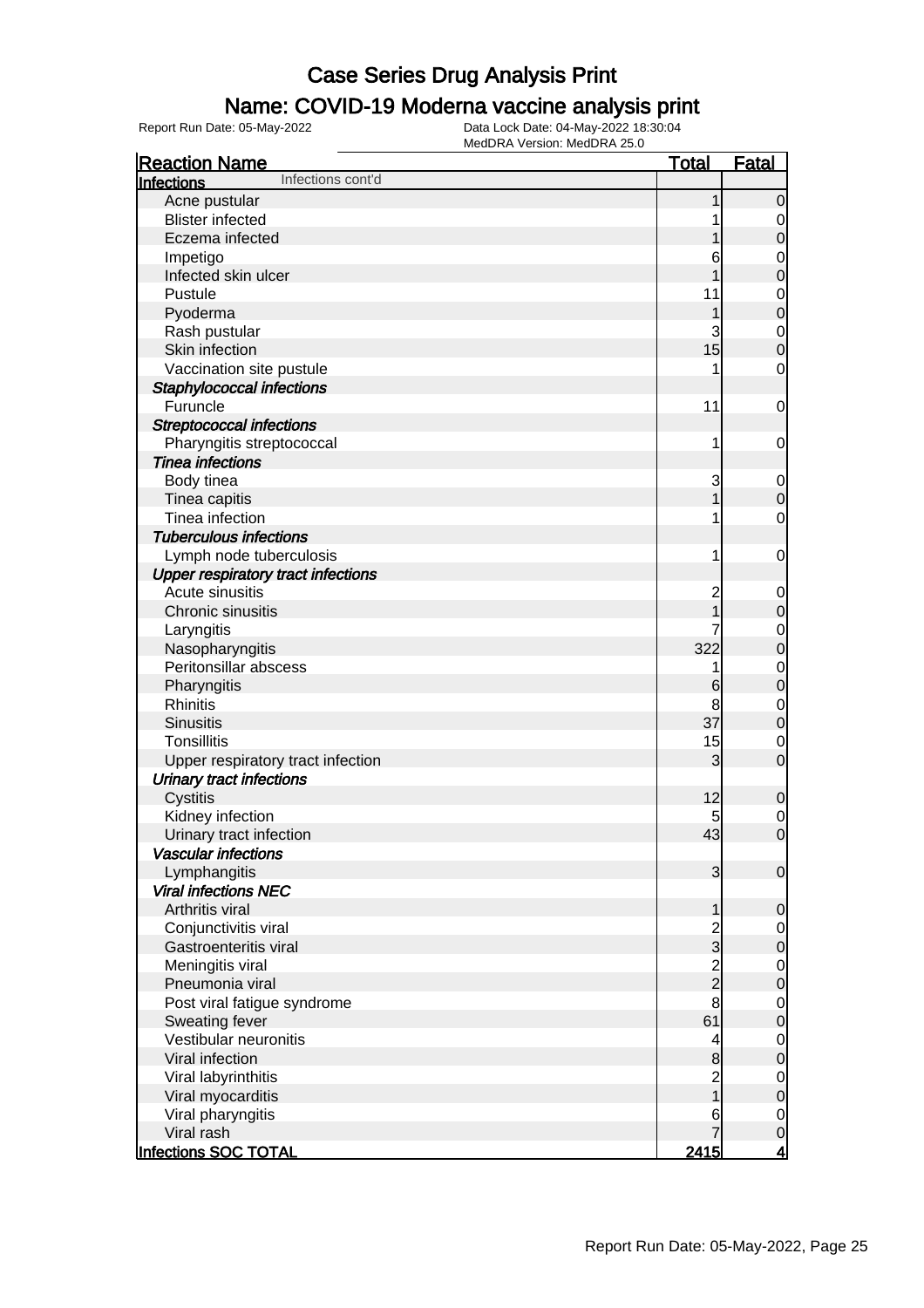# Case Series Drug Analysis Print

## Name: COVID-19 Moderna vaccine analysis print

Report Run Date: 05-May-2022

Data Lock Date: 04-May-2022 18:30:04

MedDRA Version: MedDRA 25.0

| Reaction Name | Total | Fatal |
|---|---|---|
| **Infections** Infections cont'd | | |
| Acne pustular | 1 | 0 |
| Blister infected | 1 | 0 |
| Eczema infected | 1 | 0 |
| Impetigo | 6 | 0 |
| Infected skin ulcer | 1 | 0 |
| Pustule | 11 | 0 |
| Pyoderma | 1 | 0 |
| Rash pustular | 3 | 0 |
| Skin infection | 15 | 0 |
| Vaccination site pustule | 1 | 0 |
| ***Staphylococcal infections*** | | |
| Furuncle | 11 | 0 |
| ***Streptococcal infections*** | | |
| Pharyngitis streptococcal | 1 | 0 |
| ***Tinea infections*** | | |
| Body tinea | 3 | 0 |
| Tinea capitis | 1 | 0 |
| Tinea infection | 1 | 0 |
| ***Tuberculous infections*** | | |
| Lymph node tuberculosis | 1 | 0 |
| ***Upper respiratory tract infections*** | | |
| Acute sinusitis | 2 | 0 |
| Chronic sinusitis | 1 | 0 |
| Laryngitis | 7 | 0 |
| Nasopharyngitis | 322 | 0 |
| Peritonsillar abscess | 1 | 0 |
| Pharyngitis | 6 | 0 |
| Rhinitis | 8 | 0 |
| Sinusitis | 37 | 0 |
| Tonsillitis | 15 | 0 |
| Upper respiratory tract infection | 3 | 0 |
| ***Urinary tract infections*** | | |
| Cystitis | 12 | 0 |
| Kidney infection | 5 | 0 |
| Urinary tract infection | 43 | 0 |
| ***Vascular infections*** | | |
| Lymphangitis | 3 | 0 |
| ***Viral infections NEC*** | | |
| Arthritis viral | 1 | 0 |
| Conjunctivitis viral | 2 | 0 |
| Gastroenteritis viral | 3 | 0 |
| Meningitis viral | 2 | 0 |
| Pneumonia viral | 2 | 0 |
| Post viral fatigue syndrome | 8 | 0 |
| Sweating fever | 61 | 0 |
| Vestibular neuronitis | 4 | 0 |
| Viral infection | 8 | 0 |
| Viral labyrinthitis | 2 | 0 |
| Viral myocarditis | 1 | 0 |
| Viral pharyngitis | 6 | 0 |
| Viral rash | 7 | 0 |
| **Infections SOC TOTAL** | **2415** | **4** |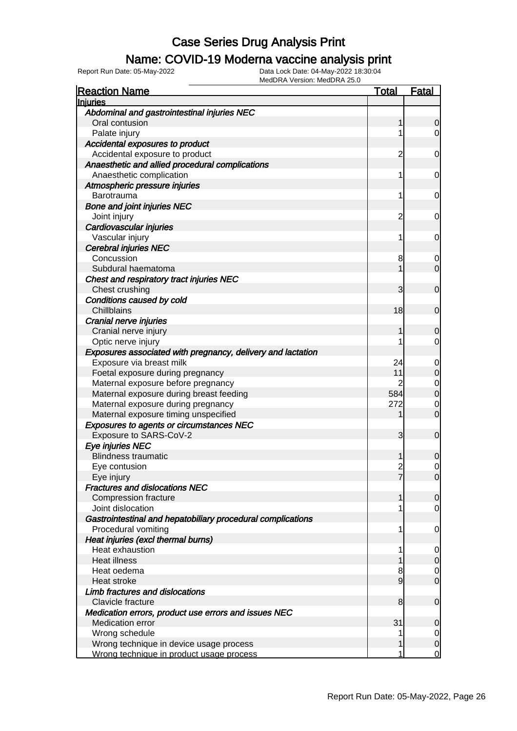# Case Series Drug Analysis Print

## Name: COVID-19 Moderna vaccine analysis print

Report Run Date: 05-May-2022

Data Lock Date: 04-May-2022 18:30:04

MedDRA Version: MedDRA 25.0

| Reaction Name | Total | Fatal |
|---|---|---|
| **Injuries** | | |
| ***Abdominal and gastrointestinal injuries NEC*** | | |
| Oral contusion | 1 | 0 |
| Palate injury | 1 | 0 |
| ***Accidental exposures to product*** | | |
| Accidental exposure to product | 2 | 0 |
| ***Anaesthetic and allied procedural complications*** | | |
| Anaesthetic complication | 1 | 0 |
| ***Atmospheric pressure injuries*** | | |
| Barotrauma | 1 | 0 |
| ***Bone and joint injuries NEC*** | | |
| Joint injury | 2 | 0 |
| ***Cardiovascular injuries*** | | |
| Vascular injury | 1 | 0 |
| ***Cerebral injuries NEC*** | | |
| Concussion | 8 | 0 |
| Subdural haematoma | 1 | 0 |
| ***Chest and respiratory tract injuries NEC*** | | |
| Chest crushing | 3 | 0 |
| ***Conditions caused by cold*** | | |
| Chillblains | 18 | 0 |
| ***Cranial nerve injuries*** | | |
| Cranial nerve injury | 1 | 0 |
| Optic nerve injury | 1 | 0 |
| ***Exposures associated with pregnancy, delivery and lactation*** | | |
| Exposure via breast milk | 24 | 0 |
| Foetal exposure during pregnancy | 11 | 0 |
| Maternal exposure before pregnancy | 2 | 0 |
| Maternal exposure during breast feeding | 584 | 0 |
| Maternal exposure during pregnancy | 272 | 0 |
| Maternal exposure timing unspecified | 1 | 0 |
| ***Exposures to agents or circumstances NEC*** | | |
| Exposure to SARS-CoV-2 | 3 | 0 |
| ***Eye injuries NEC*** | | |
| Blindness traumatic | 1 | 0 |
| Eye contusion | 2 | 0 |
| Eye injury | 7 | 0 |
| ***Fractures and dislocations NEC*** | | |
| Compression fracture | 1 | 0 |
| Joint dislocation | 1 | 0 |
| ***Gastrointestinal and hepatobiliary procedural complications*** | | |
| Procedural vomiting | 1 | 0 |
| ***Heat injuries (excl thermal burns)*** | | |
| Heat exhaustion | 1 | 0 |
| Heat illness | 1 | 0 |
| Heat oedema | 8 | 0 |
| Heat stroke | 9 | 0 |
| ***Limb fractures and dislocations*** | | |
| Clavicle fracture | 8 | 0 |
| ***Medication errors, product use errors and issues NEC*** | | |
| Medication error | 31 | 0 |
| Wrong schedule | 1 | 0 |
| Wrong technique in device usage process | 1 | 0 |
| Wrong technique in product usage process | 1 | 0 |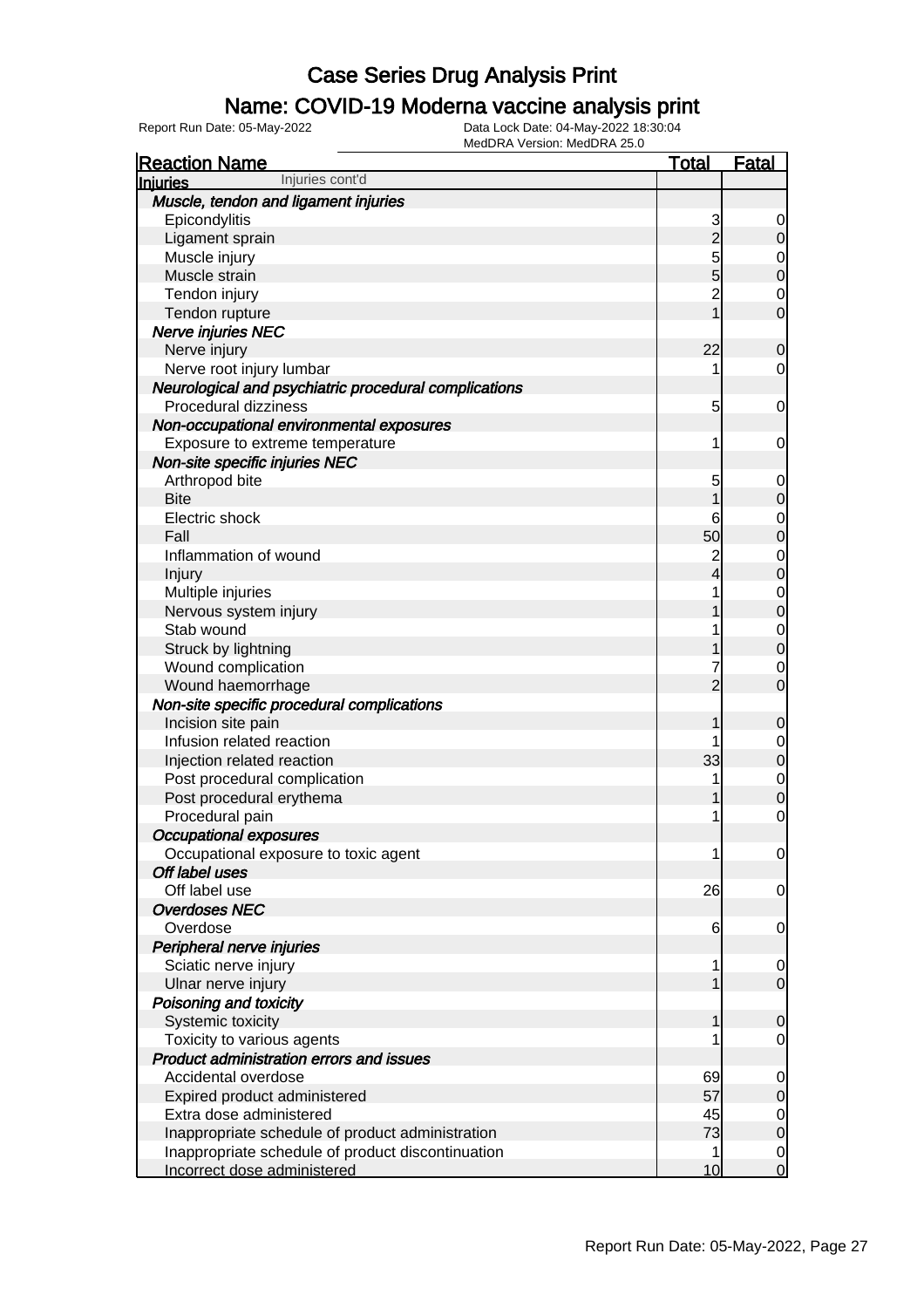# Case Series Drug Analysis Print

## Name: COVID-19 Moderna vaccine analysis print

Report Run Date: 05-May-2022

Data Lock Date: 04-May-2022 18:30:04
MedDRA Version: MedDRA 25.0

| Reaction Name | Total | Fatal |
|---|---|---|
| **Injuries** Injuries cont'd | | |
| ***Muscle, tendon and ligament injuries*** | | |
| Epicondylitis | 3 | 0 |
| Ligament sprain | 2 | 0 |
| Muscle injury | 5 | 0 |
| Muscle strain | 5 | 0 |
| Tendon injury | 2 | 0 |
| Tendon rupture | 1 | 0 |
| ***Nerve injuries NEC*** | | |
| Nerve injury | 22 | 0 |
| Nerve root injury lumbar | 1 | 0 |
| ***Neurological and psychiatric procedural complications*** | | |
| Procedural dizziness | 5 | 0 |
| ***Non-occupational environmental exposures*** | | |
| Exposure to extreme temperature | 1 | 0 |
| ***Non-site specific injuries NEC*** | | |
| Arthropod bite | 5 | 0 |
| Bite | 1 | 0 |
| Electric shock | 6 | 0 |
| Fall | 50 | 0 |
| Inflammation of wound | 2 | 0 |
| Injury | 4 | 0 |
| Multiple injuries | 1 | 0 |
| Nervous system injury | 1 | 0 |
| Stab wound | 1 | 0 |
| Struck by lightning | 1 | 0 |
| Wound complication | 7 | 0 |
| Wound haemorrhage | 2 | 0 |
| ***Non-site specific procedural complications*** | | |
| Incision site pain | 1 | 0 |
| Infusion related reaction | 1 | 0 |
| Injection related reaction | 33 | 0 |
| Post procedural complication | 1 | 0 |
| Post procedural erythema | 1 | 0 |
| Procedural pain | 1 | 0 |
| ***Occupational exposures*** | | |
| Occupational exposure to toxic agent | 1 | 0 |
| ***Off label uses*** | | |
| Off label use | 26 | 0 |
| ***Overdoses NEC*** | | |
| Overdose | 6 | 0 |
| ***Peripheral nerve injuries*** | | |
| Sciatic nerve injury | 1 | 0 |
| Ulnar nerve injury | 1 | 0 |
| ***Poisoning and toxicity*** | | |
| Systemic toxicity | 1 | 0 |
| Toxicity to various agents | 1 | 0 |
| ***Product administration errors and issues*** | | |
| Accidental overdose | 69 | 0 |
| Expired product administered | 57 | 0 |
| Extra dose administered | 45 | 0 |
| Inappropriate schedule of product administration | 73 | 0 |
| Inappropriate schedule of product discontinuation | 1 | 0 |
| Incorrect dose administered | 10 | 0 |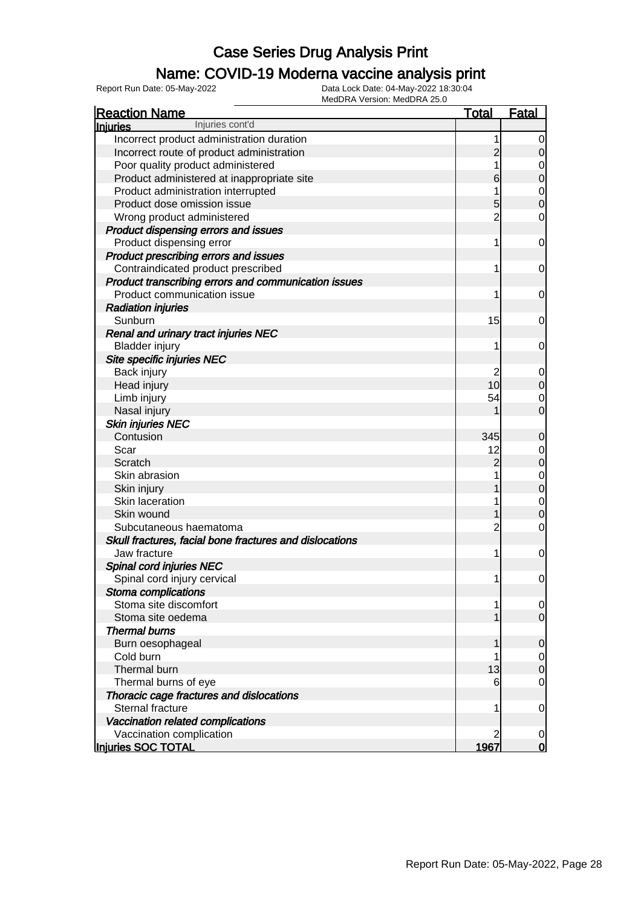# Case Series Drug Analysis Print

## Name: COVID-19 Moderna vaccine analysis print

Report Run Date: 05-May-2022    Data Lock Date: 04-May-2022 18:30:04
MedDRA Version: MedDRA 25.0

| Reaction Name | Total | Fatal |
|---|---|---|
| **Injuries** Injuries cont'd | | |
| Incorrect product administration duration | 1 | 0 |
| Incorrect route of product administration | 2 | 0 |
| Poor quality product administered | 1 | 0 |
| Product administered at inappropriate site | 6 | 0 |
| Product administration interrupted | 1 | 0 |
| Product dose omission issue | 5 | 0 |
| Wrong product administered | 2 | 0 |
| ***Product dispensing errors and issues*** | | |
| Product dispensing error | 1 | 0 |
| ***Product prescribing errors and issues*** | | |
| Contraindicated product prescribed | 1 | 0 |
| ***Product transcribing errors and communication issues*** | | |
| Product communication issue | 1 | 0 |
| ***Radiation injuries*** | | |
| Sunburn | 15 | 0 |
| ***Renal and urinary tract injuries NEC*** | | |
| Bladder injury | 1 | 0 |
| ***Site specific injuries NEC*** | | |
| Back injury | 2 | 0 |
| Head injury | 10 | 0 |
| Limb injury | 54 | 0 |
| Nasal injury | 1 | 0 |
| ***Skin injuries NEC*** | | |
| Contusion | 345 | 0 |
| Scar | 12 | 0 |
| Scratch | 2 | 0 |
| Skin abrasion | 1 | 0 |
| Skin injury | 1 | 0 |
| Skin laceration | 1 | 0 |
| Skin wound | 1 | 0 |
| Subcutaneous haematoma | 2 | 0 |
| ***Skull fractures, facial bone fractures and dislocations*** | | |
| Jaw fracture | 1 | 0 |
| ***Spinal cord injuries NEC*** | | |
| Spinal cord injury cervical | 1 | 0 |
| ***Stoma complications*** | | |
| Stoma site discomfort | 1 | 0 |
| Stoma site oedema | 1 | 0 |
| ***Thermal burns*** | | |
| Burn oesophageal | 1 | 0 |
| Cold burn | 1 | 0 |
| Thermal burn | 13 | 0 |
| Thermal burns of eye | 6 | 0 |
| ***Thoracic cage fractures and dislocations*** | | |
| Sternal fracture | 1 | 0 |
| ***Vaccination related complications*** | | |
| Vaccination complication | 2 | 0 |
| **Injuries SOC TOTAL** | **1967** | **0** |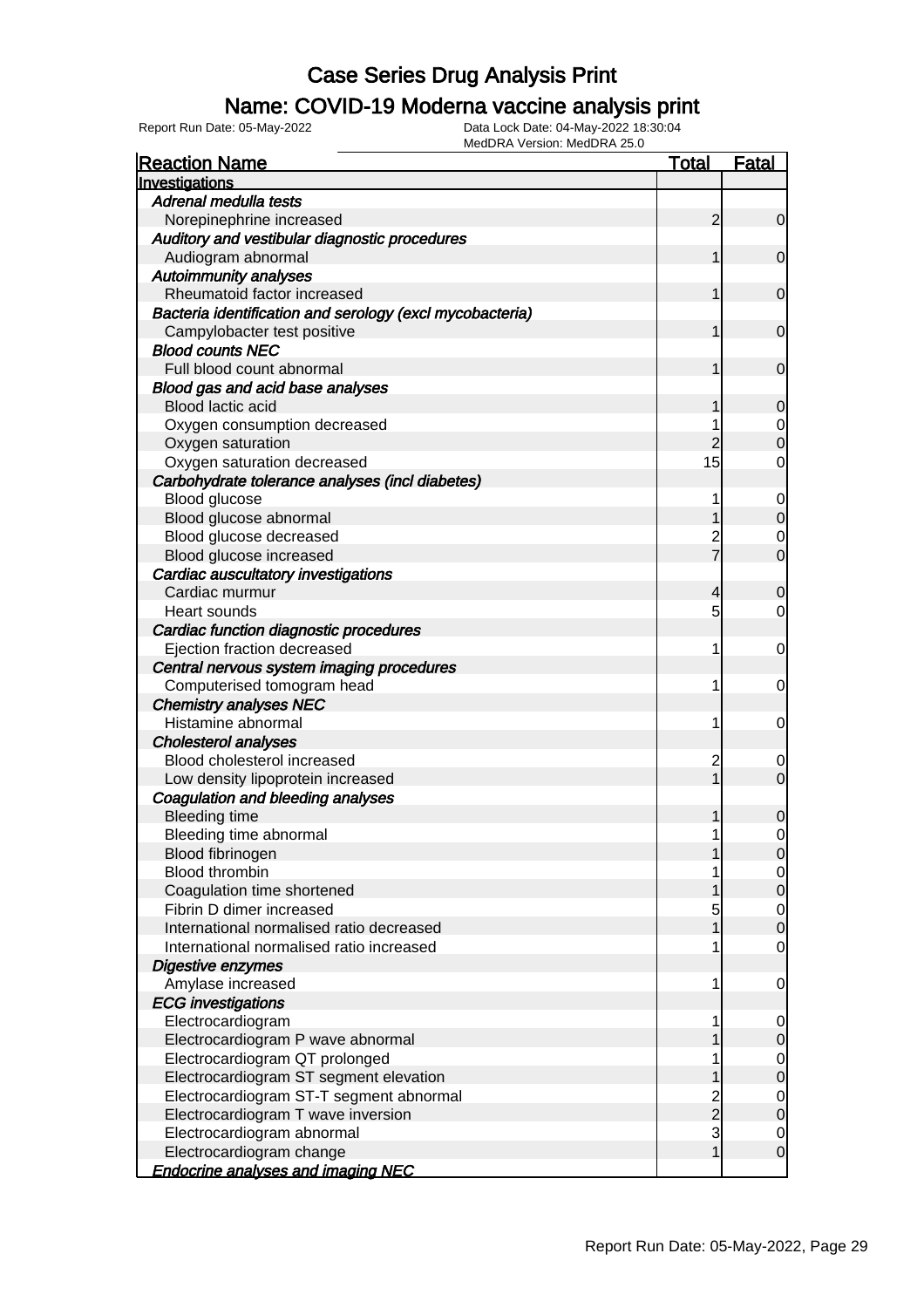# Case Series Drug Analysis Print

## Name: COVID-19 Moderna vaccine analysis print

Report Run Date: 05-May-2022

Data Lock Date: 04-May-2022 18:30:04
MedDRA Version: MedDRA 25.0

| Reaction Name | Total | Fatal |
|---|---|---|
| **Investigations** | | |
| *Adrenal medulla tests* | | |
| Norepinephrine increased | 2 | 0 |
| *Auditory and vestibular diagnostic procedures* | | |
| Audiogram abnormal | 1 | 0 |
| *Autoimmunity analyses* | | |
| Rheumatoid factor increased | 1 | 0 |
| *Bacteria identification and serology (excl mycobacteria)* | | |
| Campylobacter test positive | 1 | 0 |
| *Blood counts NEC* | | |
| Full blood count abnormal | 1 | 0 |
| *Blood gas and acid base analyses* | | |
| Blood lactic acid | 1 | 0 |
| Oxygen consumption decreased | 1 | 0 |
| Oxygen saturation | 2 | 0 |
| Oxygen saturation decreased | 15 | 0 |
| *Carbohydrate tolerance analyses (incl diabetes)* | | |
| Blood glucose | 1 | 0 |
| Blood glucose abnormal | 1 | 0 |
| Blood glucose decreased | 2 | 0 |
| Blood glucose increased | 7 | 0 |
| *Cardiac auscultatory investigations* | | |
| Cardiac murmur | 4 | 0 |
| Heart sounds | 5 | 0 |
| *Cardiac function diagnostic procedures* | | |
| Ejection fraction decreased | 1 | 0 |
| *Central nervous system imaging procedures* | | |
| Computerised tomogram head | 1 | 0 |
| *Chemistry analyses NEC* | | |
| Histamine abnormal | 1 | 0 |
| *Cholesterol analyses* | | |
| Blood cholesterol increased | 2 | 0 |
| Low density lipoprotein increased | 1 | 0 |
| *Coagulation and bleeding analyses* | | |
| Bleeding time | 1 | 0 |
| Bleeding time abnormal | 1 | 0 |
| Blood fibrinogen | 1 | 0 |
| Blood thrombin | 1 | 0 |
| Coagulation time shortened | 1 | 0 |
| Fibrin D dimer increased | 5 | 0 |
| International normalised ratio decreased | 1 | 0 |
| International normalised ratio increased | 1 | 0 |
| *Digestive enzymes* | | |
| Amylase increased | 1 | 0 |
| *ECG investigations* | | |
| Electrocardiogram | 1 | 0 |
| Electrocardiogram P wave abnormal | 1 | 0 |
| Electrocardiogram QT prolonged | 1 | 0 |
| Electrocardiogram ST segment elevation | 1 | 0 |
| Electrocardiogram ST-T segment abnormal | 2 | 0 |
| Electrocardiogram T wave inversion | 2 | 0 |
| Electrocardiogram abnormal | 3 | 0 |
| Electrocardiogram change | 1 | 0 |
| *Endocrine analyses and imaging NEC* | | |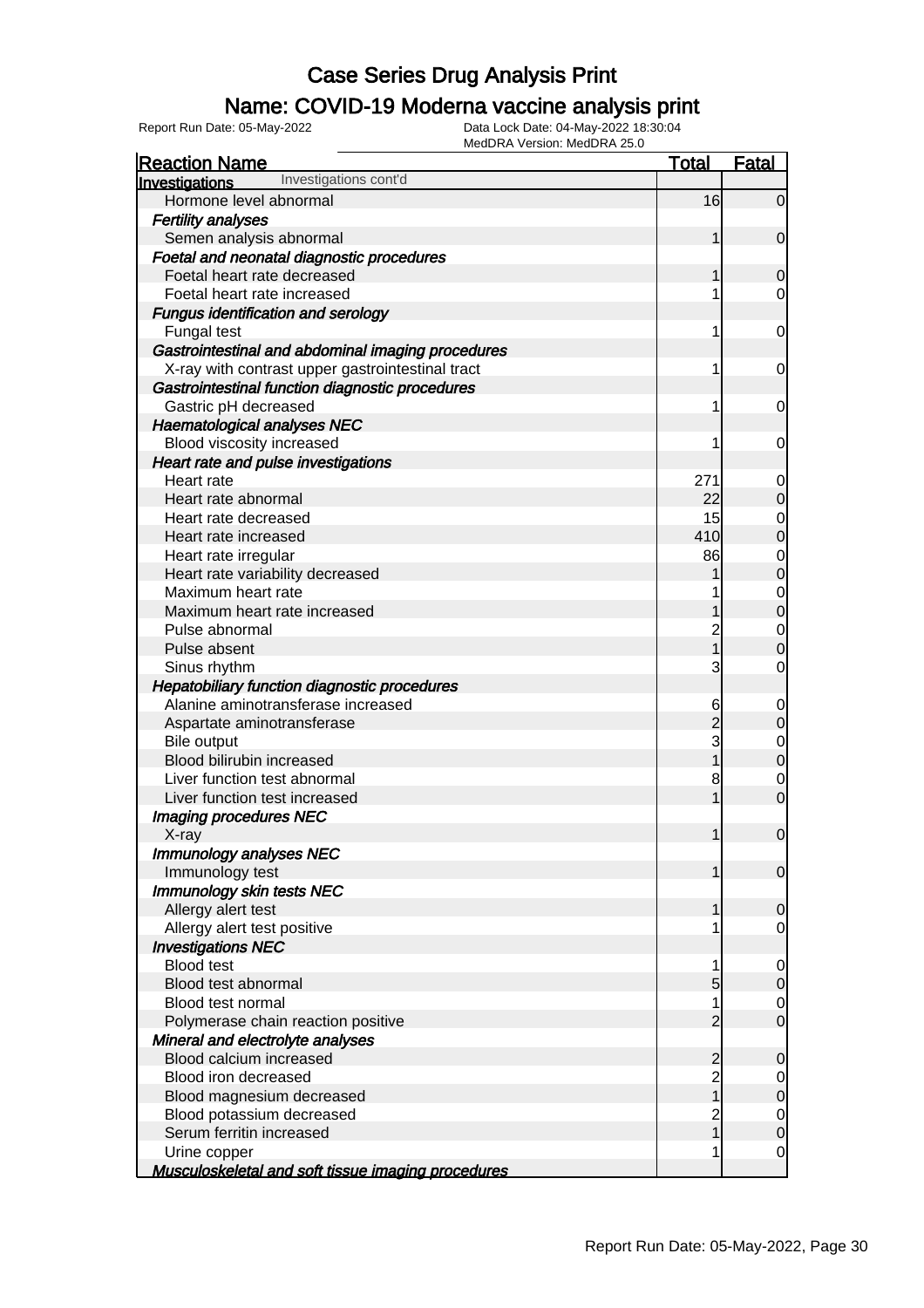# Case Series Drug Analysis Print

## Name: COVID-19 Moderna vaccine analysis print

Report Run Date: 05-May-2022  Data Lock Date: 04-May-2022 18:30:04  
MedDRA Version: MedDRA 25.0

| Reaction Name | Total | Fatal |
|---|---|---|
| **Investigations** Investigations cont'd | | |
| Hormone level abnormal | 16 | 0 |
| ***Fertility analyses*** | | |
| Semen analysis abnormal | 1 | 0 |
| ***Foetal and neonatal diagnostic procedures*** | | |
| Foetal heart rate decreased | 1 | 0 |
| Foetal heart rate increased | 1 | 0 |
| ***Fungus identification and serology*** | | |
| Fungal test | 1 | 0 |
| ***Gastrointestinal and abdominal imaging procedures*** | | |
| X-ray with contrast upper gastrointestinal tract | 1 | 0 |
| ***Gastrointestinal function diagnostic procedures*** | | |
| Gastric pH decreased | 1 | 0 |
| ***Haematological analyses NEC*** | | |
| Blood viscosity increased | 1 | 0 |
| ***Heart rate and pulse investigations*** | | |
| Heart rate | 271 | 0 |
| Heart rate abnormal | 22 | 0 |
| Heart rate decreased | 15 | 0 |
| Heart rate increased | 410 | 0 |
| Heart rate irregular | 86 | 0 |
| Heart rate variability decreased | 1 | 0 |
| Maximum heart rate | 1 | 0 |
| Maximum heart rate increased | 1 | 0 |
| Pulse abnormal | 2 | 0 |
| Pulse absent | 1 | 0 |
| Sinus rhythm | 3 | 0 |
| ***Hepatobiliary function diagnostic procedures*** | | |
| Alanine aminotransferase increased | 6 | 0 |
| Aspartate aminotransferase | 2 | 0 |
| Bile output | 3 | 0 |
| Blood bilirubin increased | 1 | 0 |
| Liver function test abnormal | 8 | 0 |
| Liver function test increased | 1 | 0 |
| ***Imaging procedures NEC*** | | |
| X-ray | 1 | 0 |
| ***Immunology analyses NEC*** | | |
| Immunology test | 1 | 0 |
| ***Immunology skin tests NEC*** | | |
| Allergy alert test | 1 | 0 |
| Allergy alert test positive | 1 | 0 |
| ***Investigations NEC*** | | |
| Blood test | 1 | 0 |
| Blood test abnormal | 5 | 0 |
| Blood test normal | 1 | 0 |
| Polymerase chain reaction positive | 2 | 0 |
| ***Mineral and electrolyte analyses*** | | |
| Blood calcium increased | 2 | 0 |
| Blood iron decreased | 2 | 0 |
| Blood magnesium decreased | 1 | 0 |
| Blood potassium decreased | 2 | 0 |
| Serum ferritin increased | 1 | 0 |
| Urine copper | 1 | 0 |
| ***Musculoskeletal and soft tissue imaging procedures*** | | |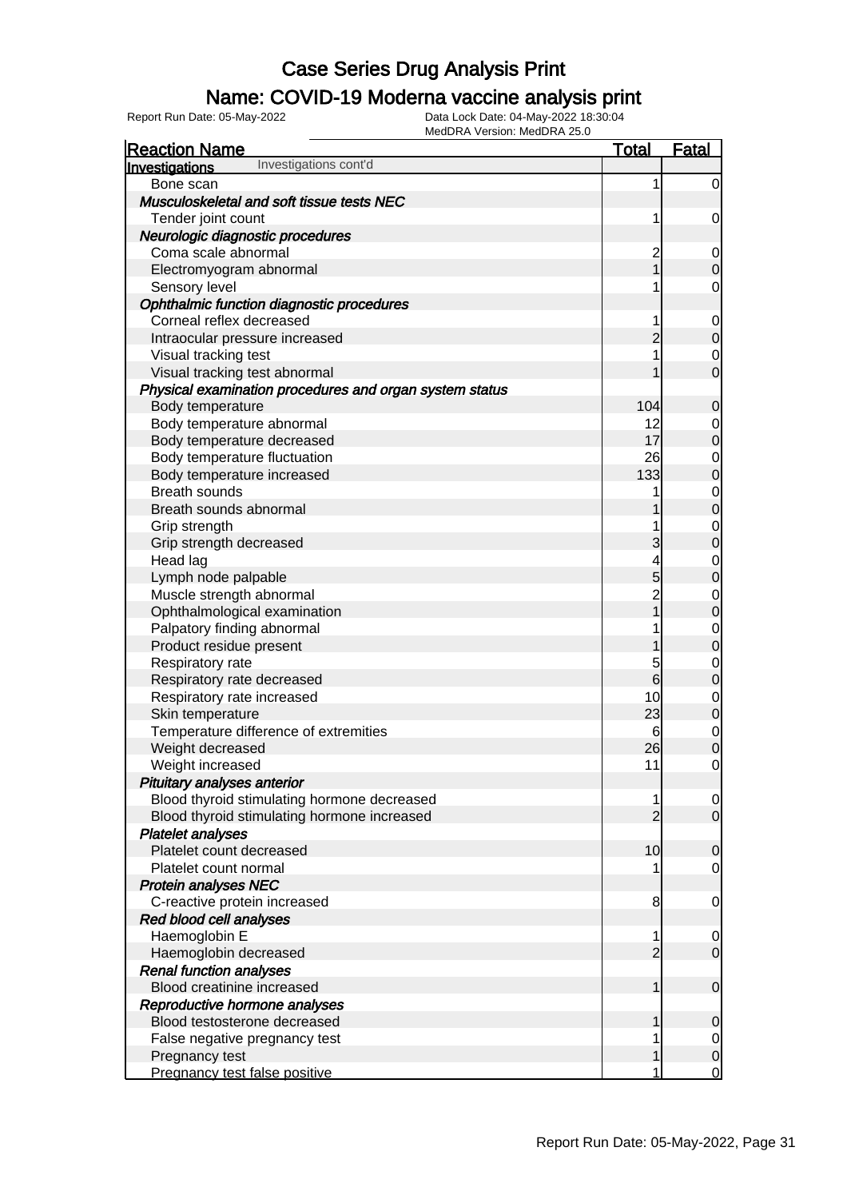# Case Series Drug Analysis Print

## Name: COVID-19 Moderna vaccine analysis print

Report Run Date: 05-May-2022 Data Lock Date: 04-May-2022 18:30:04
MedDRA Version: MedDRA 25.0

| Reaction Name | Total | Fatal |
|---|---|---|
| **Investigations** Investigations cont'd | | |
| Bone scan | 1 | 0 |
| ***Musculoskeletal and soft tissue tests NEC*** | | |
| Tender joint count | 1 | 0 |
| ***Neurologic diagnostic procedures*** | | |
| Coma scale abnormal | 2 | 0 |
| Electromyogram abnormal | 1 | 0 |
| Sensory level | 1 | 0 |
| ***Ophthalmic function diagnostic procedures*** | | |
| Corneal reflex decreased | 1 | 0 |
| Intraocular pressure increased | 2 | 0 |
| Visual tracking test | 1 | 0 |
| Visual tracking test abnormal | 1 | 0 |
| ***Physical examination procedures and organ system status*** | | |
| Body temperature | 104 | 0 |
| Body temperature abnormal | 12 | 0 |
| Body temperature decreased | 17 | 0 |
| Body temperature fluctuation | 26 | 0 |
| Body temperature increased | 133 | 0 |
| Breath sounds | 1 | 0 |
| Breath sounds abnormal | 1 | 0 |
| Grip strength | 1 | 0 |
| Grip strength decreased | 3 | 0 |
| Head lag | 4 | 0 |
| Lymph node palpable | 5 | 0 |
| Muscle strength abnormal | 2 | 0 |
| Ophthalmological examination | 1 | 0 |
| Palpatory finding abnormal | 1 | 0 |
| Product residue present | 1 | 0 |
| Respiratory rate | 5 | 0 |
| Respiratory rate decreased | 6 | 0 |
| Respiratory rate increased | 10 | 0 |
| Skin temperature | 23 | 0 |
| Temperature difference of extremities | 6 | 0 |
| Weight decreased | 26 | 0 |
| Weight increased | 11 | 0 |
| ***Pituitary analyses anterior*** | | |
| Blood thyroid stimulating hormone decreased | 1 | 0 |
| Blood thyroid stimulating hormone increased | 2 | 0 |
| ***Platelet analyses*** | | |
| Platelet count decreased | 10 | 0 |
| Platelet count normal | 1 | 0 |
| ***Protein analyses NEC*** | | |
| C-reactive protein increased | 8 | 0 |
| ***Red blood cell analyses*** | | |
| Haemoglobin E | 1 | 0 |
| Haemoglobin decreased | 2 | 0 |
| ***Renal function analyses*** | | |
| Blood creatinine increased | 1 | 0 |
| ***Reproductive hormone analyses*** | | |
| Blood testosterone decreased | 1 | 0 |
| False negative pregnancy test | 1 | 0 |
| Pregnancy test | 1 | 0 |
| Pregnancy test false positive | 1 | 0 |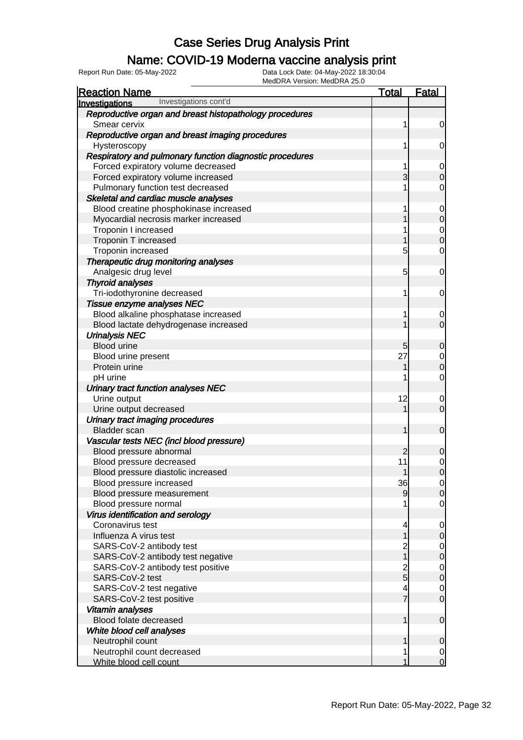# Case Series Drug Analysis Print

## Name: COVID-19 Moderna vaccine analysis print

Report Run Date: 05-May-2022
Data Lock Date: 04-May-2022 18:30:04
MedDRA Version: MedDRA 25.0

| Reaction Name | Total | Fatal |
|---|---|---|
| **Investigations** Investigations cont'd | | |
| ***Reproductive organ and breast histopathology procedures*** | | |
| Smear cervix | 1 | 0 |
| ***Reproductive organ and breast imaging procedures*** | | |
| Hysteroscopy | 1 | 0 |
| ***Respiratory and pulmonary function diagnostic procedures*** | | |
| Forced expiratory volume decreased | 1 | 0 |
| Forced expiratory volume increased | 3 | 0 |
| Pulmonary function test decreased | 1 | 0 |
| ***Skeletal and cardiac muscle analyses*** | | |
| Blood creatine phosphokinase increased | 1 | 0 |
| Myocardial necrosis marker increased | 1 | 0 |
| Troponin I increased | 1 | 0 |
| Troponin T increased | 1 | 0 |
| Troponin increased | 5 | 0 |
| ***Therapeutic drug monitoring analyses*** | | |
| Analgesic drug level | 5 | 0 |
| ***Thyroid analyses*** | | |
| Tri-iodothyronine decreased | 1 | 0 |
| ***Tissue enzyme analyses NEC*** | | |
| Blood alkaline phosphatase increased | 1 | 0 |
| Blood lactate dehydrogenase increased | 1 | 0 |
| ***Urinalysis NEC*** | | |
| Blood urine | 5 | 0 |
| Blood urine present | 27 | 0 |
| Protein urine | 1 | 0 |
| pH urine | 1 | 0 |
| ***Urinary tract function analyses NEC*** | | |
| Urine output | 12 | 0 |
| Urine output decreased | 1 | 0 |
| ***Urinary tract imaging procedures*** | | |
| Bladder scan | 1 | 0 |
| ***Vascular tests NEC (incl blood pressure)*** | | |
| Blood pressure abnormal | 2 | 0 |
| Blood pressure decreased | 11 | 0 |
| Blood pressure diastolic increased | 1 | 0 |
| Blood pressure increased | 36 | 0 |
| Blood pressure measurement | 9 | 0 |
| Blood pressure normal | 1 | 0 |
| ***Virus identification and serology*** | | |
| Coronavirus test | 4 | 0 |
| Influenza A virus test | 1 | 0 |
| SARS-CoV-2 antibody test | 2 | 0 |
| SARS-CoV-2 antibody test negative | 1 | 0 |
| SARS-CoV-2 antibody test positive | 2 | 0 |
| SARS-CoV-2 test | 5 | 0 |
| SARS-CoV-2 test negative | 4 | 0 |
| SARS-CoV-2 test positive | 7 | 0 |
| ***Vitamin analyses*** | | |
| Blood folate decreased | 1 | 0 |
| ***White blood cell analyses*** | | |
| Neutrophil count | 1 | 0 |
| Neutrophil count decreased | 1 | 0 |
| White blood cell count | 1 | 0 |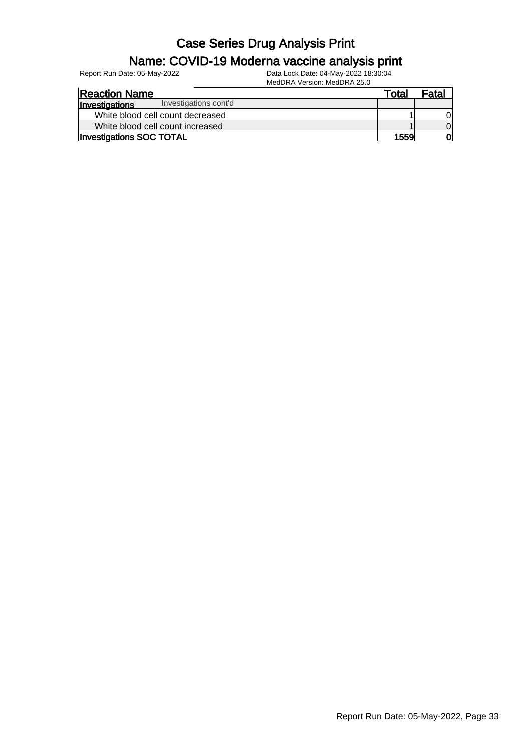# Case Series Drug Analysis Print

## Name: COVID-19 Moderna vaccine analysis print

Report Run Date: 05-May-2022

Data Lock Date: 04-May-2022 18:30:04

MedDRA Version: MedDRA 25.0

| Reaction Name | Total | Fatal |
|---|---|---|
| **Investigations** Investigations cont'd | | |
| White blood cell count decreased | 1 | 0 |
| White blood cell count increased | 1 | 0 |
| **Investigations SOC TOTAL** | **1559** | **0** |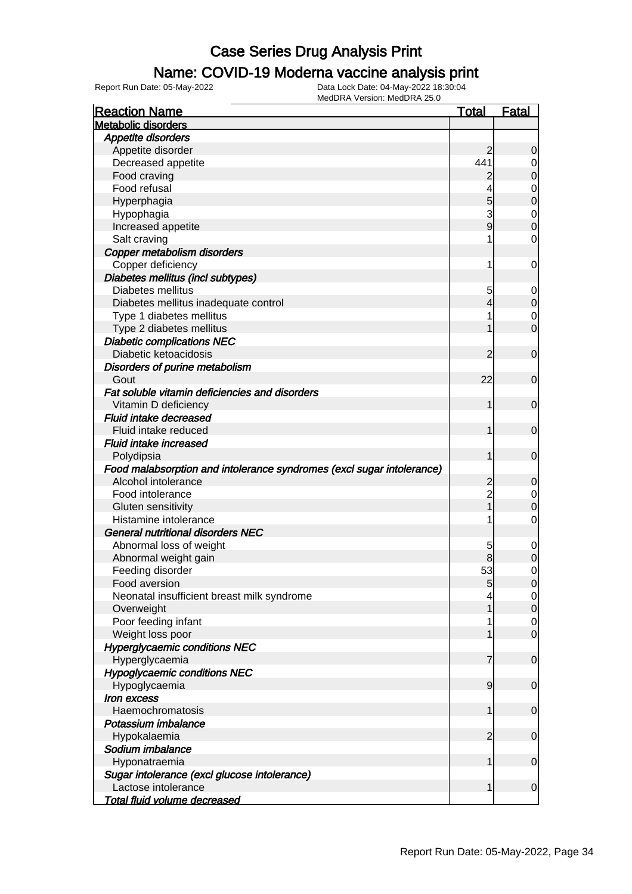# Case Series Drug Analysis Print

## Name: COVID-19 Moderna vaccine analysis print

Report Run Date: 05-May-2022

Data Lock Date: 04-May-2022 18:30:04

MedDRA Version: MedDRA 25.0

| Reaction Name | Total | Fatal |
|---|---|---|
| **Metabolic disorders** | | |
| ***Appetite disorders*** | | |
| Appetite disorder | 2 | 0 |
| Decreased appetite | 441 | 0 |
| Food craving | 2 | 0 |
| Food refusal | 4 | 0 |
| Hyperphagia | 5 | 0 |
| Hypophagia | 3 | 0 |
| Increased appetite | 9 | 0 |
| Salt craving | 1 | 0 |
| ***Copper metabolism disorders*** | | |
| Copper deficiency | 1 | 0 |
| ***Diabetes mellitus (incl subtypes)*** | | |
| Diabetes mellitus | 5 | 0 |
| Diabetes mellitus inadequate control | 4 | 0 |
| Type 1 diabetes mellitus | 1 | 0 |
| Type 2 diabetes mellitus | 1 | 0 |
| ***Diabetic complications NEC*** | | |
| Diabetic ketoacidosis | 2 | 0 |
| ***Disorders of purine metabolism*** | | |
| Gout | 22 | 0 |
| ***Fat soluble vitamin deficiencies and disorders*** | | |
| Vitamin D deficiency | 1 | 0 |
| ***Fluid intake decreased*** | | |
| Fluid intake reduced | 1 | 0 |
| ***Fluid intake increased*** | | |
| Polydipsia | 1 | 0 |
| ***Food malabsorption and intolerance syndromes (excl sugar intolerance)*** | | |
| Alcohol intolerance | 2 | 0 |
| Food intolerance | 2 | 0 |
| Gluten sensitivity | 1 | 0 |
| Histamine intolerance | 1 | 0 |
| ***General nutritional disorders NEC*** | | |
| Abnormal loss of weight | 5 | 0 |
| Abnormal weight gain | 8 | 0 |
| Feeding disorder | 53 | 0 |
| Food aversion | 5 | 0 |
| Neonatal insufficient breast milk syndrome | 4 | 0 |
| Overweight | 1 | 0 |
| Poor feeding infant | 1 | 0 |
| Weight loss poor | 1 | 0 |
| ***Hyperglycaemic conditions NEC*** | | |
| Hyperglycaemia | 7 | 0 |
| ***Hypoglycaemic conditions NEC*** | | |
| Hypoglycaemia | 9 | 0 |
| ***Iron excess*** | | |
| Haemochromatosis | 1 | 0 |
| ***Potassium imbalance*** | | |
| Hypokalaemia | 2 | 0 |
| ***Sodium imbalance*** | | |
| Hyponatraemia | 1 | 0 |
| ***Sugar intolerance (excl glucose intolerance)*** | | |
| Lactose intolerance | 1 | 0 |
| ***Total fluid volume decreased*** | | |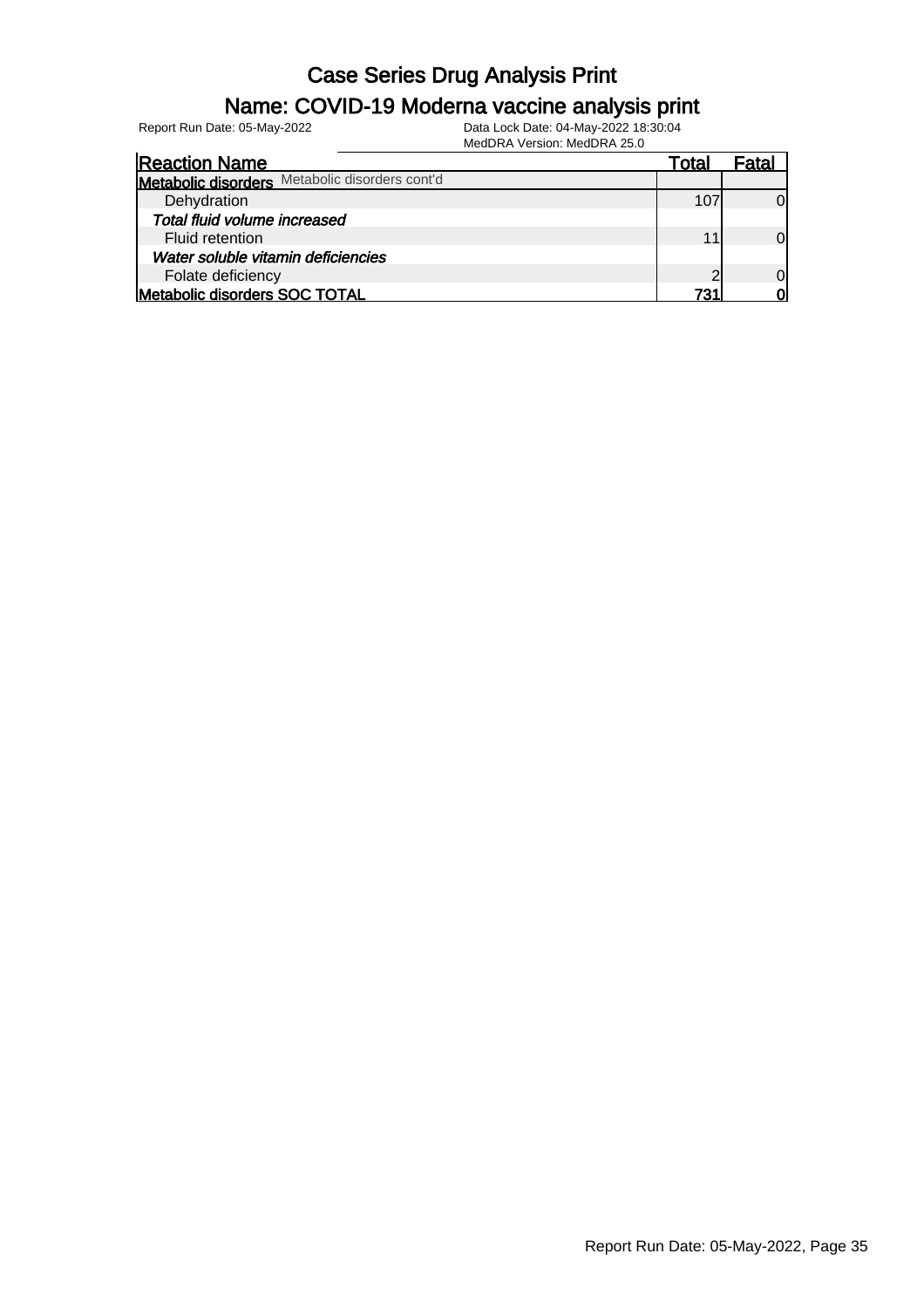# Case Series Drug Analysis Print

## Name: COVID-19 Moderna vaccine analysis print

Report Run Date: 05-May-2022

Data Lock Date: 04-May-2022 18:30:04

MedDRA Version: MedDRA 25.0

| Reaction Name | Total | Fatal |
|---|---|---|
| **Metabolic disorders** Metabolic disorders cont'd | | |
| Dehydration | 107 | 0 |
| ***Total fluid volume increased*** | | |
| Fluid retention | 11 | 0 |
| ***Water soluble vitamin deficiencies*** | | |
| Folate deficiency | 2 | 0 |
| **Metabolic disorders SOC TOTAL** | **731** | **0** |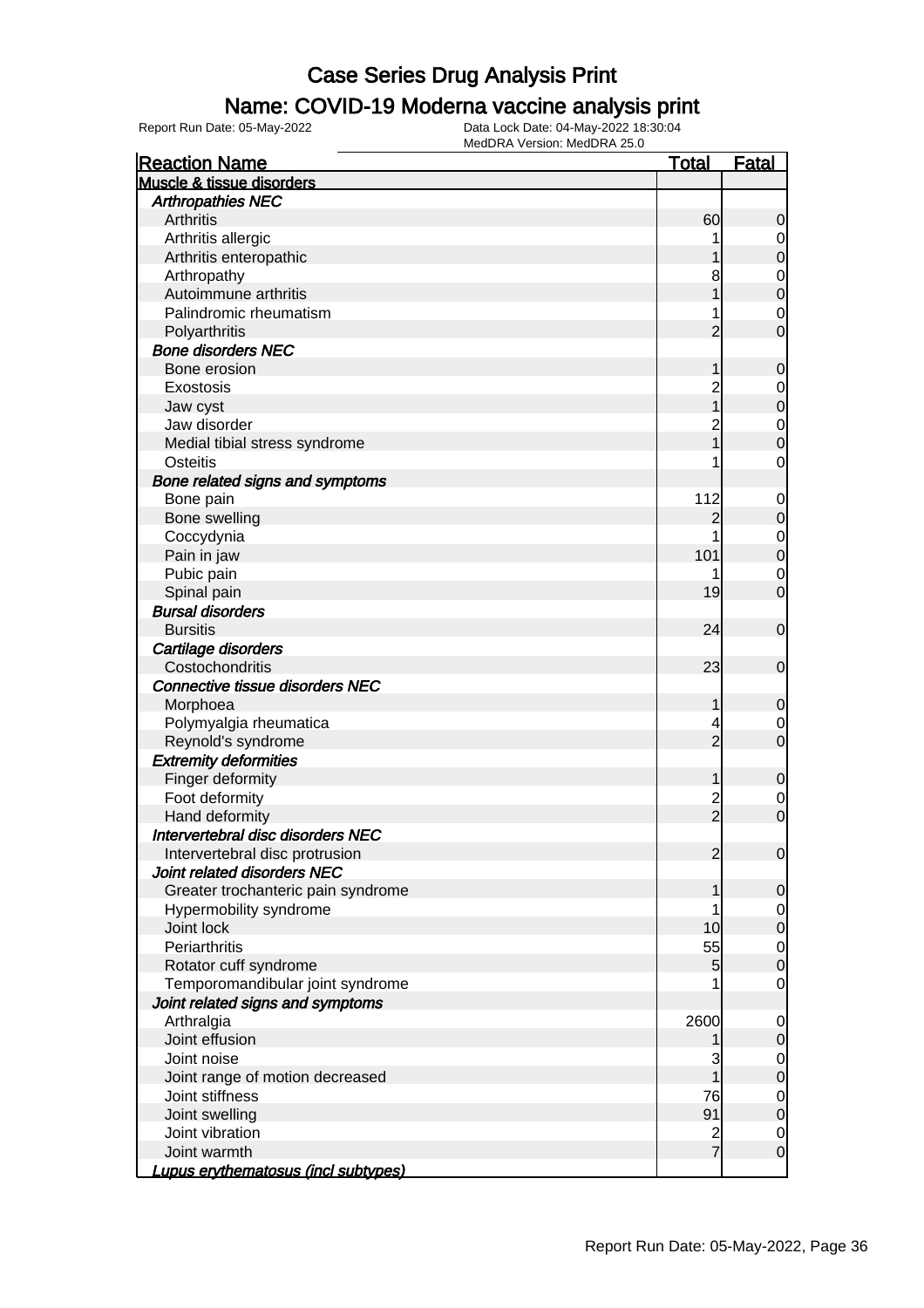# Case Series Drug Analysis Print

## Name: COVID-19 Moderna vaccine analysis print

Report Run Date: 05-May-2022

Data Lock Date: 04-May-2022 18:30:04

MedDRA Version: MedDRA 25.0

| Reaction Name | Total | Fatal |
|---|---|---|
| **Muscle & tissue disorders** | | |
| ***Arthropathies NEC*** | | |
| Arthritis | 60 | 0 |
| Arthritis allergic | 1 | 0 |
| Arthritis enteropathic | 1 | 0 |
| Arthropathy | 8 | 0 |
| Autoimmune arthritis | 1 | 0 |
| Palindromic rheumatism | 1 | 0 |
| Polyarthritis | 2 | 0 |
| ***Bone disorders NEC*** | | |
| Bone erosion | 1 | 0 |
| Exostosis | 2 | 0 |
| Jaw cyst | 1 | 0 |
| Jaw disorder | 2 | 0 |
| Medial tibial stress syndrome | 1 | 0 |
| Osteitis | 1 | 0 |
| ***Bone related signs and symptoms*** | | |
| Bone pain | 112 | 0 |
| Bone swelling | 2 | 0 |
| Coccydynia | 1 | 0 |
| Pain in jaw | 101 | 0 |
| Pubic pain | 1 | 0 |
| Spinal pain | 19 | 0 |
| ***Bursal disorders*** | | |
| Bursitis | 24 | 0 |
| ***Cartilage disorders*** | | |
| Costochondritis | 23 | 0 |
| ***Connective tissue disorders NEC*** | | |
| Morphoea | 1 | 0 |
| Polymyalgia rheumatica | 4 | 0 |
| Reynold's syndrome | 2 | 0 |
| ***Extremity deformities*** | | |
| Finger deformity | 1 | 0 |
| Foot deformity | 2 | 0 |
| Hand deformity | 2 | 0 |
| ***Intervertebral disc disorders NEC*** | | |
| Intervertebral disc protrusion | 2 | 0 |
| ***Joint related disorders NEC*** | | |
| Greater trochanteric pain syndrome | 1 | 0 |
| Hypermobility syndrome | 1 | 0 |
| Joint lock | 10 | 0 |
| Periarthritis | 55 | 0 |
| Rotator cuff syndrome | 5 | 0 |
| Temporomandibular joint syndrome | 1 | 0 |
| ***Joint related signs and symptoms*** | | |
| Arthralgia | 2600 | 0 |
| Joint effusion | 1 | 0 |
| Joint noise | 3 | 0 |
| Joint range of motion decreased | 1 | 0 |
| Joint stiffness | 76 | 0 |
| Joint swelling | 91 | 0 |
| Joint vibration | 2 | 0 |
| Joint warmth | 7 | 0 |
| ***Lupus erythematosus (incl subtypes)*** | | |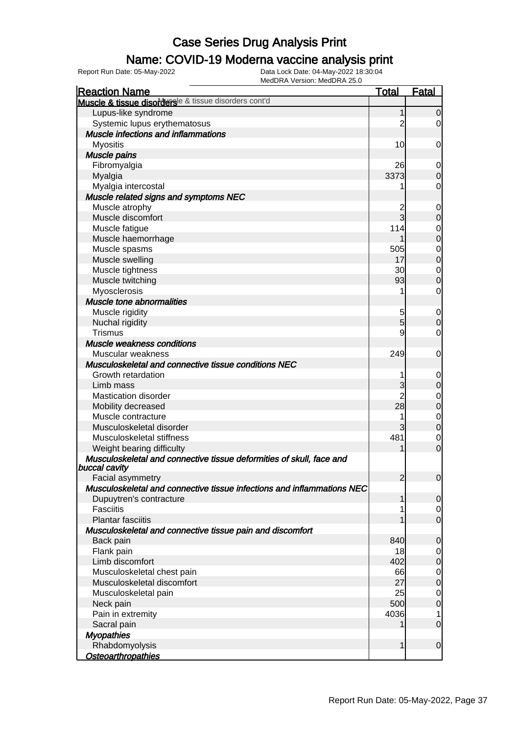# Case Series Drug Analysis Print

## Name: COVID-19 Moderna vaccine analysis print

Report Run Date: 05-May-2022 | Data Lock Date: 04-May-2022 18:30:04 | MedDRA Version: MedDRA 25.0

| Reaction Name | Total | Fatal |
|---|---|---|
| **Muscle & tissue disorders** Muscle & tissue disorders cont'd | | |
| Lupus-like syndrome | 1 | 0 |
| Systemic lupus erythematosus | 2 | 0 |
| ***Muscle infections and inflammations*** | | |
| Myositis | 10 | 0 |
| ***Muscle pains*** | | |
| Fibromyalgia | 26 | 0 |
| Myalgia | 3373 | 0 |
| Myalgia intercostal | 1 | 0 |
| ***Muscle related signs and symptoms NEC*** | | |
| Muscle atrophy | 2 | 0 |
| Muscle discomfort | 3 | 0 |
| Muscle fatigue | 114 | 0 |
| Muscle haemorrhage | 1 | 0 |
| Muscle spasms | 505 | 0 |
| Muscle swelling | 17 | 0 |
| Muscle tightness | 30 | 0 |
| Muscle twitching | 93 | 0 |
| Myosclerosis | 1 | 0 |
| ***Muscle tone abnormalities*** | | |
| Muscle rigidity | 5 | 0 |
| Nuchal rigidity | 5 | 0 |
| Trismus | 9 | 0 |
| ***Muscle weakness conditions*** | | |
| Muscular weakness | 249 | 0 |
| ***Musculoskeletal and connective tissue conditions NEC*** | | |
| Growth retardation | 1 | 0 |
| Limb mass | 3 | 0 |
| Mastication disorder | 2 | 0 |
| Mobility decreased | 28 | 0 |
| Muscle contracture | 1 | 0 |
| Musculoskeletal disorder | 3 | 0 |
| Musculoskeletal stiffness | 481 | 0 |
| Weight bearing difficulty | 1 | 0 |
| ***Musculoskeletal and connective tissue deformities of skull, face and buccal cavity*** | | |
| Facial asymmetry | 2 | 0 |
| ***Musculoskeletal and connective tissue infections and inflammations NEC*** | | |
| Dupuytren's contracture | 1 | 0 |
| Fasciitis | 1 | 0 |
| Plantar fasciitis | 1 | 0 |
| ***Musculoskeletal and connective tissue pain and discomfort*** | | |
| Back pain | 840 | 0 |
| Flank pain | 18 | 0 |
| Limb discomfort | 402 | 0 |
| Musculoskeletal chest pain | 66 | 0 |
| Musculoskeletal discomfort | 27 | 0 |
| Musculoskeletal pain | 25 | 0 |
| Neck pain | 500 | 0 |
| Pain in extremity | 4036 | 1 |
| Sacral pain | 1 | 0 |
| ***Myopathies*** | | |
| Rhabdomyolysis | 1 | 0 |
| ***Osteoarthropathies*** | | |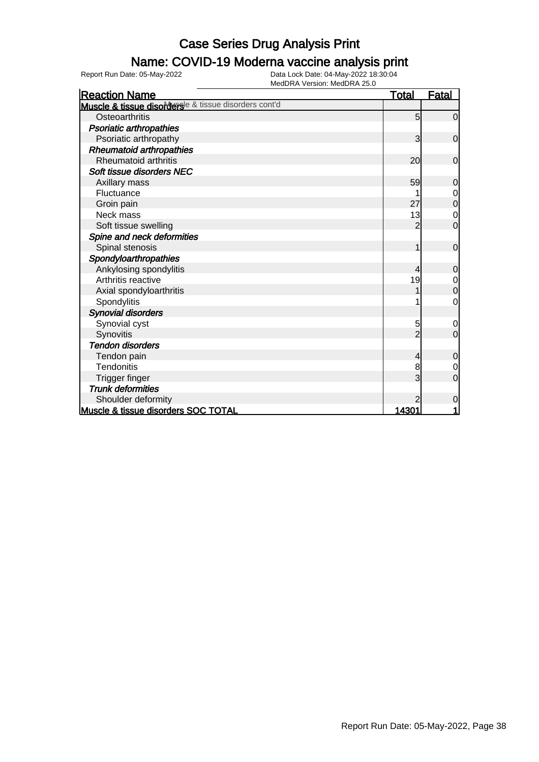# Case Series Drug Analysis Print

## Name: COVID-19 Moderna vaccine analysis print

Report Run Date: 05-May-2022

Data Lock Date: 04-May-2022 18:30:04

MedDRA Version: MedDRA 25.0

| Reaction Name | Total | Fatal |
|---|---|---|
| **Muscle & tissue disorders** Muscle & tissue disorders cont'd | | |
| Osteoarthritis | 5 | 0 |
| ***Psoriatic arthropathies*** | | |
| Psoriatic arthropathy | 3 | 0 |
| ***Rheumatoid arthropathies*** | | |
| Rheumatoid arthritis | 20 | 0 |
| ***Soft tissue disorders NEC*** | | |
| Axillary mass | 59 | 0 |
| Fluctuance | 1 | 0 |
| Groin pain | 27 | 0 |
| Neck mass | 13 | 0 |
| Soft tissue swelling | 2 | 0 |
| ***Spine and neck deformities*** | | |
| Spinal stenosis | 1 | 0 |
| ***Spondyloarthropathies*** | | |
| Ankylosing spondylitis | 4 | 0 |
| Arthritis reactive | 19 | 0 |
| Axial spondyloarthritis | 1 | 0 |
| Spondylitis | 1 | 0 |
| ***Synovial disorders*** | | |
| Synovial cyst | 5 | 0 |
| Synovitis | 2 | 0 |
| ***Tendon disorders*** | | |
| Tendon pain | 4 | 0 |
| Tendonitis | 8 | 0 |
| Trigger finger | 3 | 0 |
| ***Trunk deformities*** | | |
| Shoulder deformity | 2 | 0 |
| **Muscle & tissue disorders SOC TOTAL** | **14301** | **1** |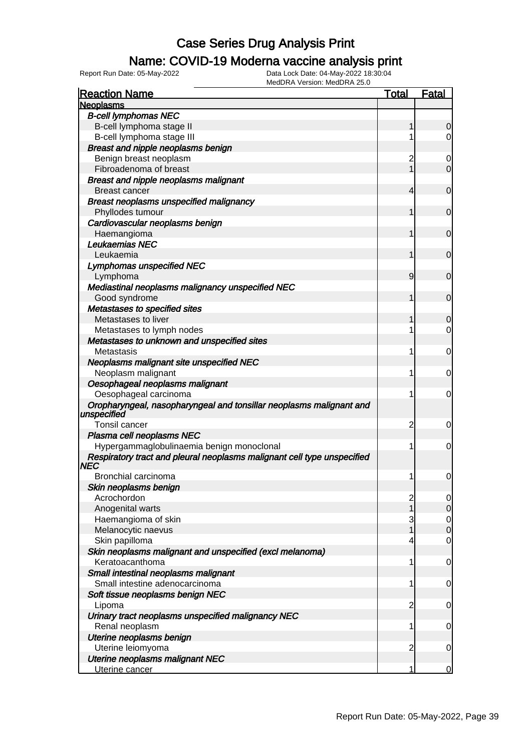# Case Series Drug Analysis Print

## Name: COVID-19 Moderna vaccine analysis print

Report Run Date: 05-May-2022

Data Lock Date: 04-May-2022 18:30:04

MedDRA Version: MedDRA 25.0

| Reaction Name | Total | Fatal |
|---|---|---|
| **Neoplasms** | | |
| *B-cell lymphomas NEC* | | |
| B-cell lymphoma stage II | 1 | 0 |
| B-cell lymphoma stage III | 1 | 0 |
| *Breast and nipple neoplasms benign* | | |
| Benign breast neoplasm | 2 | 0 |
| Fibroadenoma of breast | 1 | 0 |
| *Breast and nipple neoplasms malignant* | | |
| Breast cancer | 4 | 0 |
| *Breast neoplasms unspecified malignancy* | | |
| Phyllodes tumour | 1 | 0 |
| *Cardiovascular neoplasms benign* | | |
| Haemangioma | 1 | 0 |
| *Leukaemias NEC* | | |
| Leukaemia | 1 | 0 |
| *Lymphomas unspecified NEC* | | |
| Lymphoma | 9 | 0 |
| *Mediastinal neoplasms malignancy unspecified NEC* | | |
| Good syndrome | 1 | 0 |
| *Metastases to specified sites* | | |
| Metastases to liver | 1 | 0 |
| Metastases to lymph nodes | 1 | 0 |
| *Metastases to unknown and unspecified sites* | | |
| Metastasis | 1 | 0 |
| *Neoplasms malignant site unspecified NEC* | | |
| Neoplasm malignant | 1 | 0 |
| *Oesophageal neoplasms malignant* | | |
| Oesophageal carcinoma | 1 | 0 |
| *Oropharyngeal, nasopharyngeal and tonsillar neoplasms malignant and unspecified* | | |
| Tonsil cancer | 2 | 0 |
| *Plasma cell neoplasms NEC* | | |
| Hypergammaglobulinaemia benign monoclonal | 1 | 0 |
| *Respiratory tract and pleural neoplasms malignant cell type unspecified NEC* | | |
| Bronchial carcinoma | 1 | 0 |
| *Skin neoplasms benign* | | |
| Acrochordon | 2 | 0 |
| Anogenital warts | 1 | 0 |
| Haemangioma of skin | 3 | 0 |
| Melanocytic naevus | 1 | 0 |
| Skin papilloma | 4 | 0 |
| *Skin neoplasms malignant and unspecified (excl melanoma)* | | |
| Keratoacanthoma | 1 | 0 |
| *Small intestinal neoplasms malignant* | | |
| Small intestine adenocarcinoma | 1 | 0 |
| *Soft tissue neoplasms benign NEC* | | |
| Lipoma | 2 | 0 |
| *Urinary tract neoplasms unspecified malignancy NEC* | | |
| Renal neoplasm | 1 | 0 |
| *Uterine neoplasms benign* | | |
| Uterine leiomyoma | 2 | 0 |
| *Uterine neoplasms malignant NEC* | | |
| Uterine cancer | 1 | 0 |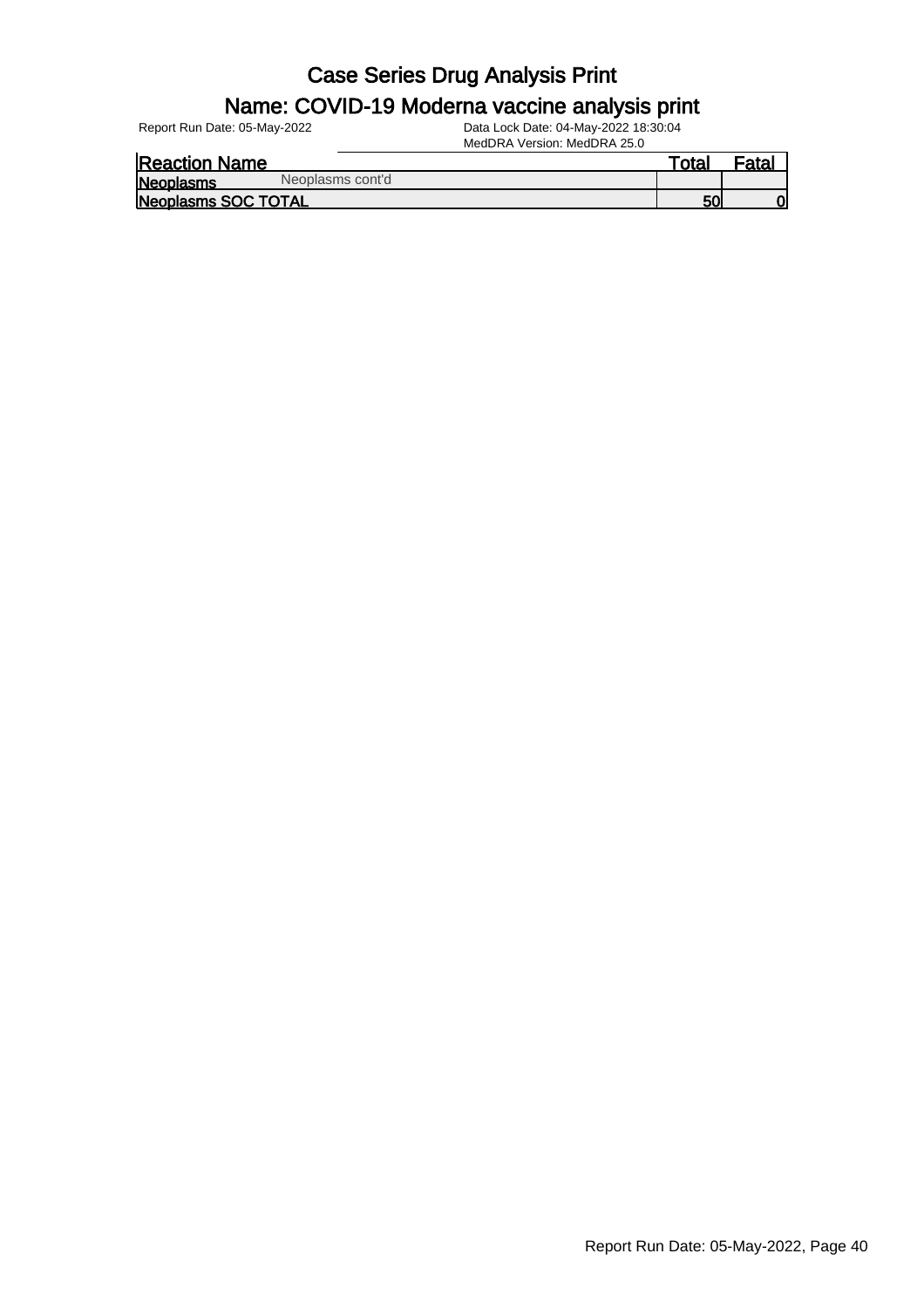# Case Series Drug Analysis Print

## Name: COVID-19 Moderna vaccine analysis print

Report Run Date: 05-May-2022

Data Lock Date: 04-May-2022 18:30:04

MedDRA Version: MedDRA 25.0

| Reaction Name | | Total | Fatal |
|---|---|---|---|
| **Neoplasms** | Neoplasms cont'd | | |
| **Neoplasms SOC TOTAL** | | **50** | **0** |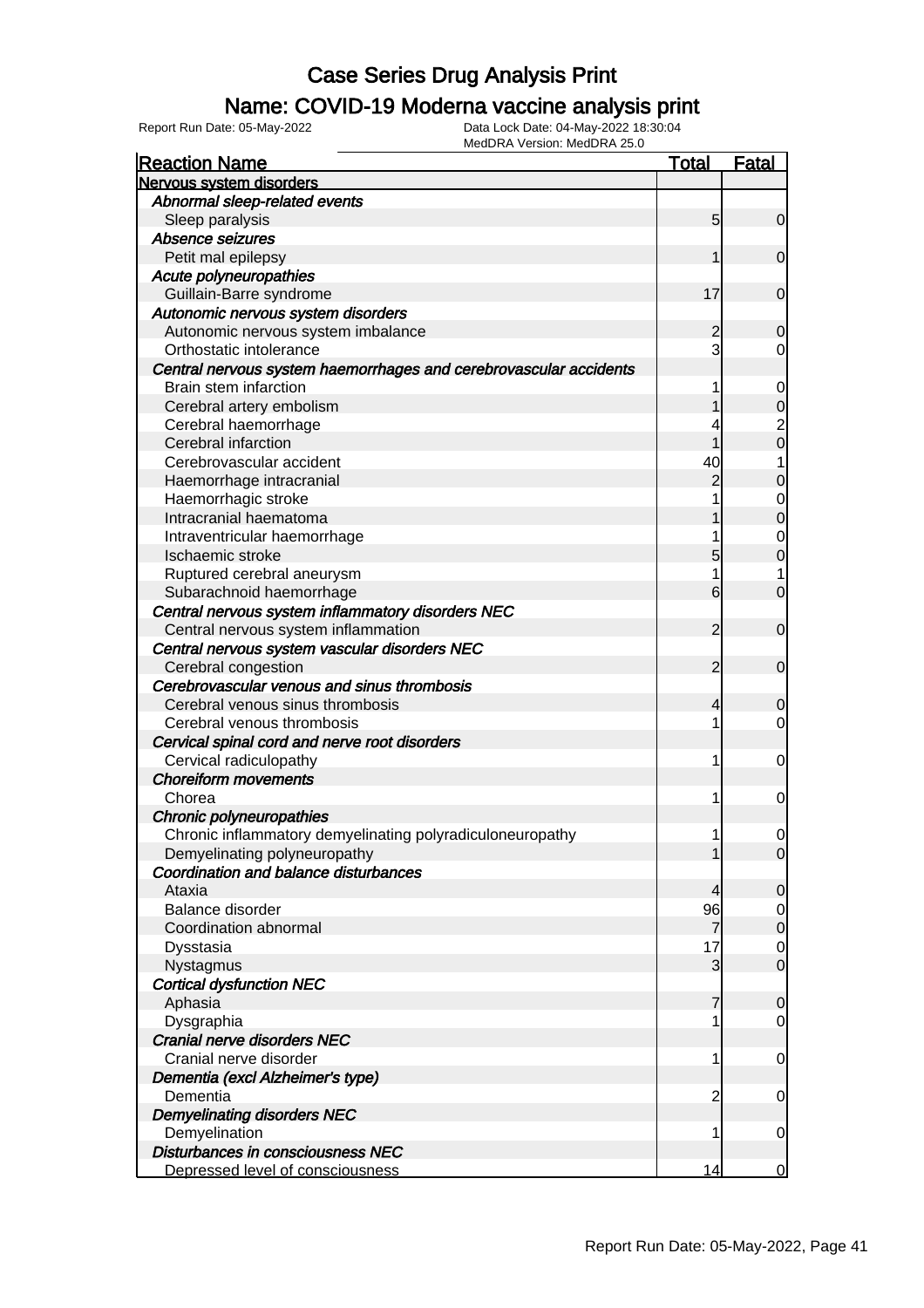# Case Series Drug Analysis Print

## Name: COVID-19 Moderna vaccine analysis print

Report Run Date: 05-May-2022    Data Lock Date: 04-May-2022 18:30:04
MedDRA Version: MedDRA 25.0

| Reaction Name | Total | Fatal |
|---|---|---|
| **Nervous system disorders** | | |
| *Abnormal sleep-related events* | | |
| Sleep paralysis | 5 | 0 |
| *Absence seizures* | | |
| Petit mal epilepsy | 1 | 0 |
| *Acute polyneuropathies* | | |
| Guillain-Barre syndrome | 17 | 0 |
| *Autonomic nervous system disorders* | | |
| Autonomic nervous system imbalance | 2 | 0 |
| Orthostatic intolerance | 3 | 0 |
| *Central nervous system haemorrhages and cerebrovascular accidents* | | |
| Brain stem infarction | 1 | 0 |
| Cerebral artery embolism | 1 | 0 |
| Cerebral haemorrhage | 4 | 2 |
| Cerebral infarction | 1 | 0 |
| Cerebrovascular accident | 40 | 1 |
| Haemorrhage intracranial | 2 | 0 |
| Haemorrhagic stroke | 1 | 0 |
| Intracranial haematoma | 1 | 0 |
| Intraventricular haemorrhage | 1 | 0 |
| Ischaemic stroke | 5 | 0 |
| Ruptured cerebral aneurysm | 1 | 1 |
| Subarachnoid haemorrhage | 6 | 0 |
| *Central nervous system inflammatory disorders NEC* | | |
| Central nervous system inflammation | 2 | 0 |
| *Central nervous system vascular disorders NEC* | | |
| Cerebral congestion | 2 | 0 |
| *Cerebrovascular venous and sinus thrombosis* | | |
| Cerebral venous sinus thrombosis | 4 | 0 |
| Cerebral venous thrombosis | 1 | 0 |
| *Cervical spinal cord and nerve root disorders* | | |
| Cervical radiculopathy | 1 | 0 |
| *Choreiform movements* | | |
| Chorea | 1 | 0 |
| *Chronic polyneuropathies* | | |
| Chronic inflammatory demyelinating polyradiculoneuropathy | 1 | 0 |
| Demyelinating polyneuropathy | 1 | 0 |
| *Coordination and balance disturbances* | | |
| Ataxia | 4 | 0 |
| Balance disorder | 96 | 0 |
| Coordination abnormal | 7 | 0 |
| Dysstasia | 17 | 0 |
| Nystagmus | 3 | 0 |
| *Cortical dysfunction NEC* | | |
| Aphasia | 7 | 0 |
| Dysgraphia | 1 | 0 |
| *Cranial nerve disorders NEC* | | |
| Cranial nerve disorder | 1 | 0 |
| *Dementia (excl Alzheimer's type)* | | |
| Dementia | 2 | 0 |
| *Demyelinating disorders NEC* | | |
| Demyelination | 1 | 0 |
| *Disturbances in consciousness NEC* | | |
| Depressed level of consciousness | 14 | 0 |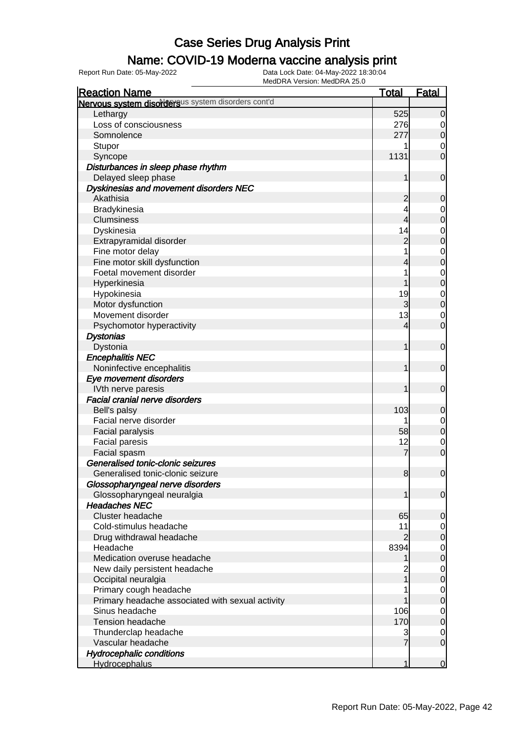# Case Series Drug Analysis Print

## Name: COVID-19 Moderna vaccine analysis print

Report Run Date: 05-May-2022
Data Lock Date: 04-May-2022 18:30:04
MedDRA Version: MedDRA 25.0

| Reaction Name | Total | Fatal |
|---|---|---|
| **Nervous system disorders** Nervous system disorders cont'd | | |
| Lethargy | 525 | 0 |
| Loss of consciousness | 276 | 0 |
| Somnolence | 277 | 0 |
| Stupor | 1 | 0 |
| Syncope | 1131 | 0 |
| ***Disturbances in sleep phase rhythm*** | | |
| Delayed sleep phase | 1 | 0 |
| ***Dyskinesias and movement disorders NEC*** | | |
| Akathisia | 2 | 0 |
| Bradykinesia | 4 | 0 |
| Clumsiness | 4 | 0 |
| Dyskinesia | 14 | 0 |
| Extrapyramidal disorder | 2 | 0 |
| Fine motor delay | 1 | 0 |
| Fine motor skill dysfunction | 4 | 0 |
| Foetal movement disorder | 1 | 0 |
| Hyperkinesia | 1 | 0 |
| Hypokinesia | 19 | 0 |
| Motor dysfunction | 3 | 0 |
| Movement disorder | 13 | 0 |
| Psychomotor hyperactivity | 4 | 0 |
| ***Dystonias*** | | |
| Dystonia | 1 | 0 |
| ***Encephalitis NEC*** | | |
| Noninfective encephalitis | 1 | 0 |
| ***Eye movement disorders*** | | |
| IVth nerve paresis | 1 | 0 |
| ***Facial cranial nerve disorders*** | | |
| Bell's palsy | 103 | 0 |
| Facial nerve disorder | 1 | 0 |
| Facial paralysis | 58 | 0 |
| Facial paresis | 12 | 0 |
| Facial spasm | 7 | 0 |
| ***Generalised tonic-clonic seizures*** | | |
| Generalised tonic-clonic seizure | 8 | 0 |
| ***Glossopharyngeal nerve disorders*** | | |
| Glossopharyngeal neuralgia | 1 | 0 |
| ***Headaches NEC*** | | |
| Cluster headache | 65 | 0 |
| Cold-stimulus headache | 11 | 0 |
| Drug withdrawal headache | 2 | 0 |
| Headache | 8394 | 0 |
| Medication overuse headache | 1 | 0 |
| New daily persistent headache | 2 | 0 |
| Occipital neuralgia | 1 | 0 |
| Primary cough headache | 1 | 0 |
| Primary headache associated with sexual activity | 1 | 0 |
| Sinus headache | 106 | 0 |
| Tension headache | 170 | 0 |
| Thunderclap headache | 3 | 0 |
| Vascular headache | 7 | 0 |
| ***Hydrocephalic conditions*** | | |
| Hydrocephalus | 1 | 0 |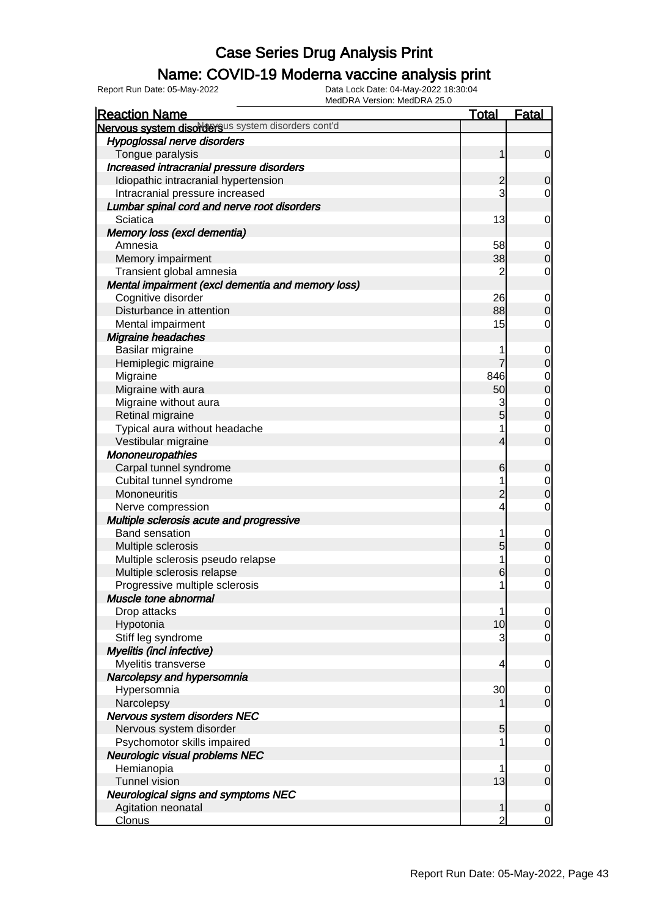# Case Series Drug Analysis Print

## Name: COVID-19 Moderna vaccine analysis print

Report Run Date: 05-May-2022    Data Lock Date: 04-May-2022 18:30:04
MedDRA Version: MedDRA 25.0

| Reaction Name | Total | Fatal |
|---|---|---|
| **Nervous system disorders** Nervous system disorders cont'd | | |
| ***Hypoglossal nerve disorders*** | | |
| Tongue paralysis | 1 | 0 |
| ***Increased intracranial pressure disorders*** | | |
| Idiopathic intracranial hypertension | 2 | 0 |
| Intracranial pressure increased | 3 | 0 |
| ***Lumbar spinal cord and nerve root disorders*** | | |
| Sciatica | 13 | 0 |
| ***Memory loss (excl dementia)*** | | |
| Amnesia | 58 | 0 |
| Memory impairment | 38 | 0 |
| Transient global amnesia | 2 | 0 |
| ***Mental impairment (excl dementia and memory loss)*** | | |
| Cognitive disorder | 26 | 0 |
| Disturbance in attention | 88 | 0 |
| Mental impairment | 15 | 0 |
| ***Migraine headaches*** | | |
| Basilar migraine | 1 | 0 |
| Hemiplegic migraine | 7 | 0 |
| Migraine | 846 | 0 |
| Migraine with aura | 50 | 0 |
| Migraine without aura | 3 | 0 |
| Retinal migraine | 5 | 0 |
| Typical aura without headache | 1 | 0 |
| Vestibular migraine | 4 | 0 |
| ***Mononeuropathies*** | | |
| Carpal tunnel syndrome | 6 | 0 |
| Cubital tunnel syndrome | 1 | 0 |
| Mononeuritis | 2 | 0 |
| Nerve compression | 4 | 0 |
| ***Multiple sclerosis acute and progressive*** | | |
| Band sensation | 1 | 0 |
| Multiple sclerosis | 5 | 0 |
| Multiple sclerosis pseudo relapse | 1 | 0 |
| Multiple sclerosis relapse | 6 | 0 |
| Progressive multiple sclerosis | 1 | 0 |
| ***Muscle tone abnormal*** | | |
| Drop attacks | 1 | 0 |
| Hypotonia | 10 | 0 |
| Stiff leg syndrome | 3 | 0 |
| ***Myelitis (incl infective)*** | | |
| Myelitis transverse | 4 | 0 |
| ***Narcolepsy and hypersomnia*** | | |
| Hypersomnia | 30 | 0 |
| Narcolepsy | 1 | 0 |
| ***Nervous system disorders NEC*** | | |
| Nervous system disorder | 5 | 0 |
| Psychomotor skills impaired | 1 | 0 |
| ***Neurologic visual problems NEC*** | | |
| Hemianopia | 1 | 0 |
| Tunnel vision | 13 | 0 |
| ***Neurological signs and symptoms NEC*** | | |
| Agitation neonatal | 1 | 0 |
| Clonus | 2 | 0 |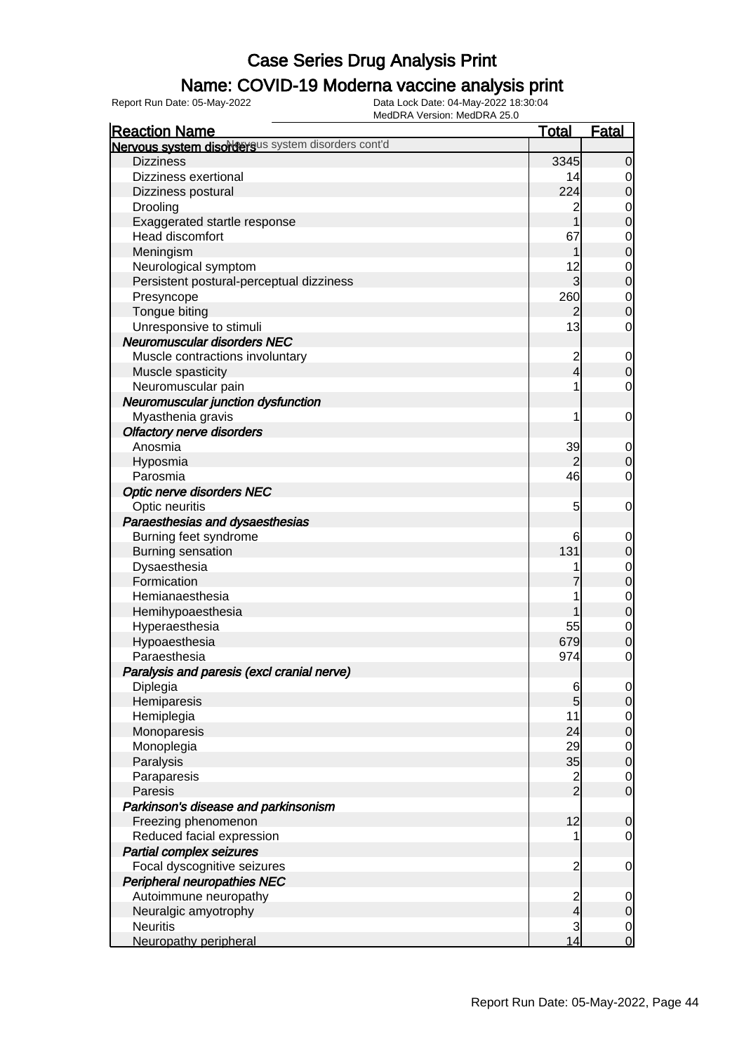# Case Series Drug Analysis Print

## Name: COVID-19 Moderna vaccine analysis print

Report Run Date: 05-May-2022

Data Lock Date: 04-May-2022 18:30:04

MedDRA Version: MedDRA 25.0

| Reaction Name | Total | Fatal |
|---|---|---|
| **Nervous system disorders** Nervous system disorders cont'd | | |
| Dizziness | 3345 | 0 |
| Dizziness exertional | 14 | 0 |
| Dizziness postural | 224 | 0 |
| Drooling | 2 | 0 |
| Exaggerated startle response | 1 | 0 |
| Head discomfort | 67 | 0 |
| Meningism | 1 | 0 |
| Neurological symptom | 12 | 0 |
| Persistent postural-perceptual dizziness | 3 | 0 |
| Presyncope | 260 | 0 |
| Tongue biting | 2 | 0 |
| Unresponsive to stimuli | 13 | 0 |
| ***Neuromuscular disorders NEC*** | | |
| Muscle contractions involuntary | 2 | 0 |
| Muscle spasticity | 4 | 0 |
| Neuromuscular pain | 1 | 0 |
| ***Neuromuscular junction dysfunction*** | | |
| Myasthenia gravis | 1 | 0 |
| ***Olfactory nerve disorders*** | | |
| Anosmia | 39 | 0 |
| Hyposmia | 2 | 0 |
| Parosmia | 46 | 0 |
| ***Optic nerve disorders NEC*** | | |
| Optic neuritis | 5 | 0 |
| ***Paraesthesias and dysaesthesias*** | | |
| Burning feet syndrome | 6 | 0 |
| Burning sensation | 131 | 0 |
| Dysaesthesia | 1 | 0 |
| Formication | 7 | 0 |
| Hemianaesthesia | 1 | 0 |
| Hemihypoaesthesia | 1 | 0 |
| Hyperaesthesia | 55 | 0 |
| Hypoaesthesia | 679 | 0 |
| Paraesthesia | 974 | 0 |
| ***Paralysis and paresis (excl cranial nerve)*** | | |
| Diplegia | 6 | 0 |
| Hemiparesis | 5 | 0 |
| Hemiplegia | 11 | 0 |
| Monoparesis | 24 | 0 |
| Monoplegia | 29 | 0 |
| Paralysis | 35 | 0 |
| Paraparesis | 2 | 0 |
| Paresis | 2 | 0 |
| ***Parkinson's disease and parkinsonism*** | | |
| Freezing phenomenon | 12 | 0 |
| Reduced facial expression | 1 | 0 |
| ***Partial complex seizures*** | | |
| Focal dyscognitive seizures | 2 | 0 |
| ***Peripheral neuropathies NEC*** | | |
| Autoimmune neuropathy | 2 | 0 |
| Neuralgic amyotrophy | 4 | 0 |
| Neuritis | 3 | 0 |
| Neuropathy peripheral | 14 | 0 |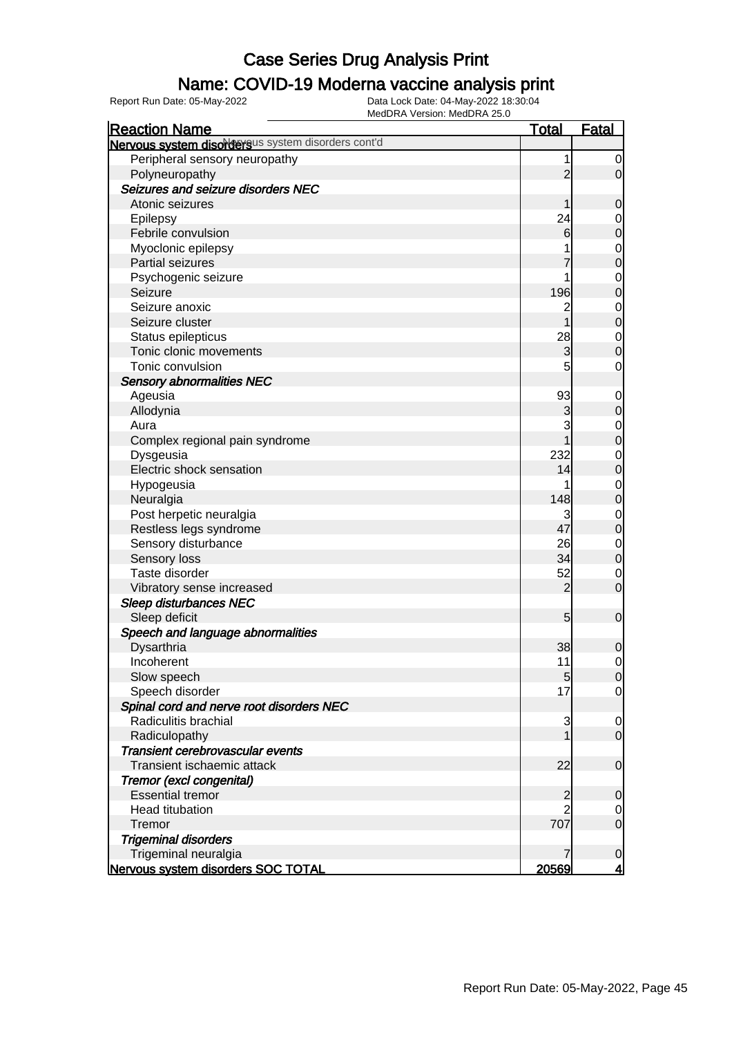# Case Series Drug Analysis Print

## Name: COVID-19 Moderna vaccine analysis print

Report Run Date: 05-May-2022

Data Lock Date: 04-May-2022 18:30:04

MedDRA Version: MedDRA 25.0

| Reaction Name | Total | Fatal |
|---|---|---|
| **Nervous system disorders** Nervous system disorders cont'd | | |
| Peripheral sensory neuropathy | 1 | 0 |
| Polyneuropathy | 2 | 0 |
| ***Seizures and seizure disorders NEC*** | | |
| Atonic seizures | 1 | 0 |
| Epilepsy | 24 | 0 |
| Febrile convulsion | 6 | 0 |
| Myoclonic epilepsy | 1 | 0 |
| Partial seizures | 7 | 0 |
| Psychogenic seizure | 1 | 0 |
| Seizure | 196 | 0 |
| Seizure anoxic | 2 | 0 |
| Seizure cluster | 1 | 0 |
| Status epilepticus | 28 | 0 |
| Tonic clonic movements | 3 | 0 |
| Tonic convulsion | 5 | 0 |
| ***Sensory abnormalities NEC*** | | |
| Ageusia | 93 | 0 |
| Allodynia | 3 | 0 |
| Aura | 3 | 0 |
| Complex regional pain syndrome | 1 | 0 |
| Dysgeusia | 232 | 0 |
| Electric shock sensation | 14 | 0 |
| Hypogeusia | 1 | 0 |
| Neuralgia | 148 | 0 |
| Post herpetic neuralgia | 3 | 0 |
| Restless legs syndrome | 47 | 0 |
| Sensory disturbance | 26 | 0 |
| Sensory loss | 34 | 0 |
| Taste disorder | 52 | 0 |
| Vibratory sense increased | 2 | 0 |
| ***Sleep disturbances NEC*** | | |
| Sleep deficit | 5 | 0 |
| ***Speech and language abnormalities*** | | |
| Dysarthria | 38 | 0 |
| Incoherent | 11 | 0 |
| Slow speech | 5 | 0 |
| Speech disorder | 17 | 0 |
| ***Spinal cord and nerve root disorders NEC*** | | |
| Radiculitis brachial | 3 | 0 |
| Radiculopathy | 1 | 0 |
| ***Transient cerebrovascular events*** | | |
| Transient ischaemic attack | 22 | 0 |
| ***Tremor (excl congenital)*** | | |
| Essential tremor | 2 | 0 |
| Head titubation | 2 | 0 |
| Tremor | 707 | 0 |
| ***Trigeminal disorders*** | | |
| Trigeminal neuralgia | 7 | 0 |
| **Nervous system disorders SOC TOTAL** | **20569** | **4** |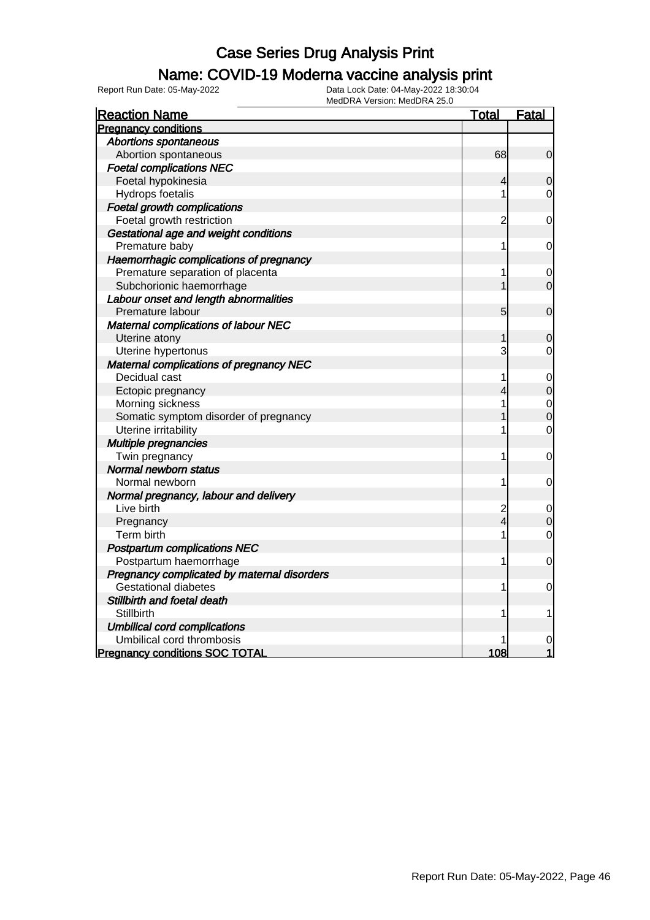# Case Series Drug Analysis Print

## Name: COVID-19 Moderna vaccine analysis print

Report Run Date: 05-May-2022    Data Lock Date: 04-May-2022 18:30:04
MedDRA Version: MedDRA 25.0

| Reaction Name | Total | Fatal |
|---|---|---|
| **Pregnancy conditions** | | |
| *Abortions spontaneous* | | |
| Abortion spontaneous | 68 | 0 |
| *Foetal complications NEC* | | |
| Foetal hypokinesia | 4 | 0 |
| Hydrops foetalis | 1 | 0 |
| *Foetal growth complications* | | |
| Foetal growth restriction | 2 | 0 |
| *Gestational age and weight conditions* | | |
| Premature baby | 1 | 0 |
| *Haemorrhagic complications of pregnancy* | | |
| Premature separation of placenta | 1 | 0 |
| Subchorionic haemorrhage | 1 | 0 |
| *Labour onset and length abnormalities* | | |
| Premature labour | 5 | 0 |
| *Maternal complications of labour NEC* | | |
| Uterine atony | 1 | 0 |
| Uterine hypertonus | 3 | 0 |
| *Maternal complications of pregnancy NEC* | | |
| Decidual cast | 1 | 0 |
| Ectopic pregnancy | 4 | 0 |
| Morning sickness | 1 | 0 |
| Somatic symptom disorder of pregnancy | 1 | 0 |
| Uterine irritability | 1 | 0 |
| *Multiple pregnancies* | | |
| Twin pregnancy | 1 | 0 |
| *Normal newborn status* | | |
| Normal newborn | 1 | 0 |
| *Normal pregnancy, labour and delivery* | | |
| Live birth | 2 | 0 |
| Pregnancy | 4 | 0 |
| Term birth | 1 | 0 |
| *Postpartum complications NEC* | | |
| Postpartum haemorrhage | 1 | 0 |
| *Pregnancy complicated by maternal disorders* | | |
| Gestational diabetes | 1 | 0 |
| *Stillbirth and foetal death* | | |
| Stillbirth | 1 | 1 |
| *Umbilical cord complications* | | |
| Umbilical cord thrombosis | 1 | 0 |
| **Pregnancy conditions SOC TOTAL** | **108** | **1** |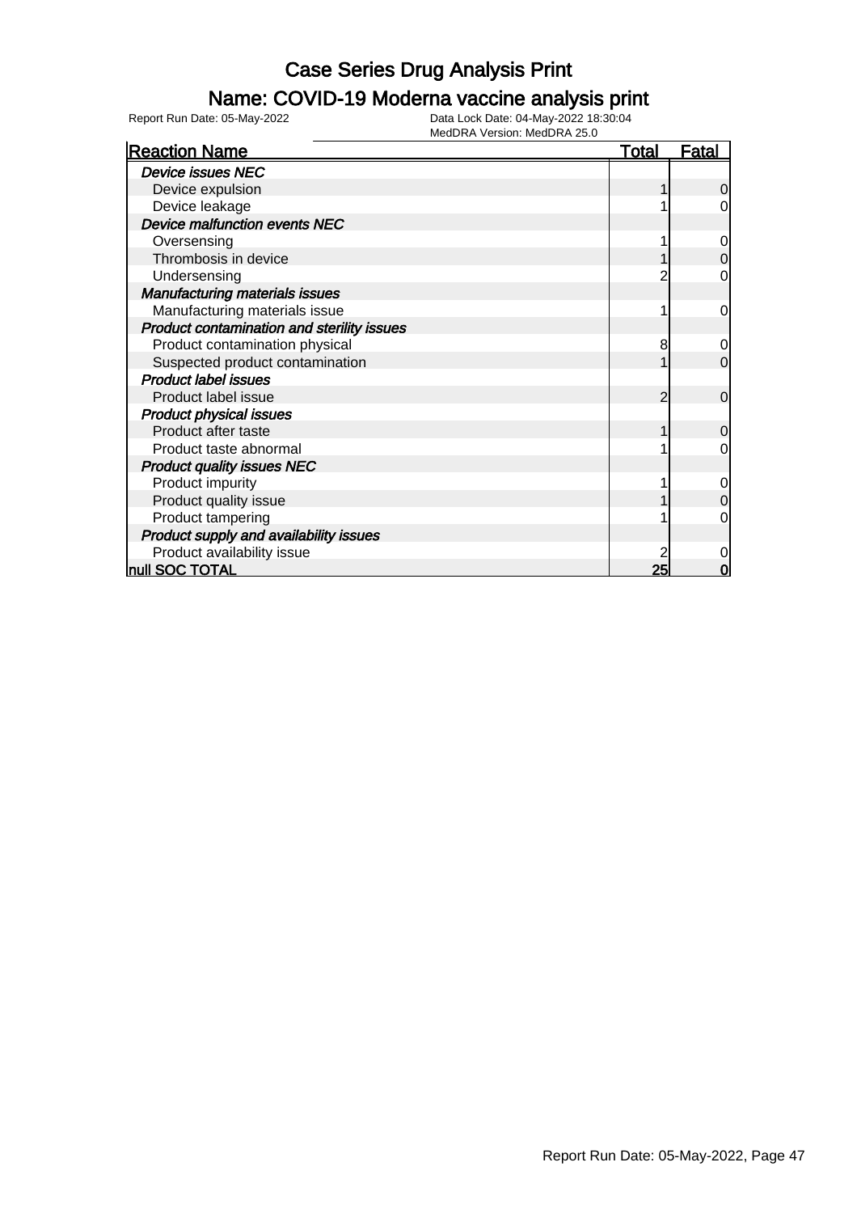# Case Series Drug Analysis Print

## Name: COVID-19 Moderna vaccine analysis print

Report Run Date: 05-May-2022

Data Lock Date: 04-May-2022 18:30:04
MedDRA Version: MedDRA 25.0

| Reaction Name | Total | Fatal |
|---|---|---|
| *Device issues NEC* | | |
| Device expulsion | 1 | 0 |
| Device leakage | 1 | 0 |
| *Device malfunction events NEC* | | |
| Oversensing | 1 | 0 |
| Thrombosis in device | 1 | 0 |
| Undersensing | 2 | 0 |
| *Manufacturing materials issues* | | |
| Manufacturing materials issue | 1 | 0 |
| *Product contamination and sterility issues* | | |
| Product contamination physical | 8 | 0 |
| Suspected product contamination | 1 | 0 |
| *Product label issues* | | |
| Product label issue | 2 | 0 |
| *Product physical issues* | | |
| Product after taste | 1 | 0 |
| Product taste abnormal | 1 | 0 |
| *Product quality issues NEC* | | |
| Product impurity | 1 | 0 |
| Product quality issue | 1 | 0 |
| Product tampering | 1 | 0 |
| *Product supply and availability issues* | | |
| Product availability issue | 2 | 0 |
| **null SOC TOTAL** | **25** | **0** |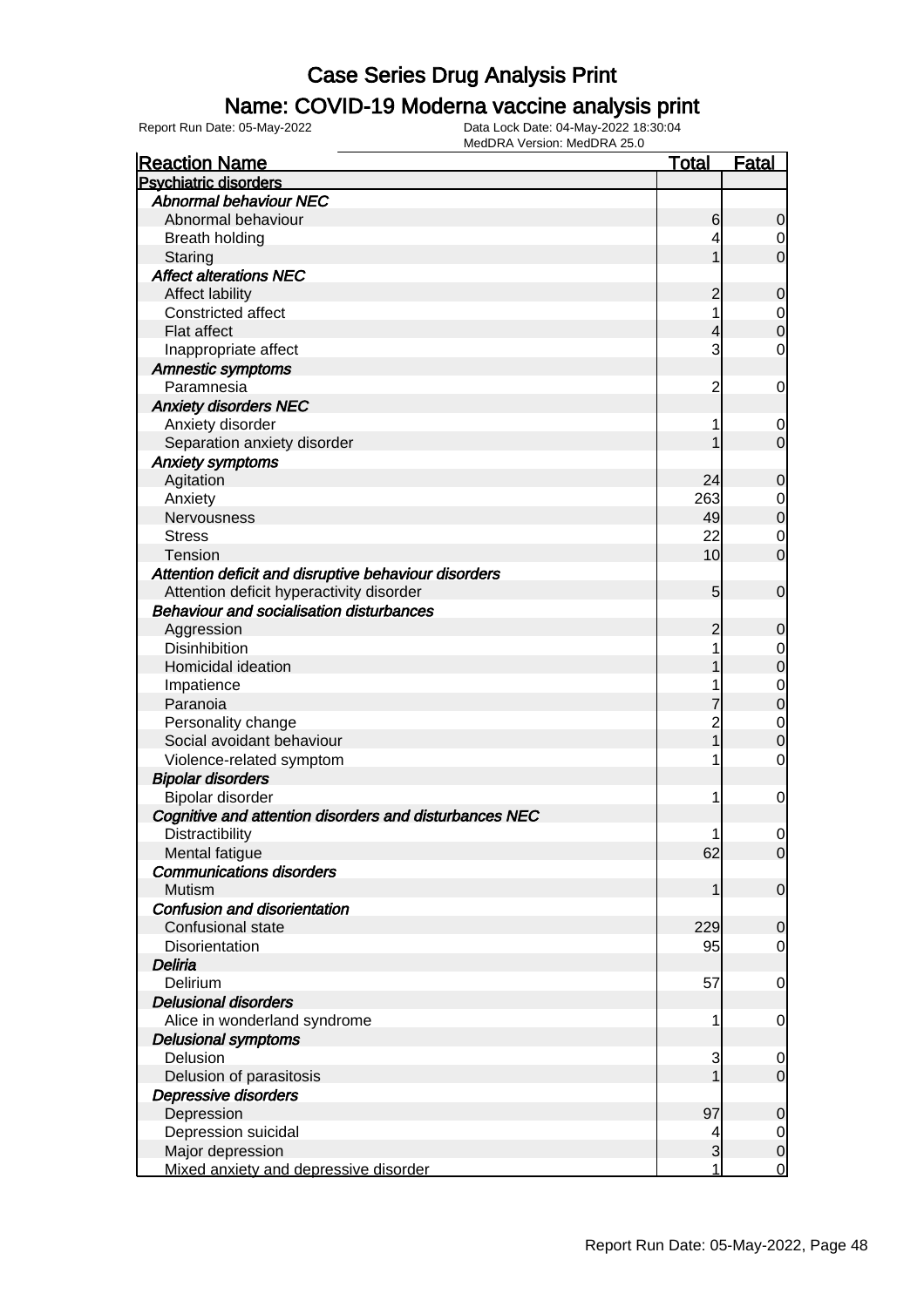# Case Series Drug Analysis Print

## Name: COVID-19 Moderna vaccine analysis print

Report Run Date: 05-May-2022

Data Lock Date: 04-May-2022 18:30:04

MedDRA Version: MedDRA 25.0

| Reaction Name | Total | Fatal |
|---|---|---|
| **Psychiatric disorders** | | |
| *Abnormal behaviour NEC* | | |
| Abnormal behaviour | 6 | 0 |
| Breath holding | 4 | 0 |
| Staring | 1 | 0 |
| *Affect alterations NEC* | | |
| Affect lability | 2 | 0 |
| Constricted affect | 1 | 0 |
| Flat affect | 4 | 0 |
| Inappropriate affect | 3 | 0 |
| *Amnestic symptoms* | | |
| Paramnesia | 2 | 0 |
| *Anxiety disorders NEC* | | |
| Anxiety disorder | 1 | 0 |
| Separation anxiety disorder | 1 | 0 |
| *Anxiety symptoms* | | |
| Agitation | 24 | 0 |
| Anxiety | 263 | 0 |
| Nervousness | 49 | 0 |
| Stress | 22 | 0 |
| Tension | 10 | 0 |
| *Attention deficit and disruptive behaviour disorders* | | |
| Attention deficit hyperactivity disorder | 5 | 0 |
| *Behaviour and socialisation disturbances* | | |
| Aggression | 2 | 0 |
| Disinhibition | 1 | 0 |
| Homicidal ideation | 1 | 0 |
| Impatience | 1 | 0 |
| Paranoia | 7 | 0 |
| Personality change | 2 | 0 |
| Social avoidant behaviour | 1 | 0 |
| Violence-related symptom | 1 | 0 |
| *Bipolar disorders* | | |
| Bipolar disorder | 1 | 0 |
| *Cognitive and attention disorders and disturbances NEC* | | |
| Distractibility | 1 | 0 |
| Mental fatigue | 62 | 0 |
| *Communications disorders* | | |
| Mutism | 1 | 0 |
| *Confusion and disorientation* | | |
| Confusional state | 229 | 0 |
| Disorientation | 95 | 0 |
| *Deliria* | | |
| Delirium | 57 | 0 |
| *Delusional disorders* | | |
| Alice in wonderland syndrome | 1 | 0 |
| *Delusional symptoms* | | |
| Delusion | 3 | 0 |
| Delusion of parasitosis | 1 | 0 |
| *Depressive disorders* | | |
| Depression | 97 | 0 |
| Depression suicidal | 4 | 0 |
| Major depression | 3 | 0 |
| Mixed anxiety and depressive disorder | 1 | 0 |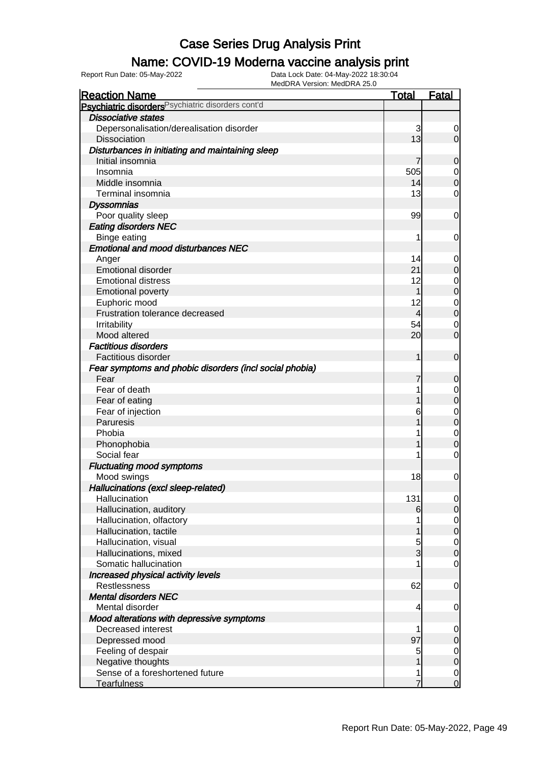# Case Series Drug Analysis Print

## Name: COVID-19 Moderna vaccine analysis print

Report Run Date: 05-May-2022    Data Lock Date: 04-May-2022 18:30:04
MedDRA Version: MedDRA 25.0

| Reaction Name | Total | Fatal |
|---|---|---|
| **Psychiatric disorders** Psychiatric disorders cont'd | | |
| ***Dissociative states*** | | |
| Depersonalisation/derealisation disorder | 3 | 0 |
| Dissociation | 13 | 0 |
| ***Disturbances in initiating and maintaining sleep*** | | |
| Initial insomnia | 7 | 0 |
| Insomnia | 505 | 0 |
| Middle insomnia | 14 | 0 |
| Terminal insomnia | 13 | 0 |
| ***Dyssomnias*** | | |
| Poor quality sleep | 99 | 0 |
| ***Eating disorders NEC*** | | |
| Binge eating | 1 | 0 |
| ***Emotional and mood disturbances NEC*** | | |
| Anger | 14 | 0 |
| Emotional disorder | 21 | 0 |
| Emotional distress | 12 | 0 |
| Emotional poverty | 1 | 0 |
| Euphoric mood | 12 | 0 |
| Frustration tolerance decreased | 4 | 0 |
| Irritability | 54 | 0 |
| Mood altered | 20 | 0 |
| ***Factitious disorders*** | | |
| Factitious disorder | 1 | 0 |
| ***Fear symptoms and phobic disorders (incl social phobia)*** | | |
| Fear | 7 | 0 |
| Fear of death | 1 | 0 |
| Fear of eating | 1 | 0 |
| Fear of injection | 6 | 0 |
| Paruresis | 1 | 0 |
| Phobia | 1 | 0 |
| Phonophobia | 1 | 0 |
| Social fear | 1 | 0 |
| ***Fluctuating mood symptoms*** | | |
| Mood swings | 18 | 0 |
| ***Hallucinations (excl sleep-related)*** | | |
| Hallucination | 131 | 0 |
| Hallucination, auditory | 6 | 0 |
| Hallucination, olfactory | 1 | 0 |
| Hallucination, tactile | 1 | 0 |
| Hallucination, visual | 5 | 0 |
| Hallucinations, mixed | 3 | 0 |
| Somatic hallucination | 1 | 0 |
| ***Increased physical activity levels*** | | |
| Restlessness | 62 | 0 |
| ***Mental disorders NEC*** | | |
| Mental disorder | 4 | 0 |
| ***Mood alterations with depressive symptoms*** | | |
| Decreased interest | 1 | 0 |
| Depressed mood | 97 | 0 |
| Feeling of despair | 5 | 0 |
| Negative thoughts | 1 | 0 |
| Sense of a foreshortened future | 1 | 0 |
| Tearfulness | 7 | 0 |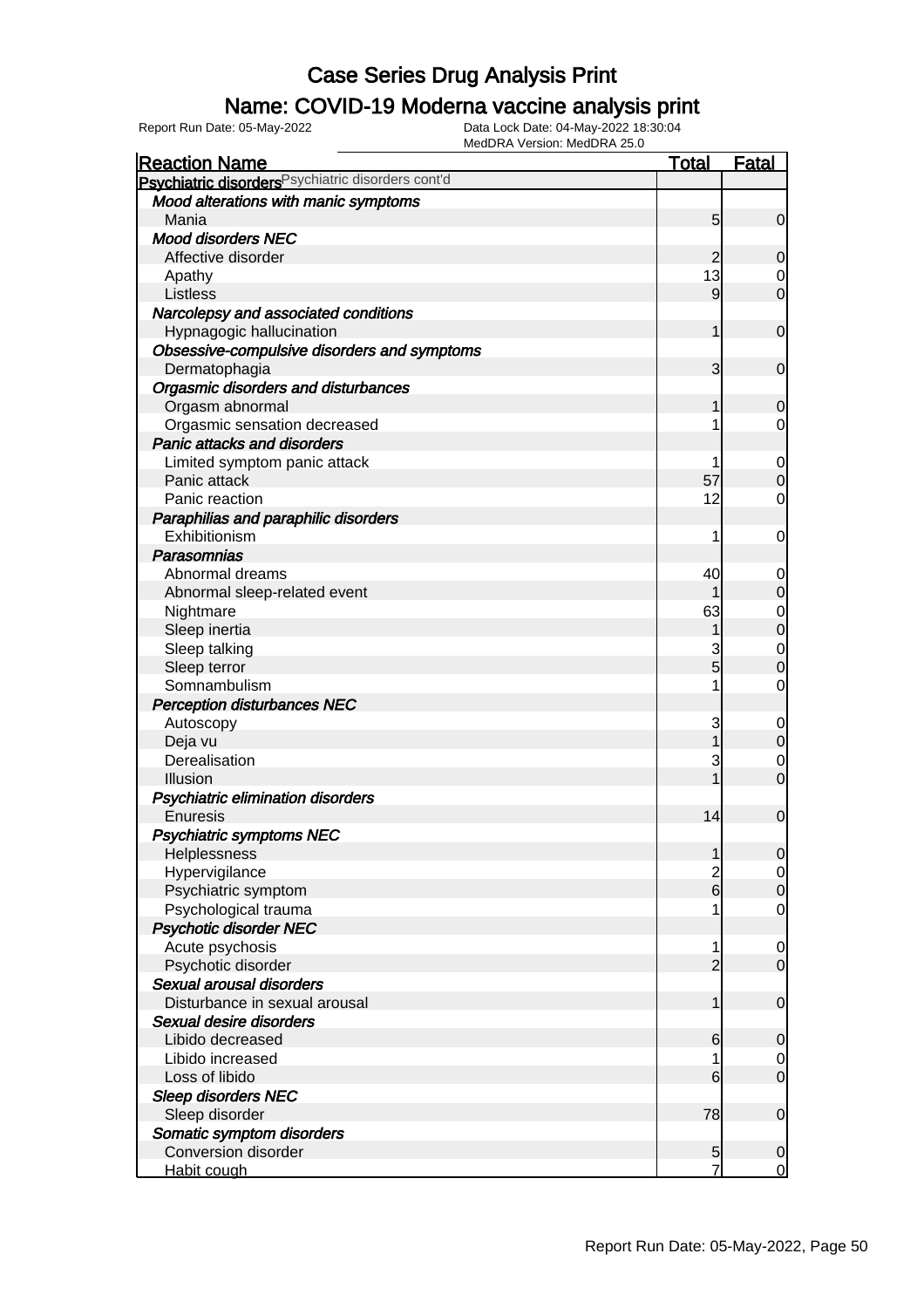# Case Series Drug Analysis Print

## Name: COVID-19 Moderna vaccine analysis print

Report Run Date: 05-May-2022

Data Lock Date: 04-May-2022 18:30:04

MedDRA Version: MedDRA 25.0

| Reaction Name | Total | Fatal |
|---|---|---|
| **Psychiatric disorders** Psychiatric disorders cont'd | | |
| ***Mood alterations with manic symptoms*** | | |
| Mania | 5 | 0 |
| ***Mood disorders NEC*** | | |
| Affective disorder | 2 | 0 |
| Apathy | 13 | 0 |
| Listless | 9 | 0 |
| ***Narcolepsy and associated conditions*** | | |
| Hypnagogic hallucination | 1 | 0 |
| ***Obsessive-compulsive disorders and symptoms*** | | |
| Dermatophagia | 3 | 0 |
| ***Orgasmic disorders and disturbances*** | | |
| Orgasm abnormal | 1 | 0 |
| Orgasmic sensation decreased | 1 | 0 |
| ***Panic attacks and disorders*** | | |
| Limited symptom panic attack | 1 | 0 |
| Panic attack | 57 | 0 |
| Panic reaction | 12 | 0 |
| ***Paraphilias and paraphilic disorders*** | | |
| Exhibitionism | 1 | 0 |
| ***Parasomnias*** | | |
| Abnormal dreams | 40 | 0 |
| Abnormal sleep-related event | 1 | 0 |
| Nightmare | 63 | 0 |
| Sleep inertia | 1 | 0 |
| Sleep talking | 3 | 0 |
| Sleep terror | 5 | 0 |
| Somnambulism | 1 | 0 |
| ***Perception disturbances NEC*** | | |
| Autoscopy | 3 | 0 |
| Deja vu | 1 | 0 |
| Derealisation | 3 | 0 |
| Illusion | 1 | 0 |
| ***Psychiatric elimination disorders*** | | |
| Enuresis | 14 | 0 |
| ***Psychiatric symptoms NEC*** | | |
| Helplessness | 1 | 0 |
| Hypervigilance | 2 | 0 |
| Psychiatric symptom | 6 | 0 |
| Psychological trauma | 1 | 0 |
| ***Psychotic disorder NEC*** | | |
| Acute psychosis | 1 | 0 |
| Psychotic disorder | 2 | 0 |
| ***Sexual arousal disorders*** | | |
| Disturbance in sexual arousal | 1 | 0 |
| ***Sexual desire disorders*** | | |
| Libido decreased | 6 | 0 |
| Libido increased | 1 | 0 |
| Loss of libido | 6 | 0 |
| ***Sleep disorders NEC*** | | |
| Sleep disorder | 78 | 0 |
| ***Somatic symptom disorders*** | | |
| Conversion disorder | 5 | 0 |
| Habit cough | 7 | 0 |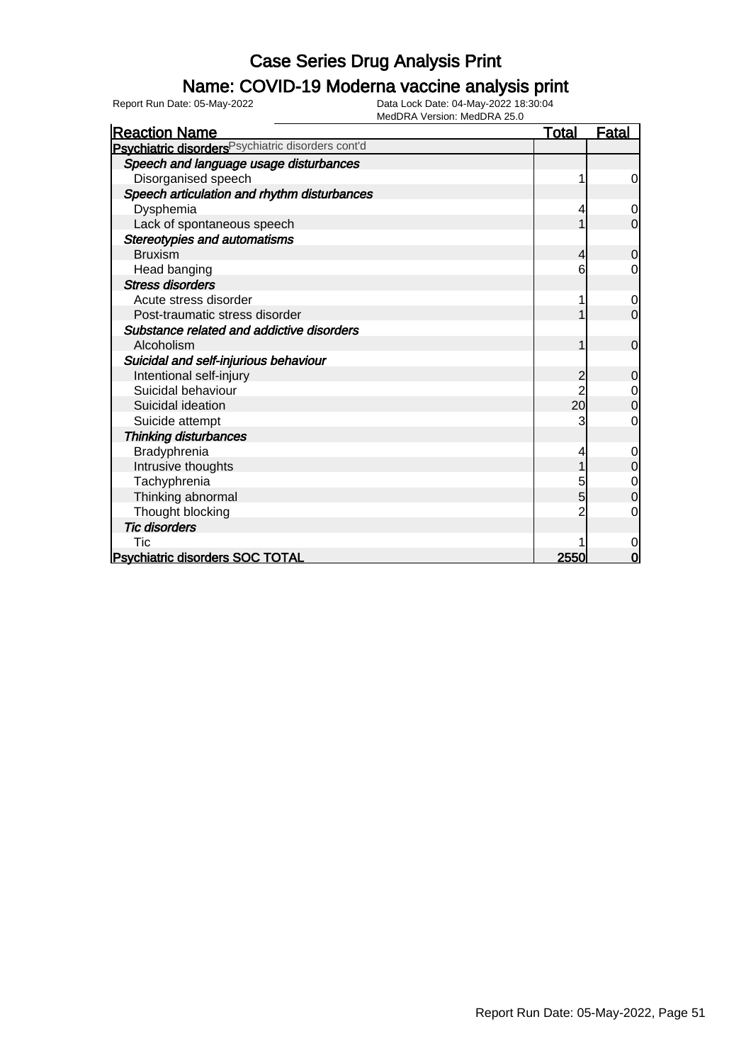# Case Series Drug Analysis Print

## Name: COVID-19 Moderna vaccine analysis print

Report Run Date: 05-May-2022

Data Lock Date: 04-May-2022 18:30:04

MedDRA Version: MedDRA 25.0

| Reaction Name | Total | Fatal |
|---|---|---|
| **Psychiatric disorders** Psychiatric disorders cont'd | | |
| *Speech and language usage disturbances* | | |
| Disorganised speech | 1 | 0 |
| *Speech articulation and rhythm disturbances* | | |
| Dysphemia | 4 | 0 |
| Lack of spontaneous speech | 1 | 0 |
| *Stereotypies and automatisms* | | |
| Bruxism | 4 | 0 |
| Head banging | 6 | 0 |
| *Stress disorders* | | |
| Acute stress disorder | 1 | 0 |
| Post-traumatic stress disorder | 1 | 0 |
| *Substance related and addictive disorders* | | |
| Alcoholism | 1 | 0 |
| *Suicidal and self-injurious behaviour* | | |
| Intentional self-injury | 2 | 0 |
| Suicidal behaviour | 2 | 0 |
| Suicidal ideation | 20 | 0 |
| Suicide attempt | 3 | 0 |
| *Thinking disturbances* | | |
| Bradyphrenia | 4 | 0 |
| Intrusive thoughts | 1 | 0 |
| Tachyphrenia | 5 | 0 |
| Thinking abnormal | 5 | 0 |
| Thought blocking | 2 | 0 |
| *Tic disorders* | | |
| Tic | 1 | 0 |
| **Psychiatric disorders SOC TOTAL** | **2550** | **0** |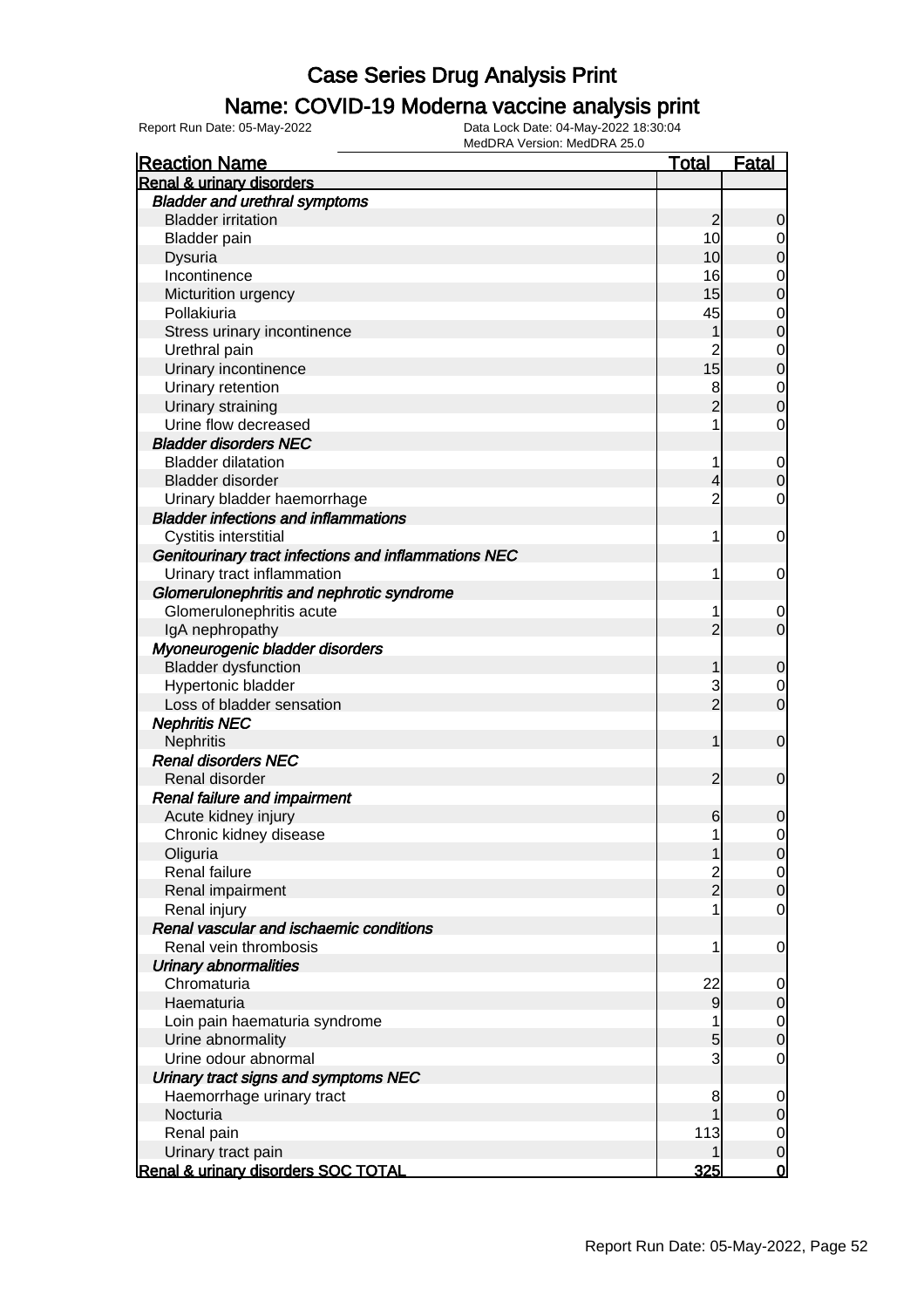# Case Series Drug Analysis Print

## Name: COVID-19 Moderna vaccine analysis print

Report Run Date: 05-May-2022

Data Lock Date: 04-May-2022 18:30:04
MedDRA Version: MedDRA 25.0

| Reaction Name | Total | Fatal |
|---|---|---|
| **Renal & urinary disorders** | | |
| ***Bladder and urethral symptoms*** | | |
| Bladder irritation | 2 | 0 |
| Bladder pain | 10 | 0 |
| Dysuria | 10 | 0 |
| Incontinence | 16 | 0 |
| Micturition urgency | 15 | 0 |
| Pollakiuria | 45 | 0 |
| Stress urinary incontinence | 1 | 0 |
| Urethral pain | 2 | 0 |
| Urinary incontinence | 15 | 0 |
| Urinary retention | 8 | 0 |
| Urinary straining | 2 | 0 |
| Urine flow decreased | 1 | 0 |
| ***Bladder disorders NEC*** | | |
| Bladder dilatation | 1 | 0 |
| Bladder disorder | 4 | 0 |
| Urinary bladder haemorrhage | 2 | 0 |
| ***Bladder infections and inflammations*** | | |
| Cystitis interstitial | 1 | 0 |
| ***Genitourinary tract infections and inflammations NEC*** | | |
| Urinary tract inflammation | 1 | 0 |
| ***Glomerulonephritis and nephrotic syndrome*** | | |
| Glomerulonephritis acute | 1 | 0 |
| IgA nephropathy | 2 | 0 |
| ***Myoneurogenic bladder disorders*** | | |
| Bladder dysfunction | 1 | 0 |
| Hypertonic bladder | 3 | 0 |
| Loss of bladder sensation | 2 | 0 |
| ***Nephritis NEC*** | | |
| Nephritis | 1 | 0 |
| ***Renal disorders NEC*** | | |
| Renal disorder | 2 | 0 |
| ***Renal failure and impairment*** | | |
| Acute kidney injury | 6 | 0 |
| Chronic kidney disease | 1 | 0 |
| Oliguria | 1 | 0 |
| Renal failure | 2 | 0 |
| Renal impairment | 2 | 0 |
| Renal injury | 1 | 0 |
| ***Renal vascular and ischaemic conditions*** | | |
| Renal vein thrombosis | 1 | 0 |
| ***Urinary abnormalities*** | | |
| Chromaturia | 22 | 0 |
| Haematuria | 9 | 0 |
| Loin pain haematuria syndrome | 1 | 0 |
| Urine abnormality | 5 | 0 |
| Urine odour abnormal | 3 | 0 |
| ***Urinary tract signs and symptoms NEC*** | | |
| Haemorrhage urinary tract | 8 | 0 |
| Nocturia | 1 | 0 |
| Renal pain | 113 | 0 |
| Urinary tract pain | 1 | 0 |
| **Renal & urinary disorders SOC TOTAL** | **325** | **0** |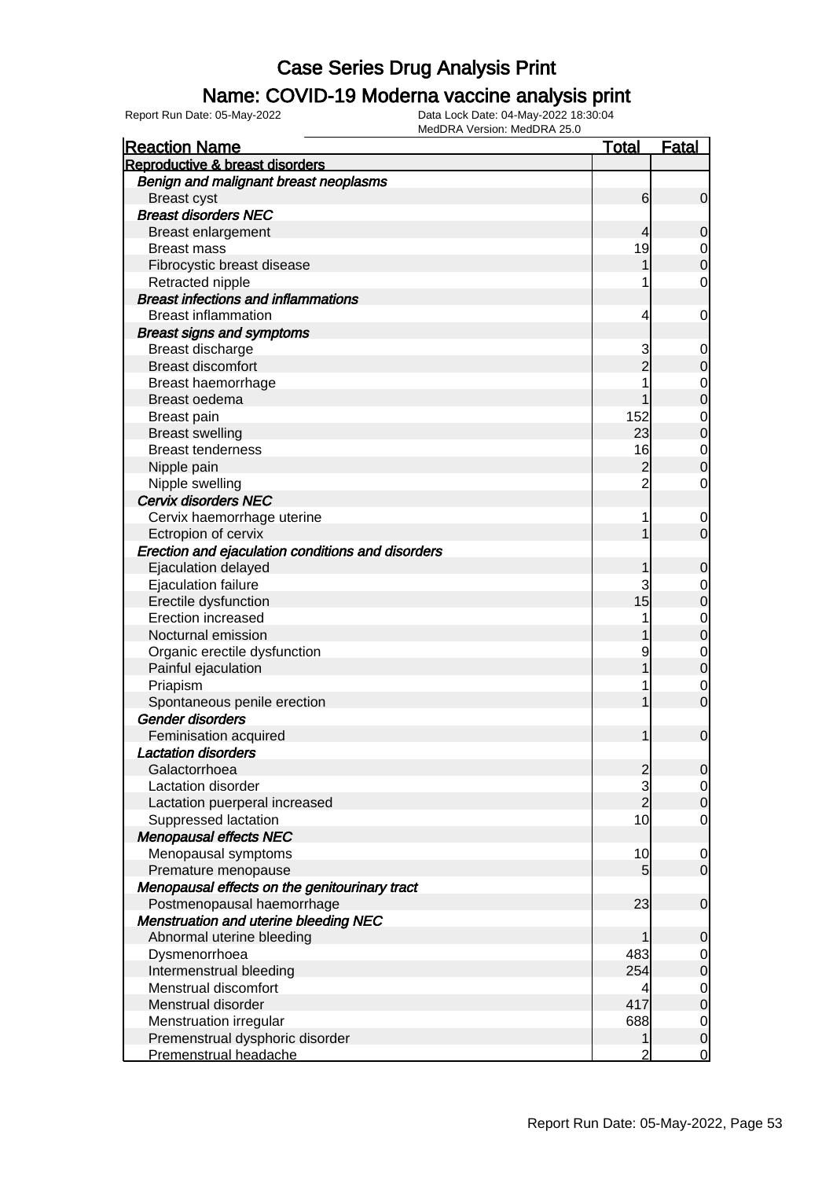# Case Series Drug Analysis Print

## Name: COVID-19 Moderna vaccine analysis print

Report Run Date: 05-May-2022    Data Lock Date: 04-May-2022 18:30:04
MedDRA Version: MedDRA 25.0

| Reaction Name | Total | Fatal |
|---|---|---|
| **Reproductive & breast disorders** | | |
| ***Benign and malignant breast neoplasms*** | | |
| Breast cyst | 6 | 0 |
| ***Breast disorders NEC*** | | |
| Breast enlargement | 4 | 0 |
| Breast mass | 19 | 0 |
| Fibrocystic breast disease | 1 | 0 |
| Retracted nipple | 1 | 0 |
| ***Breast infections and inflammations*** | | |
| Breast inflammation | 4 | 0 |
| ***Breast signs and symptoms*** | | |
| Breast discharge | 3 | 0 |
| Breast discomfort | 2 | 0 |
| Breast haemorrhage | 1 | 0 |
| Breast oedema | 1 | 0 |
| Breast pain | 152 | 0 |
| Breast swelling | 23 | 0 |
| Breast tenderness | 16 | 0 |
| Nipple pain | 2 | 0 |
| Nipple swelling | 2 | 0 |
| ***Cervix disorders NEC*** | | |
| Cervix haemorrhage uterine | 1 | 0 |
| Ectropion of cervix | 1 | 0 |
| ***Erection and ejaculation conditions and disorders*** | | |
| Ejaculation delayed | 1 | 0 |
| Ejaculation failure | 3 | 0 |
| Erectile dysfunction | 15 | 0 |
| Erection increased | 1 | 0 |
| Nocturnal emission | 1 | 0 |
| Organic erectile dysfunction | 9 | 0 |
| Painful ejaculation | 1 | 0 |
| Priapism | 1 | 0 |
| Spontaneous penile erection | 1 | 0 |
| ***Gender disorders*** | | |
| Feminisation acquired | 1 | 0 |
| ***Lactation disorders*** | | |
| Galactorrhoea | 2 | 0 |
| Lactation disorder | 3 | 0 |
| Lactation puerperal increased | 2 | 0 |
| Suppressed lactation | 10 | 0 |
| ***Menopausal effects NEC*** | | |
| Menopausal symptoms | 10 | 0 |
| Premature menopause | 5 | 0 |
| ***Menopausal effects on the genitourinary tract*** | | |
| Postmenopausal haemorrhage | 23 | 0 |
| ***Menstruation and uterine bleeding NEC*** | | |
| Abnormal uterine bleeding | 1 | 0 |
| Dysmenorrhoea | 483 | 0 |
| Intermenstrual bleeding | 254 | 0 |
| Menstrual discomfort | 4 | 0 |
| Menstrual disorder | 417 | 0 |
| Menstruation irregular | 688 | 0 |
| Premenstrual dysphoric disorder | 1 | 0 |
| Premenstrual headache | 2 | 0 |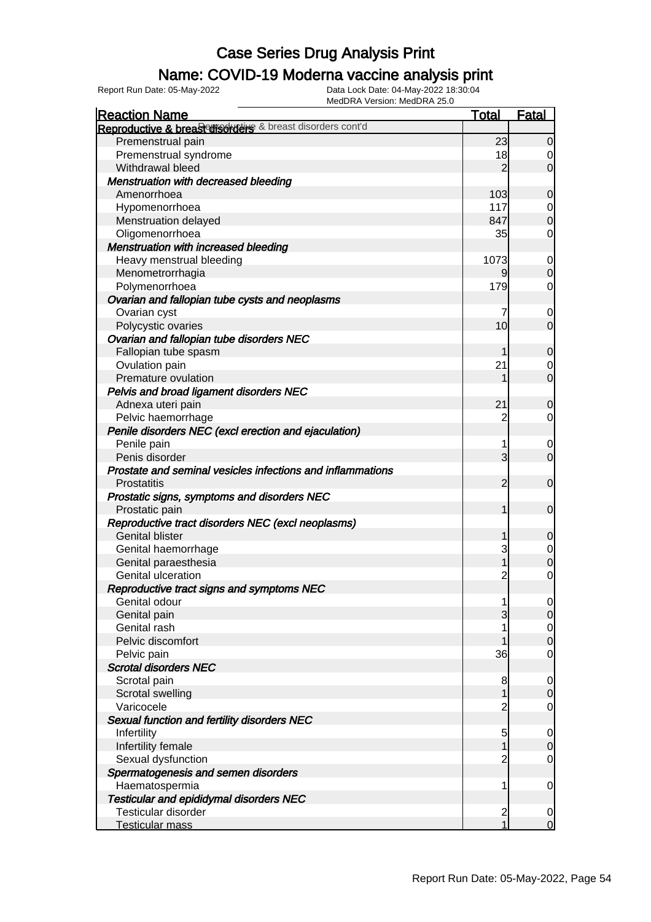# Case Series Drug Analysis Print

## Name: COVID-19 Moderna vaccine analysis print

Report Run Date: 05-May-2022

Data Lock Date: 04-May-2022 18:30:04

MedDRA Version: MedDRA 25.0

| Reaction Name | Total | Fatal |
|---|---|---|
| **Reproductive & breast disorders** Reproductive & breast disorders cont'd | | |
| Premenstrual pain | 23 | 0 |
| Premenstrual syndrome | 18 | 0 |
| Withdrawal bleed | 2 | 0 |
| ***Menstruation with decreased bleeding*** | | |
| Amenorrhoea | 103 | 0 |
| Hypomenorrhoea | 117 | 0 |
| Menstruation delayed | 847 | 0 |
| Oligomenorrhoea | 35 | 0 |
| ***Menstruation with increased bleeding*** | | |
| Heavy menstrual bleeding | 1073 | 0 |
| Menometrorrhagia | 9 | 0 |
| Polymenorrhoea | 179 | 0 |
| ***Ovarian and fallopian tube cysts and neoplasms*** | | |
| Ovarian cyst | 7 | 0 |
| Polycystic ovaries | 10 | 0 |
| ***Ovarian and fallopian tube disorders NEC*** | | |
| Fallopian tube spasm | 1 | 0 |
| Ovulation pain | 21 | 0 |
| Premature ovulation | 1 | 0 |
| ***Pelvis and broad ligament disorders NEC*** | | |
| Adnexa uteri pain | 21 | 0 |
| Pelvic haemorrhage | 2 | 0 |
| ***Penile disorders NEC (excl erection and ejaculation)*** | | |
| Penile pain | 1 | 0 |
| Penis disorder | 3 | 0 |
| ***Prostate and seminal vesicles infections and inflammations*** | | |
| Prostatitis | 2 | 0 |
| ***Prostatic signs, symptoms and disorders NEC*** | | |
| Prostatic pain | 1 | 0 |
| ***Reproductive tract disorders NEC (excl neoplasms)*** | | |
| Genital blister | 1 | 0 |
| Genital haemorrhage | 3 | 0 |
| Genital paraesthesia | 1 | 0 |
| Genital ulceration | 2 | 0 |
| ***Reproductive tract signs and symptoms NEC*** | | |
| Genital odour | 1 | 0 |
| Genital pain | 3 | 0 |
| Genital rash | 1 | 0 |
| Pelvic discomfort | 1 | 0 |
| Pelvic pain | 36 | 0 |
| ***Scrotal disorders NEC*** | | |
| Scrotal pain | 8 | 0 |
| Scrotal swelling | 1 | 0 |
| Varicocele | 2 | 0 |
| ***Sexual function and fertility disorders NEC*** | | |
| Infertility | 5 | 0 |
| Infertility female | 1 | 0 |
| Sexual dysfunction | 2 | 0 |
| ***Spermatogenesis and semen disorders*** | | |
| Haematospermia | 1 | 0 |
| ***Testicular and epididymal disorders NEC*** | | |
| Testicular disorder | 2 | 0 |
| Testicular mass | 1 | 0 |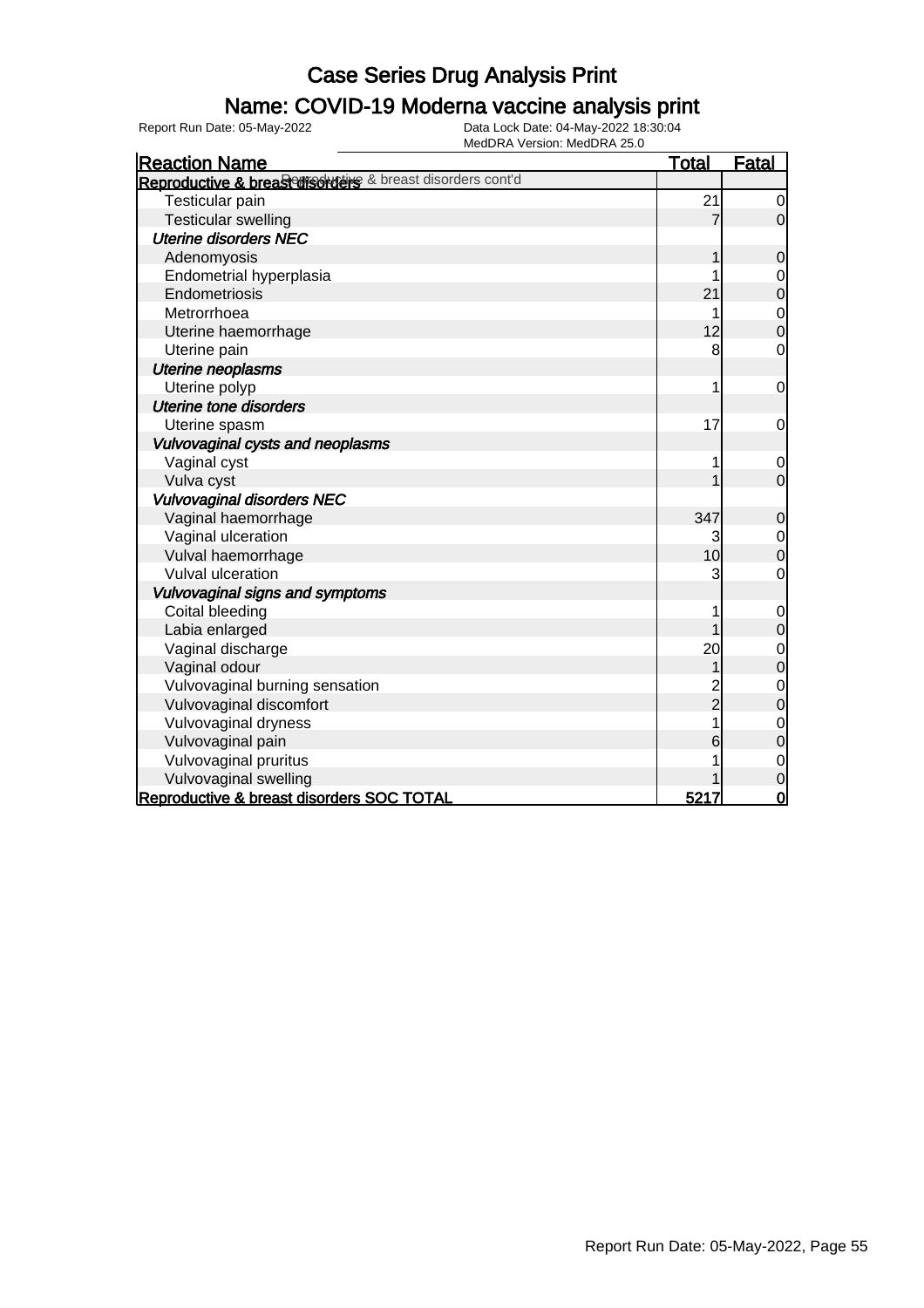# Case Series Drug Analysis Print

## Name: COVID-19 Moderna vaccine analysis print

Report Run Date: 05-May-2022 | Data Lock Date: 04-May-2022 18:30:04 | MedDRA Version: MedDRA 25.0

| Reaction Name | Total | Fatal |
|---|---|---|
| **Reproductive & breast disorders** Reproductive & breast disorders cont'd | | |
| Testicular pain | 21 | 0 |
| Testicular swelling | 7 | 0 |
| ***Uterine disorders NEC*** | | |
| Adenomyosis | 1 | 0 |
| Endometrial hyperplasia | 1 | 0 |
| Endometriosis | 21 | 0 |
| Metrorrhoea | 1 | 0 |
| Uterine haemorrhage | 12 | 0 |
| Uterine pain | 8 | 0 |
| ***Uterine neoplasms*** | | |
| Uterine polyp | 1 | 0 |
| ***Uterine tone disorders*** | | |
| Uterine spasm | 17 | 0 |
| ***Vulvovaginal cysts and neoplasms*** | | |
| Vaginal cyst | 1 | 0 |
| Vulva cyst | 1 | 0 |
| ***Vulvovaginal disorders NEC*** | | |
| Vaginal haemorrhage | 347 | 0 |
| Vaginal ulceration | 3 | 0 |
| Vulval haemorrhage | 10 | 0 |
| Vulval ulceration | 3 | 0 |
| ***Vulvovaginal signs and symptoms*** | | |
| Coital bleeding | 1 | 0 |
| Labia enlarged | 1 | 0 |
| Vaginal discharge | 20 | 0 |
| Vaginal odour | 1 | 0 |
| Vulvovaginal burning sensation | 2 | 0 |
| Vulvovaginal discomfort | 2 | 0 |
| Vulvovaginal dryness | 1 | 0 |
| Vulvovaginal pain | 6 | 0 |
| Vulvovaginal pruritus | 1 | 0 |
| Vulvovaginal swelling | 1 | 0 |
| **Reproductive & breast disorders SOC TOTAL** | **5217** | **0** |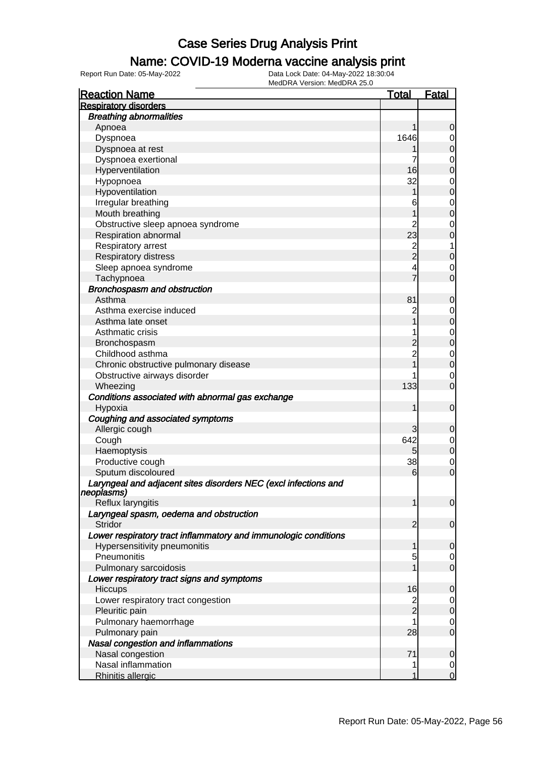# Case Series Drug Analysis Print

## Name: COVID-19 Moderna vaccine analysis print

Report Run Date: 05-May-2022

Data Lock Date: 04-May-2022 18:30:04

MedDRA Version: MedDRA 25.0

| Reaction Name | Total | Fatal |
|---|---|---|
| **Respiratory disorders** | | |
| ***Breathing abnormalities*** | | |
| Apnoea | 1 | 0 |
| Dyspnoea | 1646 | 0 |
| Dyspnoea at rest | 1 | 0 |
| Dyspnoea exertional | 7 | 0 |
| Hyperventilation | 16 | 0 |
| Hypopnoea | 32 | 0 |
| Hypoventilation | 1 | 0 |
| Irregular breathing | 6 | 0 |
| Mouth breathing | 1 | 0 |
| Obstructive sleep apnoea syndrome | 2 | 0 |
| Respiration abnormal | 23 | 0 |
| Respiratory arrest | 2 | 1 |
| Respiratory distress | 2 | 0 |
| Sleep apnoea syndrome | 4 | 0 |
| Tachypnoea | 7 | 0 |
| ***Bronchospasm and obstruction*** | | |
| Asthma | 81 | 0 |
| Asthma exercise induced | 2 | 0 |
| Asthma late onset | 1 | 0 |
| Asthmatic crisis | 1 | 0 |
| Bronchospasm | 2 | 0 |
| Childhood asthma | 2 | 0 |
| Chronic obstructive pulmonary disease | 1 | 0 |
| Obstructive airways disorder | 1 | 0 |
| Wheezing | 133 | 0 |
| ***Conditions associated with abnormal gas exchange*** | | |
| Hypoxia | 1 | 0 |
| ***Coughing and associated symptoms*** | | |
| Allergic cough | 3 | 0 |
| Cough | 642 | 0 |
| Haemoptysis | 5 | 0 |
| Productive cough | 38 | 0 |
| Sputum discoloured | 6 | 0 |
| ***Laryngeal and adjacent sites disorders NEC (excl infections and neoplasms)*** | | |
| Reflux laryngitis | 1 | 0 |
| ***Laryngeal spasm, oedema and obstruction*** | | |
| Stridor | 2 | 0 |
| ***Lower respiratory tract inflammatory and immunologic conditions*** | | |
| Hypersensitivity pneumonitis | 1 | 0 |
| Pneumonitis | 5 | 0 |
| Pulmonary sarcoidosis | 1 | 0 |
| ***Lower respiratory tract signs and symptoms*** | | |
| Hiccups | 16 | 0 |
| Lower respiratory tract congestion | 2 | 0 |
| Pleuritic pain | 2 | 0 |
| Pulmonary haemorrhage | 1 | 0 |
| Pulmonary pain | 28 | 0 |
| ***Nasal congestion and inflammations*** | | |
| Nasal congestion | 71 | 0 |
| Nasal inflammation | 1 | 0 |
| Rhinitis allergic | 1 | 0 |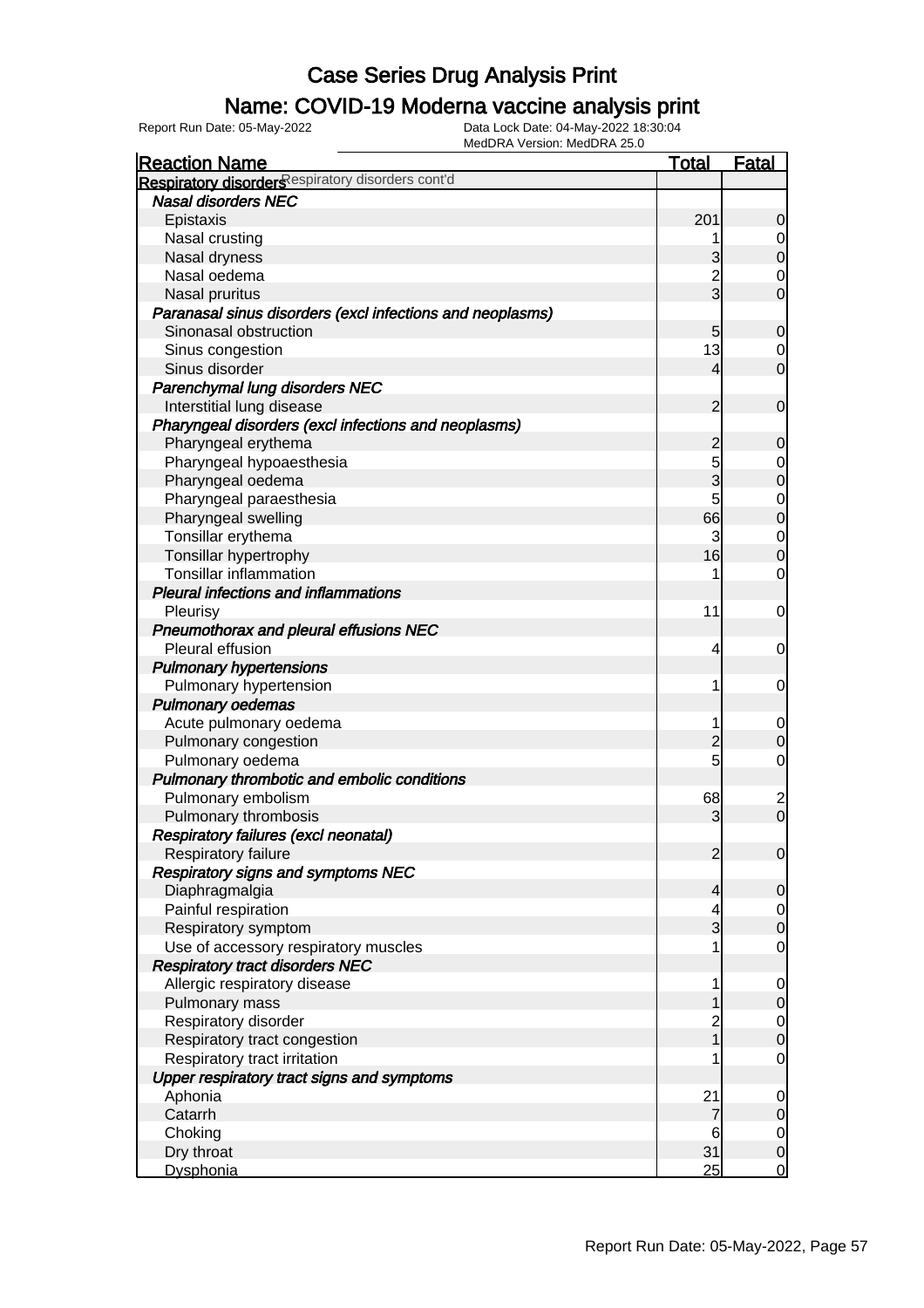# Case Series Drug Analysis Print

## Name: COVID-19 Moderna vaccine analysis print

Report Run Date: 05-May-2022

Data Lock Date: 04-May-2022 18:30:04

MedDRA Version: MedDRA 25.0

| Reaction Name | Total | Fatal |
|---|---|---|
| **Respiratory disorders** Respiratory disorders cont'd | | |
| ***Nasal disorders NEC*** | | |
| Epistaxis | 201 | 0 |
| Nasal crusting | 1 | 0 |
| Nasal dryness | 3 | 0 |
| Nasal oedema | 2 | 0 |
| Nasal pruritus | 3 | 0 |
| ***Paranasal sinus disorders (excl infections and neoplasms)*** | | |
| Sinonasal obstruction | 5 | 0 |
| Sinus congestion | 13 | 0 |
| Sinus disorder | 4 | 0 |
| ***Parenchymal lung disorders NEC*** | | |
| Interstitial lung disease | 2 | 0 |
| ***Pharyngeal disorders (excl infections and neoplasms)*** | | |
| Pharyngeal erythema | 2 | 0 |
| Pharyngeal hypoaesthesia | 5 | 0 |
| Pharyngeal oedema | 3 | 0 |
| Pharyngeal paraesthesia | 5 | 0 |
| Pharyngeal swelling | 66 | 0 |
| Tonsillar erythema | 3 | 0 |
| Tonsillar hypertrophy | 16 | 0 |
| Tonsillar inflammation | 1 | 0 |
| ***Pleural infections and inflammations*** | | |
| Pleurisy | 11 | 0 |
| ***Pneumothorax and pleural effusions NEC*** | | |
| Pleural effusion | 4 | 0 |
| ***Pulmonary hypertensions*** | | |
| Pulmonary hypertension | 1 | 0 |
| ***Pulmonary oedemas*** | | |
| Acute pulmonary oedema | 1 | 0 |
| Pulmonary congestion | 2 | 0 |
| Pulmonary oedema | 5 | 0 |
| ***Pulmonary thrombotic and embolic conditions*** | | |
| Pulmonary embolism | 68 | 2 |
| Pulmonary thrombosis | 3 | 0 |
| ***Respiratory failures (excl neonatal)*** | | |
| Respiratory failure | 2 | 0 |
| ***Respiratory signs and symptoms NEC*** | | |
| Diaphragmalgia | 4 | 0 |
| Painful respiration | 4 | 0 |
| Respiratory symptom | 3 | 0 |
| Use of accessory respiratory muscles | 1 | 0 |
| ***Respiratory tract disorders NEC*** | | |
| Allergic respiratory disease | 1 | 0 |
| Pulmonary mass | 1 | 0 |
| Respiratory disorder | 2 | 0 |
| Respiratory tract congestion | 1 | 0 |
| Respiratory tract irritation | 1 | 0 |
| ***Upper respiratory tract signs and symptoms*** | | |
| Aphonia | 21 | 0 |
| Catarrh | 7 | 0 |
| Choking | 6 | 0 |
| Dry throat | 31 | 0 |
| Dysphonia | 25 | 0 |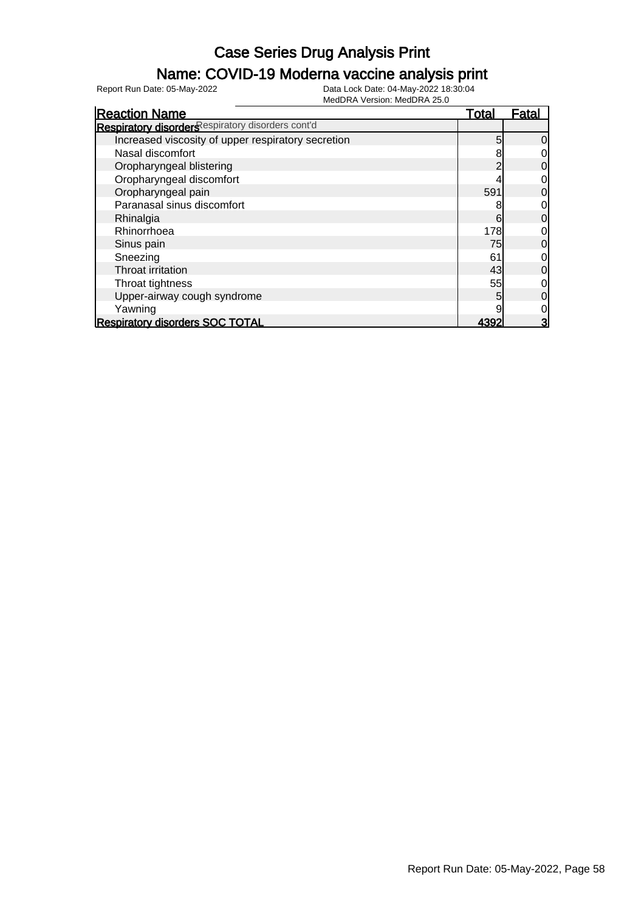# Case Series Drug Analysis Print

## Name: COVID-19 Moderna vaccine analysis print

Report Run Date: 05-May-2022

Data Lock Date: 04-May-2022 18:30:04

MedDRA Version: MedDRA 25.0

| Reaction Name | Total | Fatal |
|---|---|---|
| **Respiratory disorders** Respiratory disorders cont'd | | |
| Increased viscosity of upper respiratory secretion | 5 | 0 |
| Nasal discomfort | 8 | 0 |
| Oropharyngeal blistering | 2 | 0 |
| Oropharyngeal discomfort | 4 | 0 |
| Oropharyngeal pain | 591 | 0 |
| Paranasal sinus discomfort | 8 | 0 |
| Rhinalgia | 6 | 0 |
| Rhinorrhoea | 178 | 0 |
| Sinus pain | 75 | 0 |
| Sneezing | 61 | 0 |
| Throat irritation | 43 | 0 |
| Throat tightness | 55 | 0 |
| Upper-airway cough syndrome | 5 | 0 |
| Yawning | 9 | 0 |
| **Respiratory disorders SOC TOTAL** | **4392** | **3** |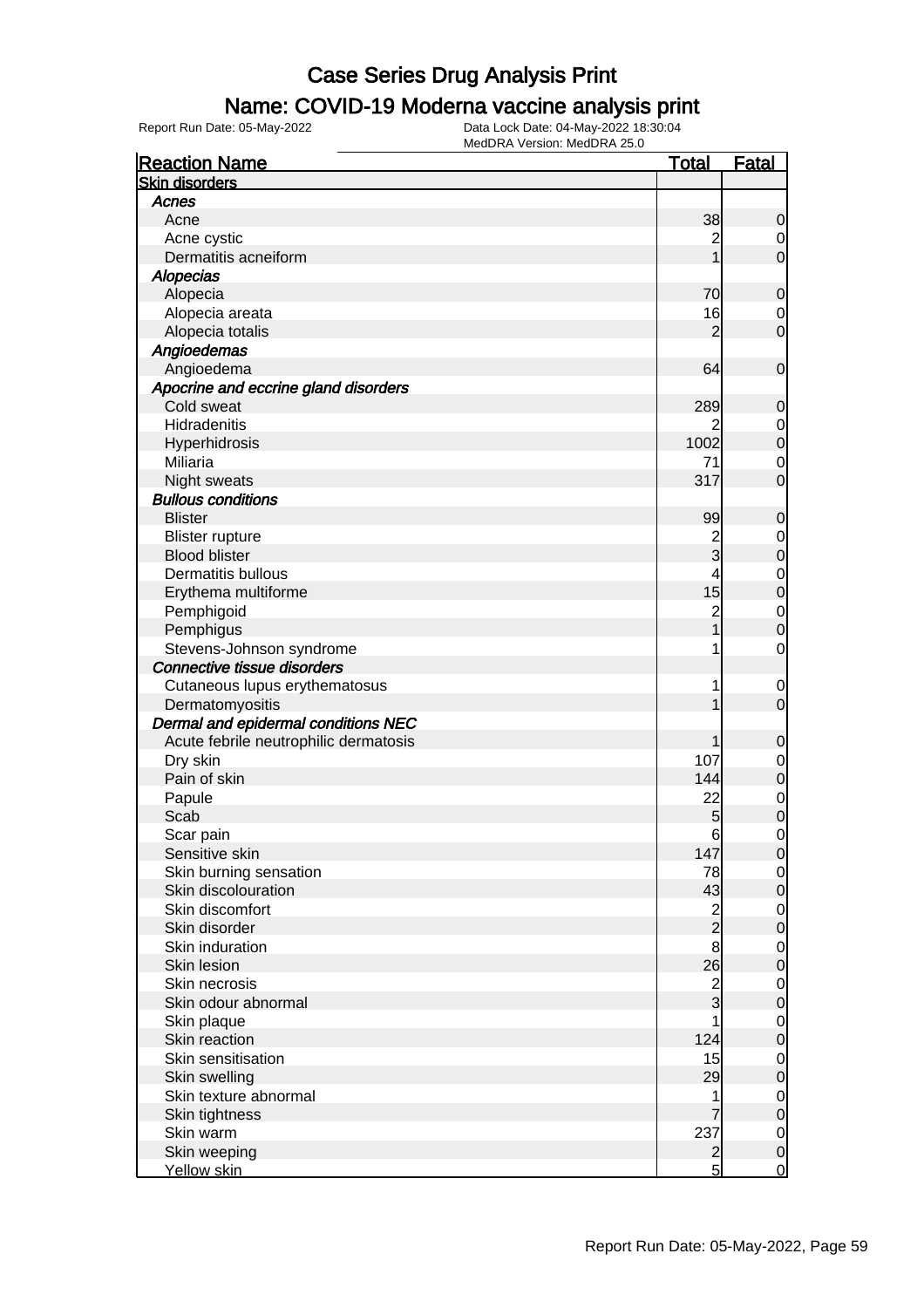# Case Series Drug Analysis Print

## Name: COVID-19 Moderna vaccine analysis print

Report Run Date: 05-May-2022

Data Lock Date: 04-May-2022 18:30:04
MedDRA Version: MedDRA 25.0

| Reaction Name | Total | Fatal |
|---|---|---|
| **Skin disorders** | | |
| *Acnes* | | |
| Acne | 38 | 0 |
| Acne cystic | 2 | 0 |
| Dermatitis acneiform | 1 | 0 |
| *Alopecias* | | |
| Alopecia | 70 | 0 |
| Alopecia areata | 16 | 0 |
| Alopecia totalis | 2 | 0 |
| *Angioedemas* | | |
| Angioedema | 64 | 0 |
| *Apocrine and eccrine gland disorders* | | |
| Cold sweat | 289 | 0 |
| Hidradenitis | 2 | 0 |
| Hyperhidrosis | 1002 | 0 |
| Miliaria | 71 | 0 |
| Night sweats | 317 | 0 |
| *Bullous conditions* | | |
| Blister | 99 | 0 |
| Blister rupture | 2 | 0 |
| Blood blister | 3 | 0 |
| Dermatitis bullous | 4 | 0 |
| Erythema multiforme | 15 | 0 |
| Pemphigoid | 2 | 0 |
| Pemphigus | 1 | 0 |
| Stevens-Johnson syndrome | 1 | 0 |
| *Connective tissue disorders* | | |
| Cutaneous lupus erythematosus | 1 | 0 |
| Dermatomyositis | 1 | 0 |
| *Dermal and epidermal conditions NEC* | | |
| Acute febrile neutrophilic dermatosis | 1 | 0 |
| Dry skin | 107 | 0 |
| Pain of skin | 144 | 0 |
| Papule | 22 | 0 |
| Scab | 5 | 0 |
| Scar pain | 6 | 0 |
| Sensitive skin | 147 | 0 |
| Skin burning sensation | 78 | 0 |
| Skin discolouration | 43 | 0 |
| Skin discomfort | 2 | 0 |
| Skin disorder | 2 | 0 |
| Skin induration | 8 | 0 |
| Skin lesion | 26 | 0 |
| Skin necrosis | 2 | 0 |
| Skin odour abnormal | 3 | 0 |
| Skin plaque | 1 | 0 |
| Skin reaction | 124 | 0 |
| Skin sensitisation | 15 | 0 |
| Skin swelling | 29 | 0 |
| Skin texture abnormal | 1 | 0 |
| Skin tightness | 7 | 0 |
| Skin warm | 237 | 0 |
| Skin weeping | 2 | 0 |
| Yellow skin | 5 | 0 |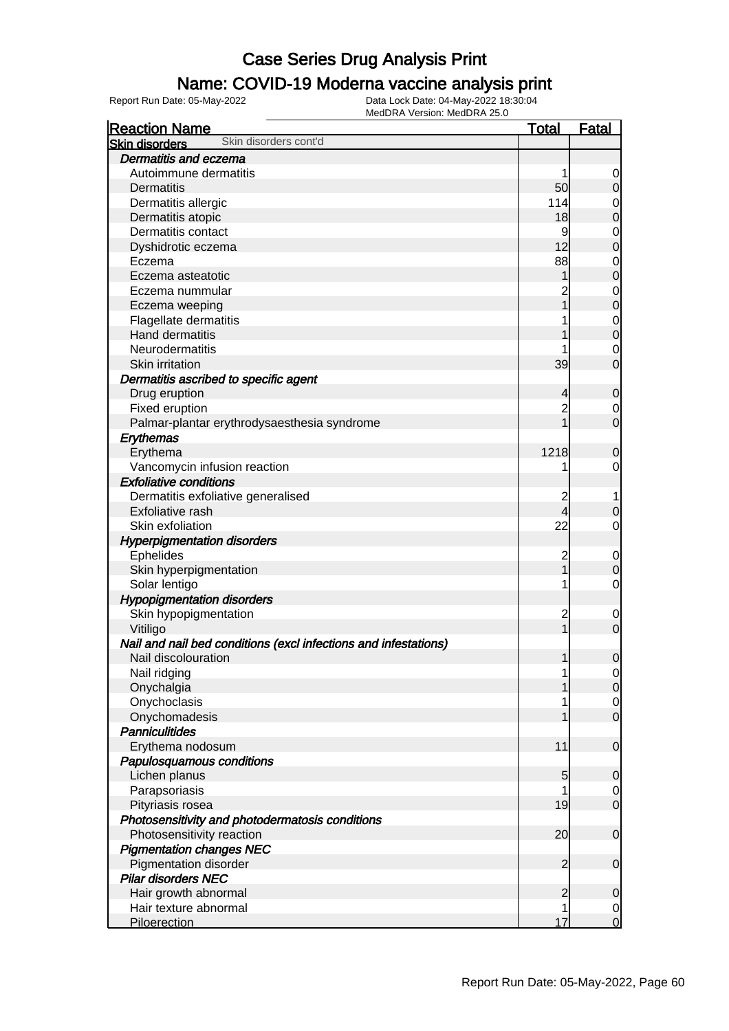# Case Series Drug Analysis Print

## Name: COVID-19 Moderna vaccine analysis print

Report Run Date: 05-May-2022
Data Lock Date: 04-May-2022 18:30:04
MedDRA Version: MedDRA 25.0

| Reaction Name | Total | Fatal |
|---|---|---|
| **Skin disorders** Skin disorders cont'd | | |
| ***Dermatitis and eczema*** | | |
| Autoimmune dermatitis | 1 | 0 |
| Dermatitis | 50 | 0 |
| Dermatitis allergic | 114 | 0 |
| Dermatitis atopic | 18 | 0 |
| Dermatitis contact | 9 | 0 |
| Dyshidrotic eczema | 12 | 0 |
| Eczema | 88 | 0 |
| Eczema asteatotic | 1 | 0 |
| Eczema nummular | 2 | 0 |
| Eczema weeping | 1 | 0 |
| Flagellate dermatitis | 1 | 0 |
| Hand dermatitis | 1 | 0 |
| Neurodermatitis | 1 | 0 |
| Skin irritation | 39 | 0 |
| ***Dermatitis ascribed to specific agent*** | | |
| Drug eruption | 4 | 0 |
| Fixed eruption | 2 | 0 |
| Palmar-plantar erythrodysaesthesia syndrome | 1 | 0 |
| ***Erythemas*** | | |
| Erythema | 1218 | 0 |
| Vancomycin infusion reaction | 1 | 0 |
| ***Exfoliative conditions*** | | |
| Dermatitis exfoliative generalised | 2 | 1 |
| Exfoliative rash | 4 | 0 |
| Skin exfoliation | 22 | 0 |
| ***Hyperpigmentation disorders*** | | |
| Ephelides | 2 | 0 |
| Skin hyperpigmentation | 1 | 0 |
| Solar lentigo | 1 | 0 |
| ***Hypopigmentation disorders*** | | |
| Skin hypopigmentation | 2 | 0 |
| Vitiligo | 1 | 0 |
| ***Nail and nail bed conditions (excl infections and infestations)*** | | |
| Nail discolouration | 1 | 0 |
| Nail ridging | 1 | 0 |
| Onychalgia | 1 | 0 |
| Onychoclasis | 1 | 0 |
| Onychomadesis | 1 | 0 |
| ***Panniculitides*** | | |
| Erythema nodosum | 11 | 0 |
| ***Papulosquamous conditions*** | | |
| Lichen planus | 5 | 0 |
| Parapsoriasis | 1 | 0 |
| Pityriasis rosea | 19 | 0 |
| ***Photosensitivity and photodermatosis conditions*** | | |
| Photosensitivity reaction | 20 | 0 |
| ***Pigmentation changes NEC*** | | |
| Pigmentation disorder | 2 | 0 |
| ***Pilar disorders NEC*** | | |
| Hair growth abnormal | 2 | 0 |
| Hair texture abnormal | 1 | 0 |
| Piloerection | 17 | 0 |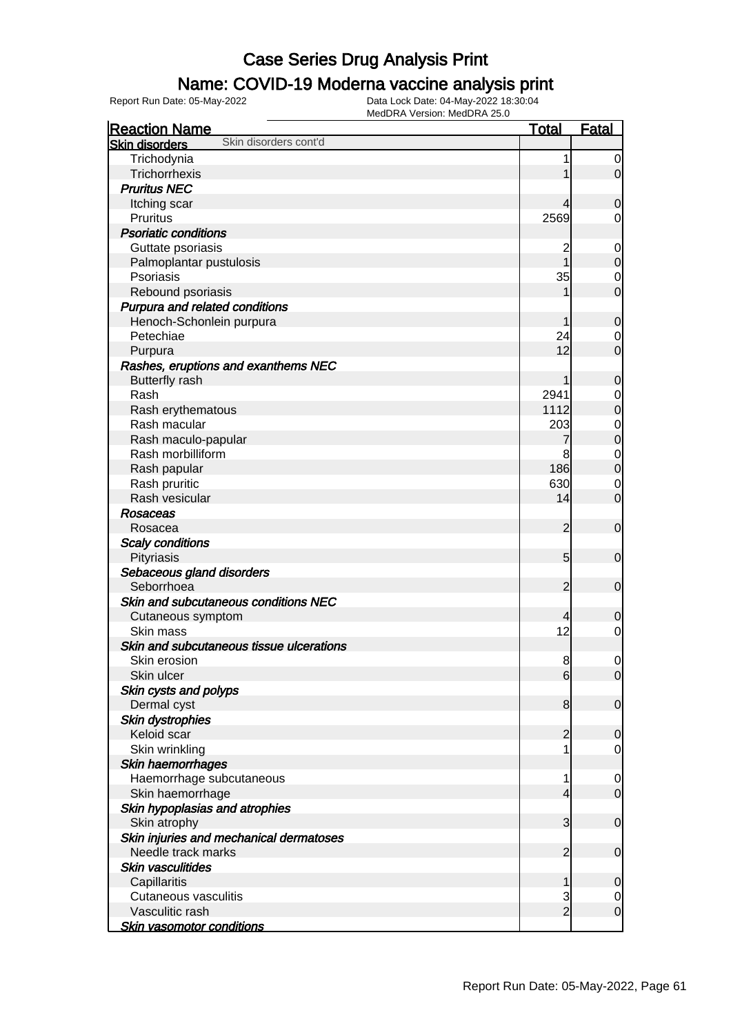# Case Series Drug Analysis Print

## Name: COVID-19 Moderna vaccine analysis print

Report Run Date: 05-May-2022

Data Lock Date: 04-May-2022 18:30:04

MedDRA Version: MedDRA 25.0

| Reaction Name | Total | Fatal |
|---|---|---|
| **Skin disorders** Skin disorders cont'd | | |
| Trichodynia | 1 | 0 |
| Trichorrhexis | 1 | 0 |
| ***Pruritus NEC*** | | |
| Itching scar | 4 | 0 |
| Pruritus | 2569 | 0 |
| ***Psoriatic conditions*** | | |
| Guttate psoriasis | 2 | 0 |
| Palmoplantar pustulosis | 1 | 0 |
| Psoriasis | 35 | 0 |
| Rebound psoriasis | 1 | 0 |
| ***Purpura and related conditions*** | | |
| Henoch-Schonlein purpura | 1 | 0 |
| Petechiae | 24 | 0 |
| Purpura | 12 | 0 |
| ***Rashes, eruptions and exanthems NEC*** | | |
| Butterfly rash | 1 | 0 |
| Rash | 2941 | 0 |
| Rash erythematous | 1112 | 0 |
| Rash macular | 203 | 0 |
| Rash maculo-papular | 7 | 0 |
| Rash morbilliform | 8 | 0 |
| Rash papular | 186 | 0 |
| Rash pruritic | 630 | 0 |
| Rash vesicular | 14 | 0 |
| ***Rosaceas*** | | |
| Rosacea | 2 | 0 |
| ***Scaly conditions*** | | |
| Pityriasis | 5 | 0 |
| ***Sebaceous gland disorders*** | | |
| Seborrhoea | 2 | 0 |
| ***Skin and subcutaneous conditions NEC*** | | |
| Cutaneous symptom | 4 | 0 |
| Skin mass | 12 | 0 |
| ***Skin and subcutaneous tissue ulcerations*** | | |
| Skin erosion | 8 | 0 |
| Skin ulcer | 6 | 0 |
| ***Skin cysts and polyps*** | | |
| Dermal cyst | 8 | 0 |
| ***Skin dystrophies*** | | |
| Keloid scar | 2 | 0 |
| Skin wrinkling | 1 | 0 |
| ***Skin haemorrhages*** | | |
| Haemorrhage subcutaneous | 1 | 0 |
| Skin haemorrhage | 4 | 0 |
| ***Skin hypoplasias and atrophies*** | | |
| Skin atrophy | 3 | 0 |
| ***Skin injuries and mechanical dermatoses*** | | |
| Needle track marks | 2 | 0 |
| ***Skin vasculitides*** | | |
| Capillaritis | 1 | 0 |
| Cutaneous vasculitis | 3 | 0 |
| Vasculitic rash | 2 | 0 |
| ***Skin vasomotor conditions*** | | |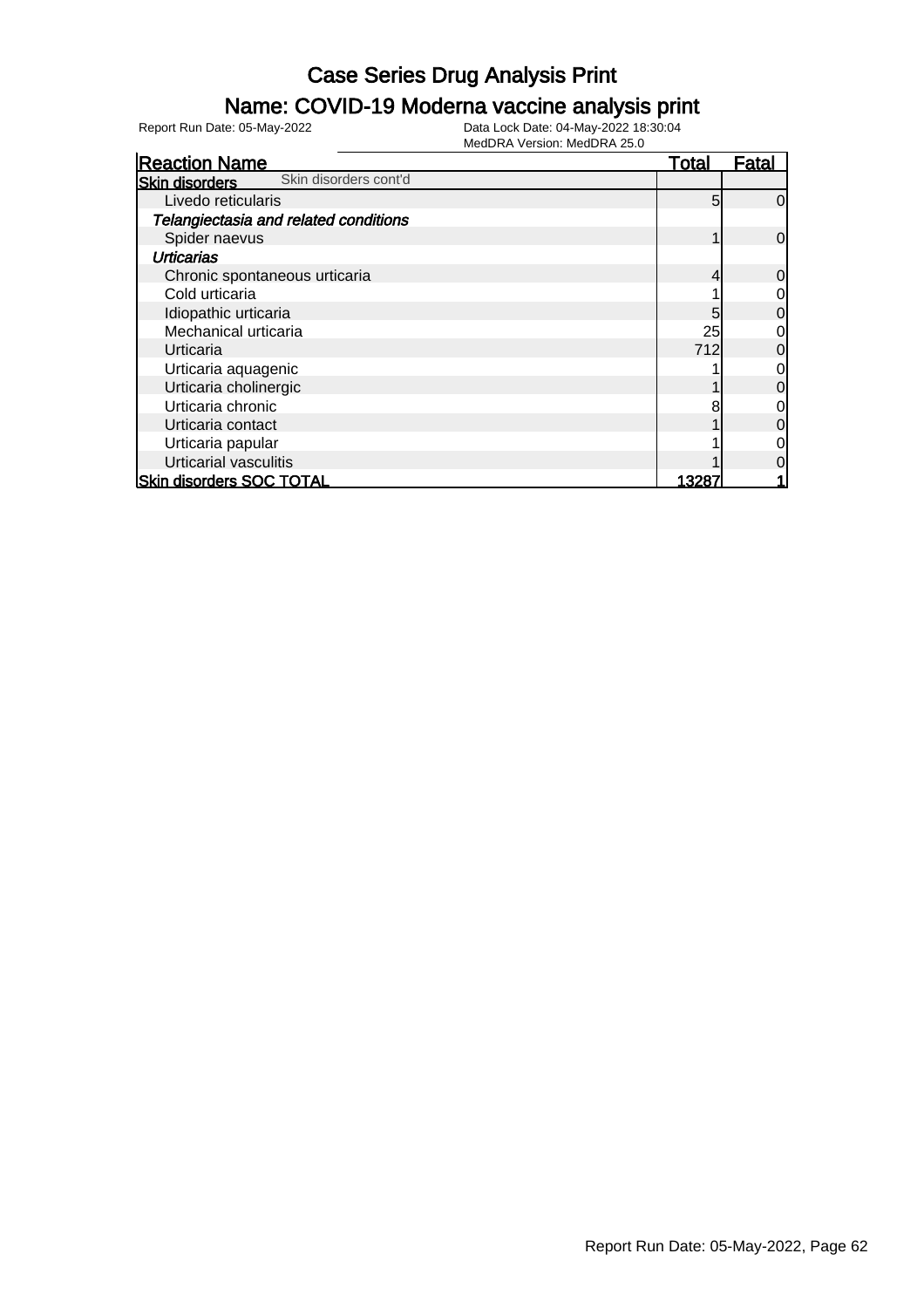# Case Series Drug Analysis Print

## Name: COVID-19 Moderna vaccine analysis print

Report Run Date: 05-May-2022

Data Lock Date: 04-May-2022 18:30:04

MedDRA Version: MedDRA 25.0

| Reaction Name | Total | Fatal |
|---|---|---|
| **Skin disorders** Skin disorders cont'd | | |
| Livedo reticularis | 5 | 0 |
| *Telangiectasia and related conditions* | | |
| Spider naevus | 1 | 0 |
| *Urticarias* | | |
| Chronic spontaneous urticaria | 4 | 0 |
| Cold urticaria | 1 | 0 |
| Idiopathic urticaria | 5 | 0 |
| Mechanical urticaria | 25 | 0 |
| Urticaria | 712 | 0 |
| Urticaria aquagenic | 1 | 0 |
| Urticaria cholinergic | 1 | 0 |
| Urticaria chronic | 8 | 0 |
| Urticaria contact | 1 | 0 |
| Urticaria papular | 1 | 0 |
| Urticarial vasculitis | 1 | 0 |
| **Skin disorders SOC TOTAL** | **13287** | **1** |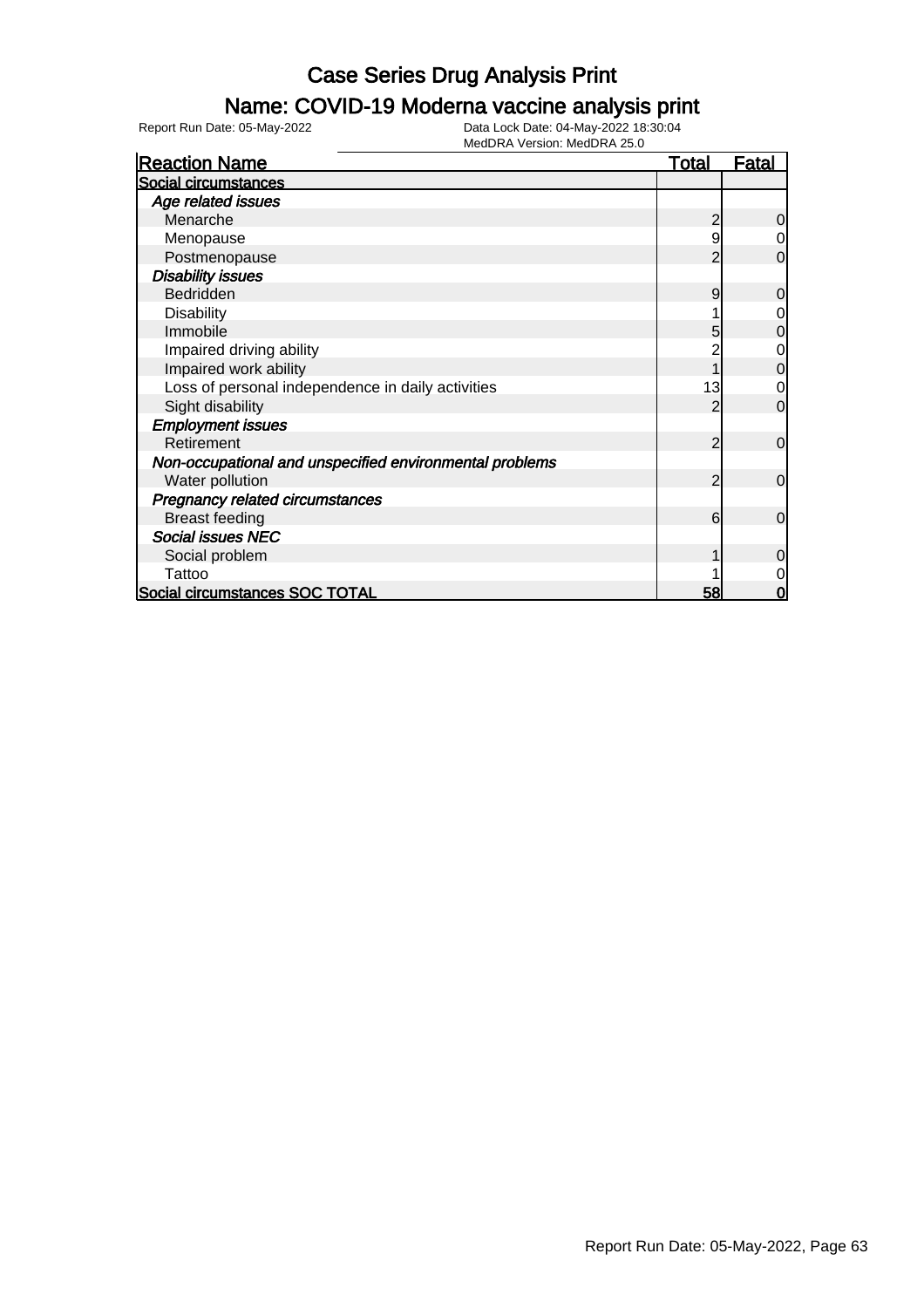# Case Series Drug Analysis Print

## Name: COVID-19 Moderna vaccine analysis print

Report Run Date: 05-May-2022

Data Lock Date: 04-May-2022 18:30:04
MedDRA Version: MedDRA 25.0

| Reaction Name | Total | Fatal |
|---|---|---|
| **Social circumstances** | | |
| ***Age related issues*** | | |
| Menarche | 2 | 0 |
| Menopause | 9 | 0 |
| Postmenopause | 2 | 0 |
| ***Disability issues*** | | |
| Bedridden | 9 | 0 |
| Disability | 1 | 0 |
| Immobile | 5 | 0 |
| Impaired driving ability | 2 | 0 |
| Impaired work ability | 1 | 0 |
| Loss of personal independence in daily activities | 13 | 0 |
| Sight disability | 2 | 0 |
| ***Employment issues*** | | |
| Retirement | 2 | 0 |
| ***Non-occupational and unspecified environmental problems*** | | |
| Water pollution | 2 | 0 |
| ***Pregnancy related circumstances*** | | |
| Breast feeding | 6 | 0 |
| ***Social issues NEC*** | | |
| Social problem | 1 | 0 |
| Tattoo | 1 | 0 |
| **Social circumstances SOC TOTAL** | **58** | **0** |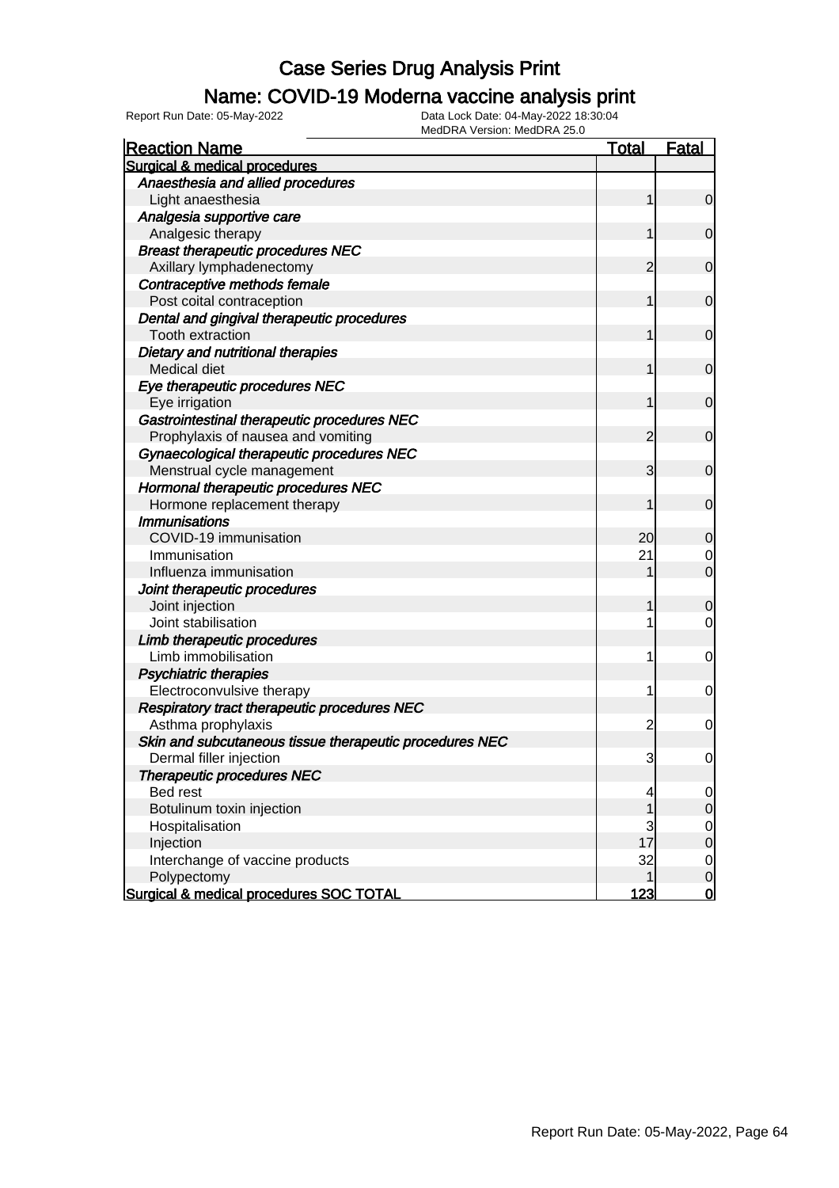# Case Series Drug Analysis Print

## Name: COVID-19 Moderna vaccine analysis print

Report Run Date: 05-May-2022 | Data Lock Date: 04-May-2022 18:30:04 | MedDRA Version: MedDRA 25.0

| Reaction Name | Total | Fatal |
|---|---|---|
| **Surgical & medical procedures** | | |
| *Anaesthesia and allied procedures* | | |
| Light anaesthesia | 1 | 0 |
| *Analgesia supportive care* | | |
| Analgesic therapy | 1 | 0 |
| *Breast therapeutic procedures NEC* | | |
| Axillary lymphadenectomy | 2 | 0 |
| *Contraceptive methods female* | | |
| Post coital contraception | 1 | 0 |
| *Dental and gingival therapeutic procedures* | | |
| Tooth extraction | 1 | 0 |
| *Dietary and nutritional therapies* | | |
| Medical diet | 1 | 0 |
| *Eye therapeutic procedures NEC* | | |
| Eye irrigation | 1 | 0 |
| *Gastrointestinal therapeutic procedures NEC* | | |
| Prophylaxis of nausea and vomiting | 2 | 0 |
| *Gynaecological therapeutic procedures NEC* | | |
| Menstrual cycle management | 3 | 0 |
| *Hormonal therapeutic procedures NEC* | | |
| Hormone replacement therapy | 1 | 0 |
| *Immunisations* | | |
| COVID-19 immunisation | 20 | 0 |
| Immunisation | 21 | 0 |
| Influenza immunisation | 1 | 0 |
| *Joint therapeutic procedures* | | |
| Joint injection | 1 | 0 |
| Joint stabilisation | 1 | 0 |
| *Limb therapeutic procedures* | | |
| Limb immobilisation | 1 | 0 |
| *Psychiatric therapies* | | |
| Electroconvulsive therapy | 1 | 0 |
| *Respiratory tract therapeutic procedures NEC* | | |
| Asthma prophylaxis | 2 | 0 |
| *Skin and subcutaneous tissue therapeutic procedures NEC* | | |
| Dermal filler injection | 3 | 0 |
| *Therapeutic procedures NEC* | | |
| Bed rest | 4 | 0 |
| Botulinum toxin injection | 1 | 0 |
| Hospitalisation | 3 | 0 |
| Injection | 17 | 0 |
| Interchange of vaccine products | 32 | 0 |
| Polypectomy | 1 | 0 |
| **Surgical & medical procedures SOC TOTAL** | **123** | **0** |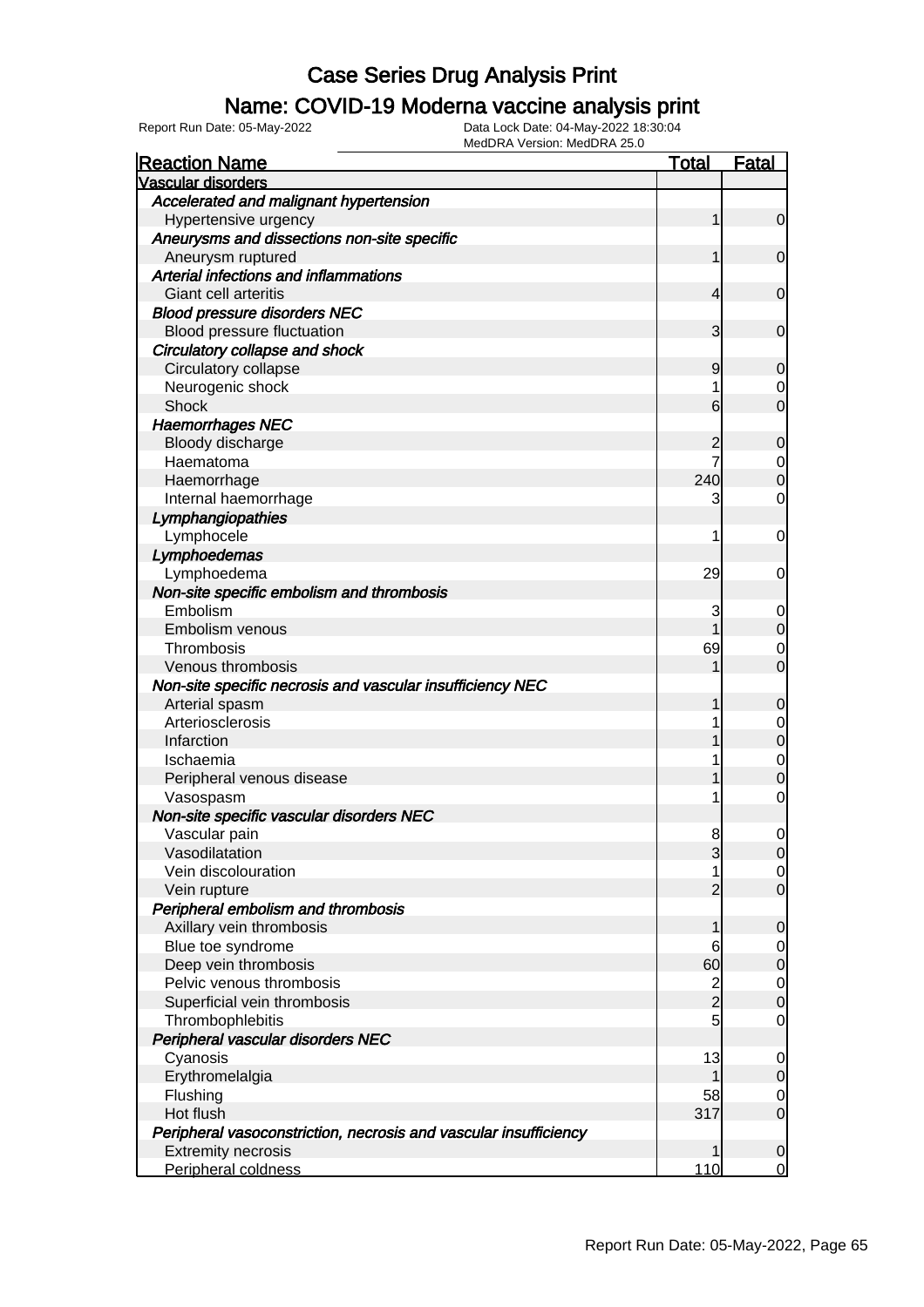# Case Series Drug Analysis Print

## Name: COVID-19 Moderna vaccine analysis print

Report Run Date: 05-May-2022    Data Lock Date: 04-May-2022 18:30:04
MedDRA Version: MedDRA 25.0

| Reaction Name | Total | Fatal |
|---|---|---|
| **Vascular disorders** | | |
| *Accelerated and malignant hypertension* | | |
| Hypertensive urgency | 1 | 0 |
| *Aneurysms and dissections non-site specific* | | |
| Aneurysm ruptured | 1 | 0 |
| *Arterial infections and inflammations* | | |
| Giant cell arteritis | 4 | 0 |
| *Blood pressure disorders NEC* | | |
| Blood pressure fluctuation | 3 | 0 |
| *Circulatory collapse and shock* | | |
| Circulatory collapse | 9 | 0 |
| Neurogenic shock | 1 | 0 |
| Shock | 6 | 0 |
| *Haemorrhages NEC* | | |
| Bloody discharge | 2 | 0 |
| Haematoma | 7 | 0 |
| Haemorrhage | 240 | 0 |
| Internal haemorrhage | 3 | 0 |
| *Lymphangiopathies* | | |
| Lymphocele | 1 | 0 |
| *Lymphoedemas* | | |
| Lymphoedema | 29 | 0 |
| *Non-site specific embolism and thrombosis* | | |
| Embolism | 3 | 0 |
| Embolism venous | 1 | 0 |
| Thrombosis | 69 | 0 |
| Venous thrombosis | 1 | 0 |
| *Non-site specific necrosis and vascular insufficiency NEC* | | |
| Arterial spasm | 1 | 0 |
| Arteriosclerosis | 1 | 0 |
| Infarction | 1 | 0 |
| Ischaemia | 1 | 0 |
| Peripheral venous disease | 1 | 0 |
| Vasospasm | 1 | 0 |
| *Non-site specific vascular disorders NEC* | | |
| Vascular pain | 8 | 0 |
| Vasodilatation | 3 | 0 |
| Vein discolouration | 1 | 0 |
| Vein rupture | 2 | 0 |
| *Peripheral embolism and thrombosis* | | |
| Axillary vein thrombosis | 1 | 0 |
| Blue toe syndrome | 6 | 0 |
| Deep vein thrombosis | 60 | 0 |
| Pelvic venous thrombosis | 2 | 0 |
| Superficial vein thrombosis | 2 | 0 |
| Thrombophlebitis | 5 | 0 |
| *Peripheral vascular disorders NEC* | | |
| Cyanosis | 13 | 0 |
| Erythromelalgia | 1 | 0 |
| Flushing | 58 | 0 |
| Hot flush | 317 | 0 |
| *Peripheral vasoconstriction, necrosis and vascular insufficiency* | | |
| Extremity necrosis | 1 | 0 |
| Peripheral coldness | 110 | 0 |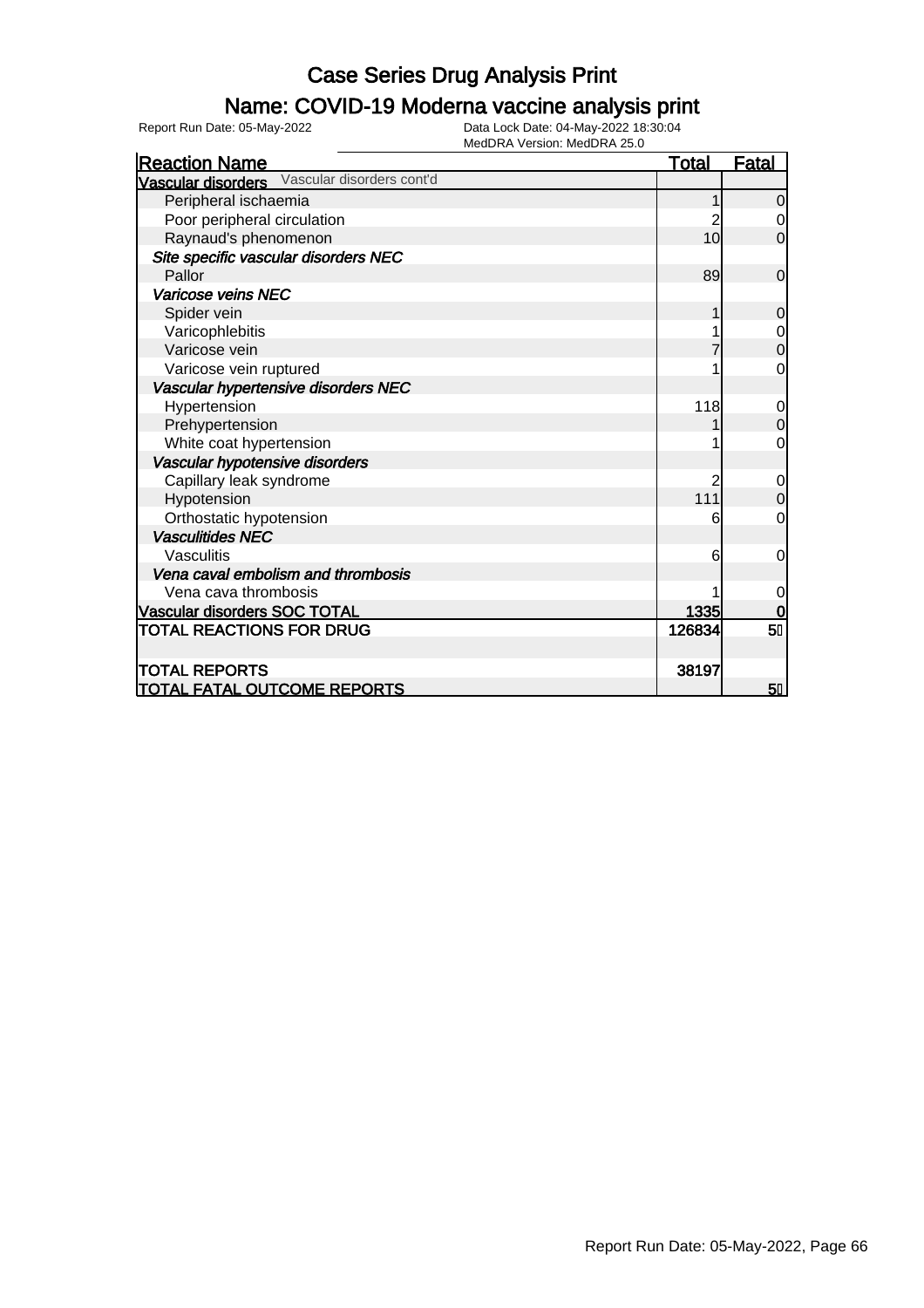# Case Series Drug Analysis Print

## Name: COVID-19 Moderna vaccine analysis print

Report Run Date: 05-May-2022
Data Lock Date: 04-May-2022 18:30:04
MedDRA Version: MedDRA 25.0

| Reaction Name | Total | Fatal |
|---|---|---|
| **Vascular disorders** Vascular disorders cont'd | | |
| Peripheral ischaemia | 1 | 0 |
| Poor peripheral circulation | 2 | 0 |
| Raynaud's phenomenon | 10 | 0 |
| ***Site specific vascular disorders NEC*** | | |
| Pallor | 89 | 0 |
| ***Varicose veins NEC*** | | |
| Spider vein | 1 | 0 |
| Varicophlebitis | 1 | 0 |
| Varicose vein | 7 | 0 |
| Varicose vein ruptured | 1 | 0 |
| ***Vascular hypertensive disorders NEC*** | | |
| Hypertension | 118 | 0 |
| Prehypertension | 1 | 0 |
| White coat hypertension | 1 | 0 |
| ***Vascular hypotensive disorders*** | | |
| Capillary leak syndrome | 2 | 0 |
| Hypotension | 111 | 0 |
| Orthostatic hypotension | 6 | 0 |
| ***Vasculitides NEC*** | | |
| Vasculitis | 6 | 0 |
| ***Vena caval embolism and thrombosis*** | | |
| Vena cava thrombosis | 1 | 0 |
| **Vascular disorders SOC TOTAL** | **1335** | **0** |
| **TOTAL REACTIONS FOR DRUG** | **126834** | **5** |
| | | |
| **TOTAL REPORTS** | **38197** | |
| **TOTAL FATAL OUTCOME REPORTS** | | **5** |